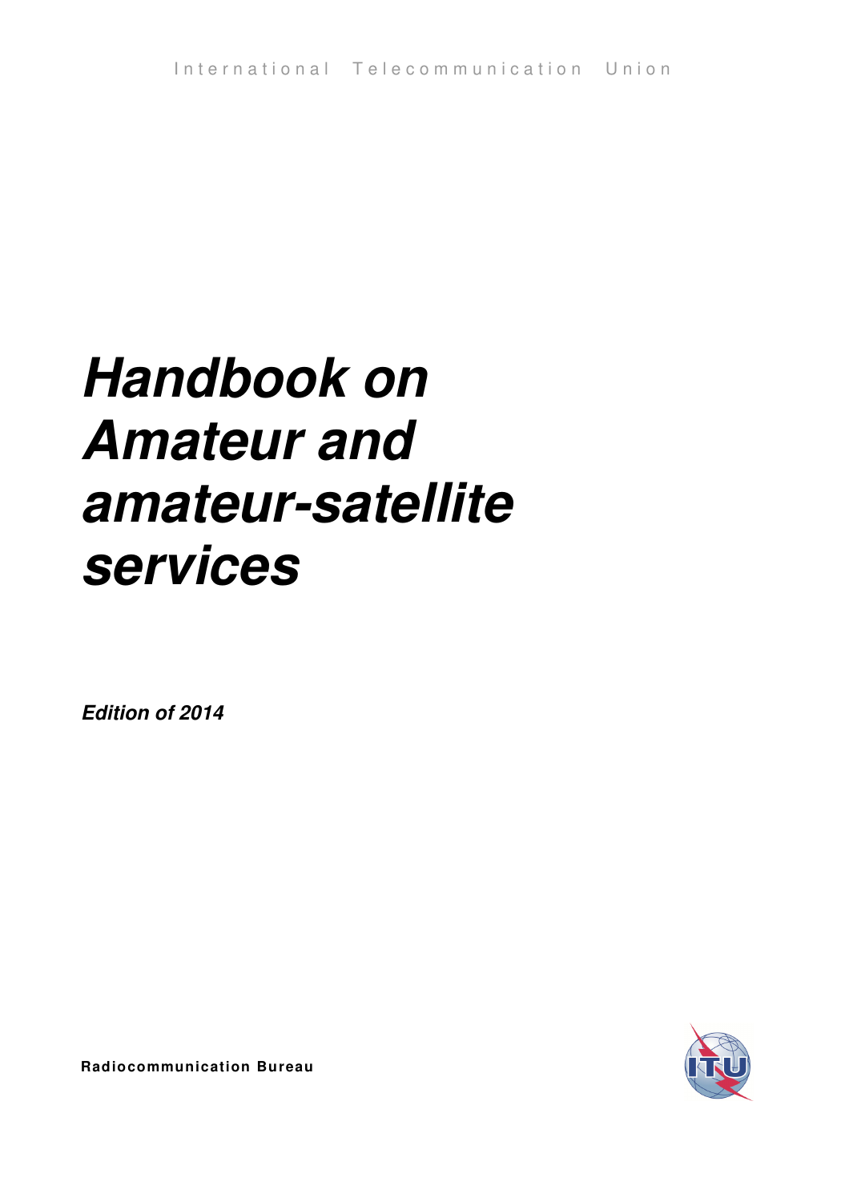International Telecommunication Union

# *Handbook on Amateur and amateur-satellite services*

***Edition of 2014***

**Radiocommunication Bureau**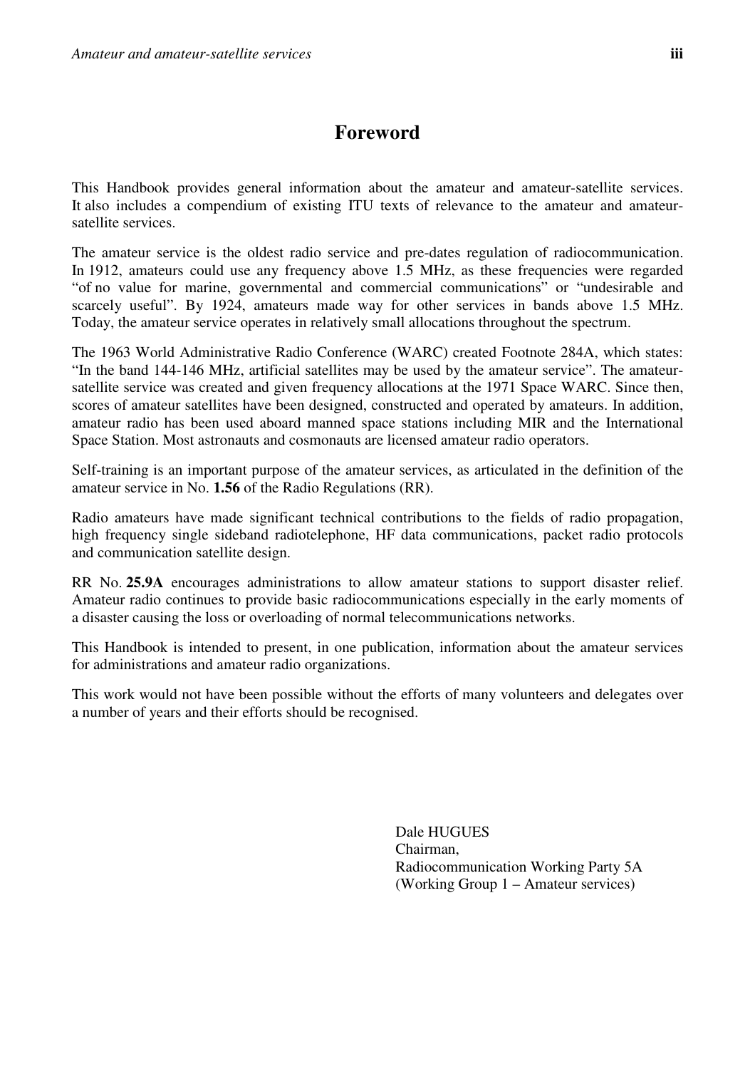# Foreword

This Handbook provides general information about the amateur and amateur-satellite services. It also includes a compendium of existing ITU texts of relevance to the amateur and amateur-satellite services.

The amateur service is the oldest radio service and pre-dates regulation of radiocommunication. In 1912, amateurs could use any frequency above 1.5 MHz, as these frequencies were regarded "of no value for marine, governmental and commercial communications" or "undesirable and scarcely useful". By 1924, amateurs made way for other services in bands above 1.5 MHz. Today, the amateur service operates in relatively small allocations throughout the spectrum.

The 1963 World Administrative Radio Conference (WARC) created Footnote 284A, which states: "In the band 144-146 MHz, artificial satellites may be used by the amateur service". The amateur-satellite service was created and given frequency allocations at the 1971 Space WARC. Since then, scores of amateur satellites have been designed, constructed and operated by amateurs. In addition, amateur radio has been used aboard manned space stations including MIR and the International Space Station. Most astronauts and cosmonauts are licensed amateur radio operators.

Self-training is an important purpose of the amateur services, as articulated in the definition of the amateur service in No. **1.56** of the Radio Regulations (RR).

Radio amateurs have made significant technical contributions to the fields of radio propagation, high frequency single sideband radiotelephone, HF data communications, packet radio protocols and communication satellite design.

RR No. **25.9A** encourages administrations to allow amateur stations to support disaster relief. Amateur radio continues to provide basic radiocommunications especially in the early moments of a disaster causing the loss or overloading of normal telecommunications networks.

This Handbook is intended to present, in one publication, information about the amateur services for administrations and amateur radio organizations.

This work would not have been possible without the efforts of many volunteers and delegates over a number of years and their efforts should be recognised.

Dale HUGUES
Chairman,
Radiocommunication Working Party 5A
(Working Group 1 – Amateur services)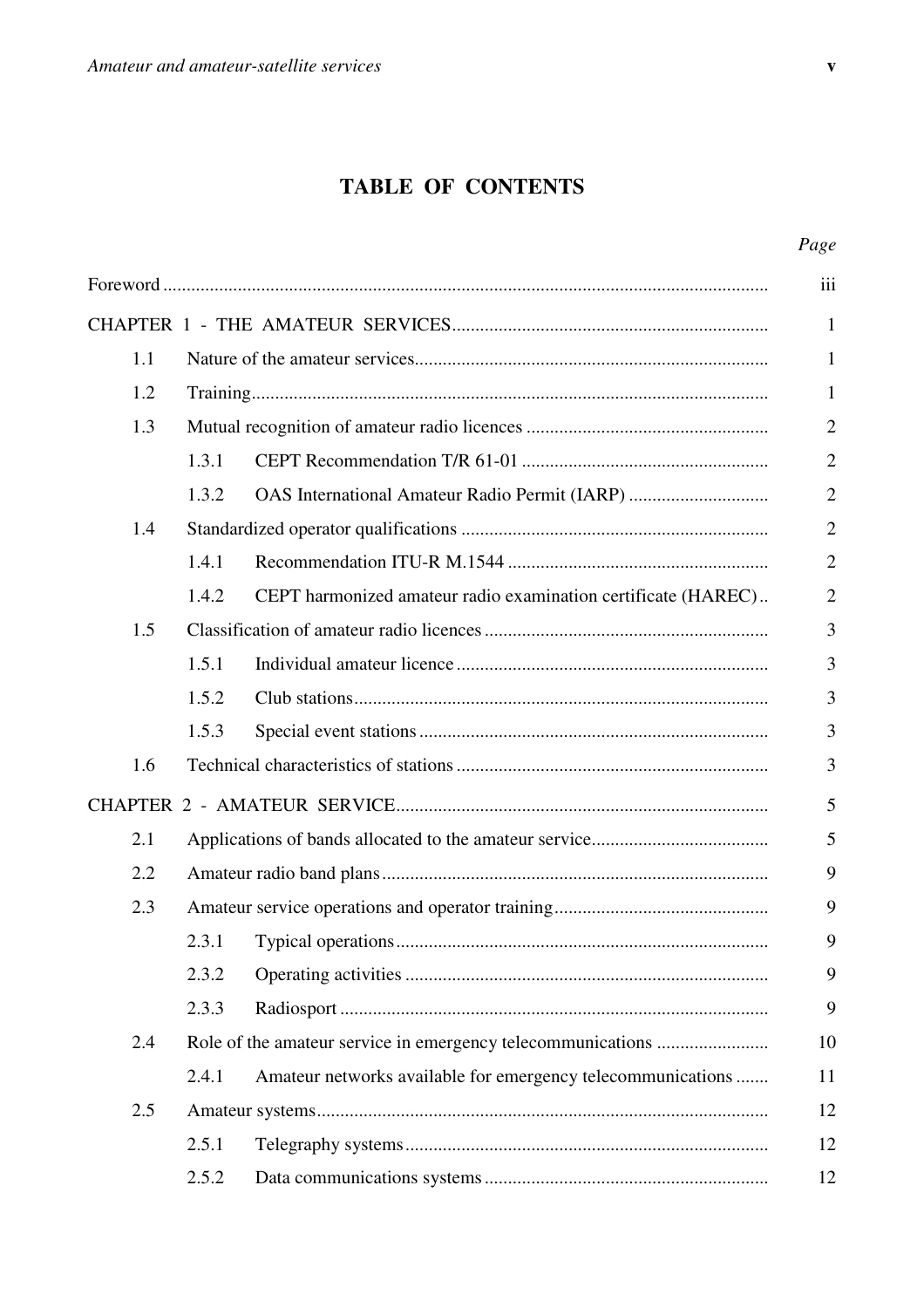# TABLE OF CONTENTS

| | | | Page |
|---|---|---|---|
| Foreword | | | iii |
| CHAPTER 1 - THE AMATEUR SERVICES | | | 1 |
| 1.1 | Nature of the amateur services | | 1 |
| 1.2 | Training | | 1 |
| 1.3 | Mutual recognition of amateur radio licences | | 2 |
| | 1.3.1 | CEPT Recommendation T/R 61-01 | 2 |
| | 1.3.2 | OAS International Amateur Radio Permit (IARP) | 2 |
| 1.4 | Standardized operator qualifications | | 2 |
| | 1.4.1 | Recommendation ITU-R M.1544 | 2 |
| | 1.4.2 | CEPT harmonized amateur radio examination certificate (HAREC) | 2 |
| 1.5 | Classification of amateur radio licences | | 3 |
| | 1.5.1 | Individual amateur licence | 3 |
| | 1.5.2 | Club stations | 3 |
| | 1.5.3 | Special event stations | 3 |
| 1.6 | Technical characteristics of stations | | 3 |
| CHAPTER 2 - AMATEUR SERVICE | | | 5 |
| 2.1 | Applications of bands allocated to the amateur service | | 5 |
| 2.2 | Amateur radio band plans | | 9 |
| 2.3 | Amateur service operations and operator training | | 9 |
| | 2.3.1 | Typical operations | 9 |
| | 2.3.2 | Operating activities | 9 |
| | 2.3.3 | Radiosport | 9 |
| 2.4 | Role of the amateur service in emergency telecommunications | | 10 |
| | 2.4.1 | Amateur networks available for emergency telecommunications | 11 |
| 2.5 | Amateur systems | | 12 |
| | 2.5.1 | Telegraphy systems | 12 |
| | 2.5.2 | Data communications systems | 12 |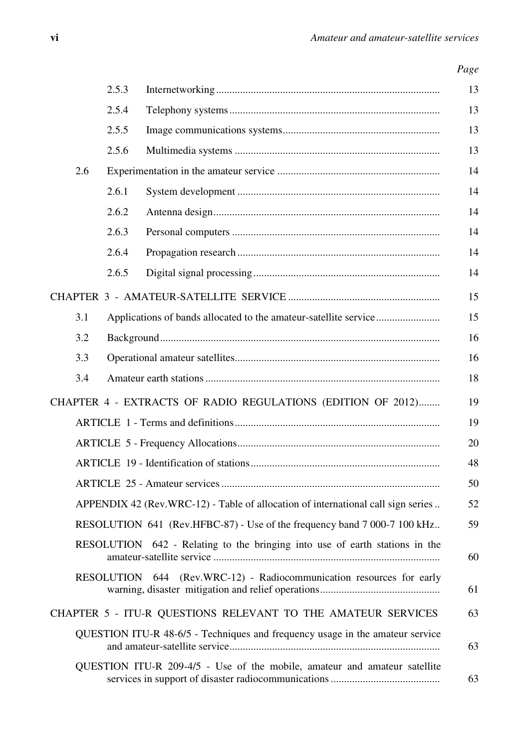| | | | Page |
|---|---|---|---|
| | 2.5.3 | Internetworking | 13 |
| | 2.5.4 | Telephony systems | 13 |
| | 2.5.5 | Image communications systems | 13 |
| | 2.5.6 | Multimedia systems | 13 |
| 2.6 | | Experimentation in the amateur service | 14 |
| | 2.6.1 | System development | 14 |
| | 2.6.2 | Antenna design | 14 |
| | 2.6.3 | Personal computers | 14 |
| | 2.6.4 | Propagation research | 14 |
| | 2.6.5 | Digital signal processing | 14 |
| CHAPTER 3 - AMATEUR-SATELLITE SERVICE | | | 15 |
| 3.1 | | Applications of bands allocated to the amateur-satellite service | 15 |
| 3.2 | | Background | 16 |
| 3.3 | | Operational amateur satellites | 16 |
| 3.4 | | Amateur earth stations | 18 |
| CHAPTER 4 - EXTRACTS OF RADIO REGULATIONS (EDITION OF 2012) | | | 19 |
| ARTICLE 1 - Terms and definitions | | | 19 |
| ARTICLE 5 - Frequency Allocations | | | 20 |
| ARTICLE 19 - Identification of stations | | | 48 |
| ARTICLE 25 - Amateur services | | | 50 |
| APPENDIX 42 (Rev.WRC-12) - Table of allocation of international call sign series | | | 52 |
| RESOLUTION 641 (Rev.HFBC-87) - Use of the frequency band 7 000-7 100 kHz | | | 59 |
| RESOLUTION 642 - Relating to the bringing into use of earth stations in the amateur-satellite service | | | 60 |
| RESOLUTION 644 (Rev.WRC-12) - Radiocommunication resources for early warning, disaster mitigation and relief operations | | | 61 |
| CHAPTER 5 - ITU-R QUESTIONS RELEVANT TO THE AMATEUR SERVICES | | | 63 |
| QUESTION ITU-R 48-6/5 - Techniques and frequency usage in the amateur service and amateur-satellite service | | | 63 |
| QUESTION ITU-R 209-4/5 - Use of the mobile, amateur and amateur satellite services in support of disaster radiocommunications | | | 63 |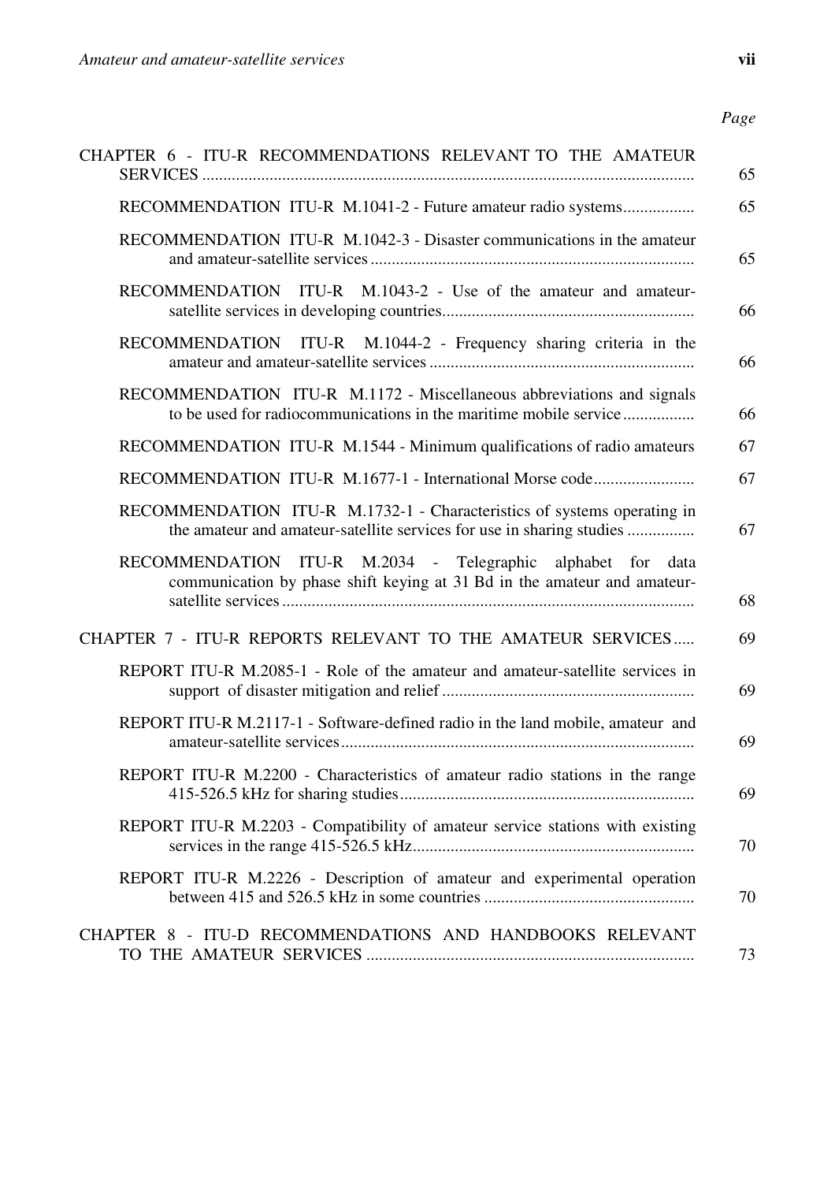| | Page |
|---|---|
| CHAPTER 6 - ITU-R RECOMMENDATIONS RELEVANT TO THE AMATEUR SERVICES | 65 |
| RECOMMENDATION ITU-R M.1041-2 - Future amateur radio systems | 65 |
| RECOMMENDATION ITU-R M.1042-3 - Disaster communications in the amateur and amateur-satellite services | 65 |
| RECOMMENDATION ITU-R M.1043-2 - Use of the amateur and amateur-satellite services in developing countries | 66 |
| RECOMMENDATION ITU-R M.1044-2 - Frequency sharing criteria in the amateur and amateur-satellite services | 66 |
| RECOMMENDATION ITU-R M.1172 - Miscellaneous abbreviations and signals to be used for radiocommunications in the maritime mobile service | 66 |
| RECOMMENDATION ITU-R M.1544 - Minimum qualifications of radio amateurs | 67 |
| RECOMMENDATION ITU-R M.1677-1 - International Morse code | 67 |
| RECOMMENDATION ITU-R M.1732-1 - Characteristics of systems operating in the amateur and amateur-satellite services for use in sharing studies | 67 |
| RECOMMENDATION ITU-R M.2034 - Telegraphic alphabet for data communication by phase shift keying at 31 Bd in the amateur and amateur-satellite services | 68 |
| CHAPTER 7 - ITU-R REPORTS RELEVANT TO THE AMATEUR SERVICES | 69 |
| REPORT ITU-R M.2085-1 - Role of the amateur and amateur-satellite services in support of disaster mitigation and relief | 69 |
| REPORT ITU-R M.2117-1 - Software-defined radio in the land mobile, amateur and amateur-satellite services | 69 |
| REPORT ITU-R M.2200 - Characteristics of amateur radio stations in the range 415-526.5 kHz for sharing studies | 69 |
| REPORT ITU-R M.2203 - Compatibility of amateur service stations with existing services in the range 415-526.5 kHz | 70 |
| REPORT ITU-R M.2226 - Description of amateur and experimental operation between 415 and 526.5 kHz in some countries | 70 |
| CHAPTER 8 - ITU-D RECOMMENDATIONS AND HANDBOOKS RELEVANT TO THE AMATEUR SERVICES | 73 |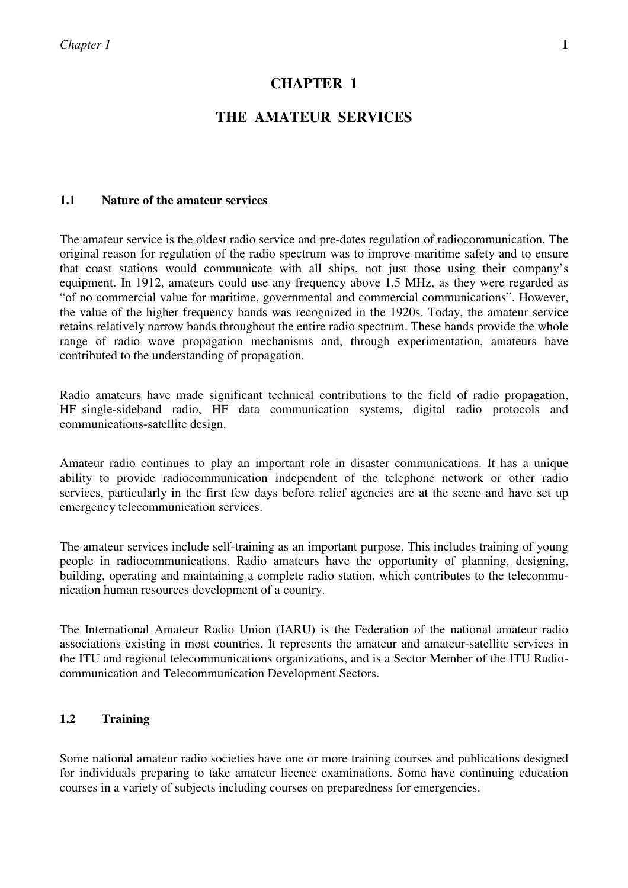# CHAPTER 1

# THE AMATEUR SERVICES

## 1.1 Nature of the amateur services

The amateur service is the oldest radio service and pre-dates regulation of radiocommunication. The original reason for regulation of the radio spectrum was to improve maritime safety and to ensure that coast stations would communicate with all ships, not just those using their company's equipment. In 1912, amateurs could use any frequency above 1.5 MHz, as they were regarded as "of no commercial value for maritime, governmental and commercial communications". However, the value of the higher frequency bands was recognized in the 1920s. Today, the amateur service retains relatively narrow bands throughout the entire radio spectrum. These bands provide the whole range of radio wave propagation mechanisms and, through experimentation, amateurs have contributed to the understanding of propagation.

Radio amateurs have made significant technical contributions to the field of radio propagation, HF single-sideband radio, HF data communication systems, digital radio protocols and communications-satellite design.

Amateur radio continues to play an important role in disaster communications. It has a unique ability to provide radiocommunication independent of the telephone network or other radio services, particularly in the first few days before relief agencies are at the scene and have set up emergency telecommunication services.

The amateur services include self-training as an important purpose. This includes training of young people in radiocommunications. Radio amateurs have the opportunity of planning, designing, building, operating and maintaining a complete radio station, which contributes to the telecommunication human resources development of a country.

The International Amateur Radio Union (IARU) is the Federation of the national amateur radio associations existing in most countries. It represents the amateur and amateur-satellite services in the ITU and regional telecommunications organizations, and is a Sector Member of the ITU Radiocommunication and Telecommunication Development Sectors.

## 1.2 Training

Some national amateur radio societies have one or more training courses and publications designed for individuals preparing to take amateur licence examinations. Some have continuing education courses in a variety of subjects including courses on preparedness for emergencies.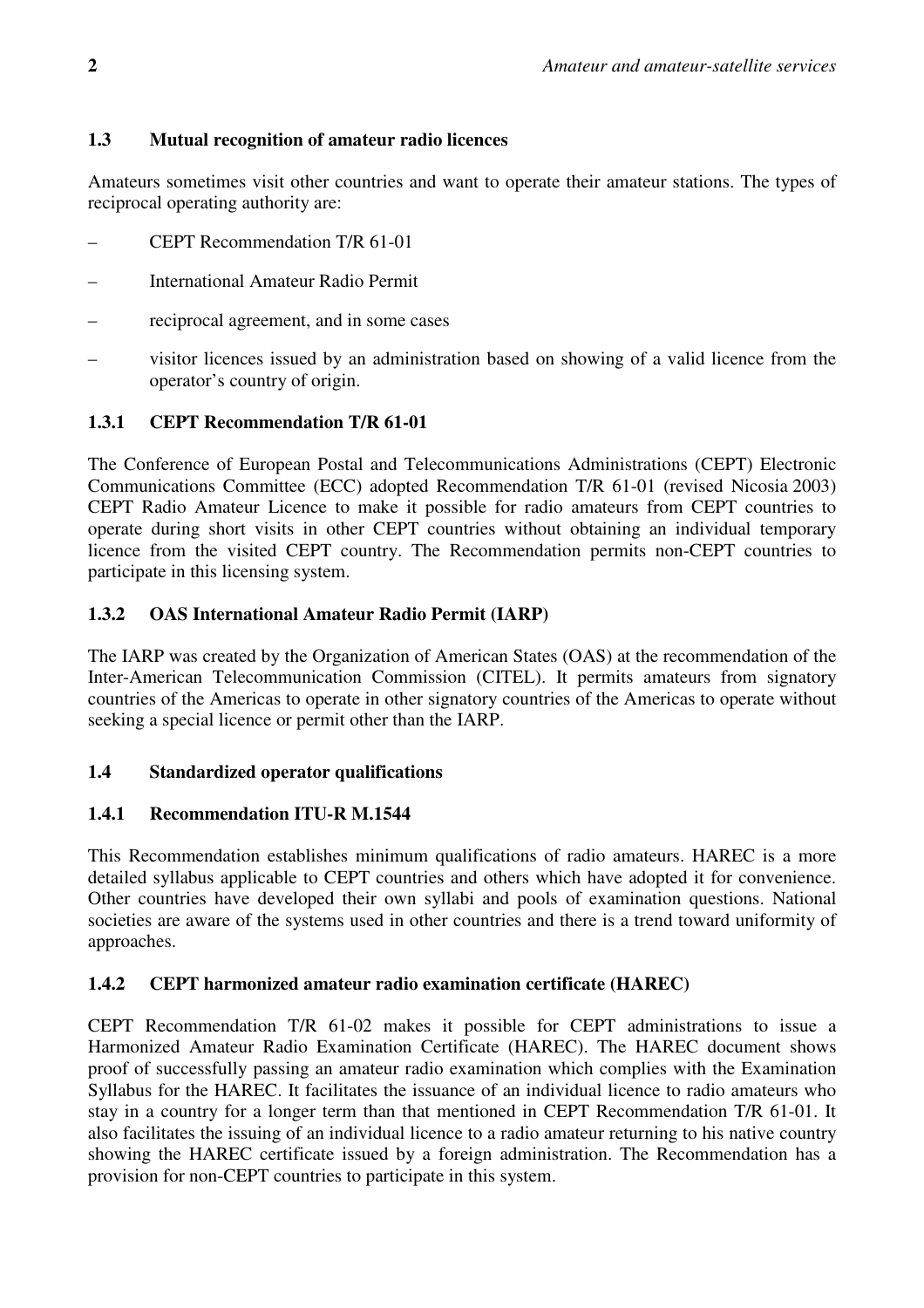## 1.3 Mutual recognition of amateur radio licences

Amateurs sometimes visit other countries and want to operate their amateur stations. The types of reciprocal operating authority are:

- CEPT Recommendation T/R 61-01
- International Amateur Radio Permit
- reciprocal agreement, and in some cases
- visitor licences issued by an administration based on showing of a valid licence from the operator's country of origin.

### 1.3.1 CEPT Recommendation T/R 61-01

The Conference of European Postal and Telecommunications Administrations (CEPT) Electronic Communications Committee (ECC) adopted Recommendation T/R 61-01 (revised Nicosia 2003) CEPT Radio Amateur Licence to make it possible for radio amateurs from CEPT countries to operate during short visits in other CEPT countries without obtaining an individual temporary licence from the visited CEPT country. The Recommendation permits non-CEPT countries to participate in this licensing system.

### 1.3.2 OAS International Amateur Radio Permit (IARP)

The IARP was created by the Organization of American States (OAS) at the recommendation of the Inter-American Telecommunication Commission (CITEL). It permits amateurs from signatory countries of the Americas to operate in other signatory countries of the Americas to operate without seeking a special licence or permit other than the IARP.

## 1.4 Standardized operator qualifications

### 1.4.1 Recommendation ITU-R M.1544

This Recommendation establishes minimum qualifications of radio amateurs. HAREC is a more detailed syllabus applicable to CEPT countries and others which have adopted it for convenience. Other countries have developed their own syllabi and pools of examination questions. National societies are aware of the systems used in other countries and there is a trend toward uniformity of approaches.

### 1.4.2 CEPT harmonized amateur radio examination certificate (HAREC)

CEPT Recommendation T/R 61-02 makes it possible for CEPT administrations to issue a Harmonized Amateur Radio Examination Certificate (HAREC). The HAREC document shows proof of successfully passing an amateur radio examination which complies with the Examination Syllabus for the HAREC. It facilitates the issuance of an individual licence to radio amateurs who stay in a country for a longer term than that mentioned in CEPT Recommendation T/R 61-01. It also facilitates the issuing of an individual licence to a radio amateur returning to his native country showing the HAREC certificate issued by a foreign administration. The Recommendation has a provision for non-CEPT countries to participate in this system.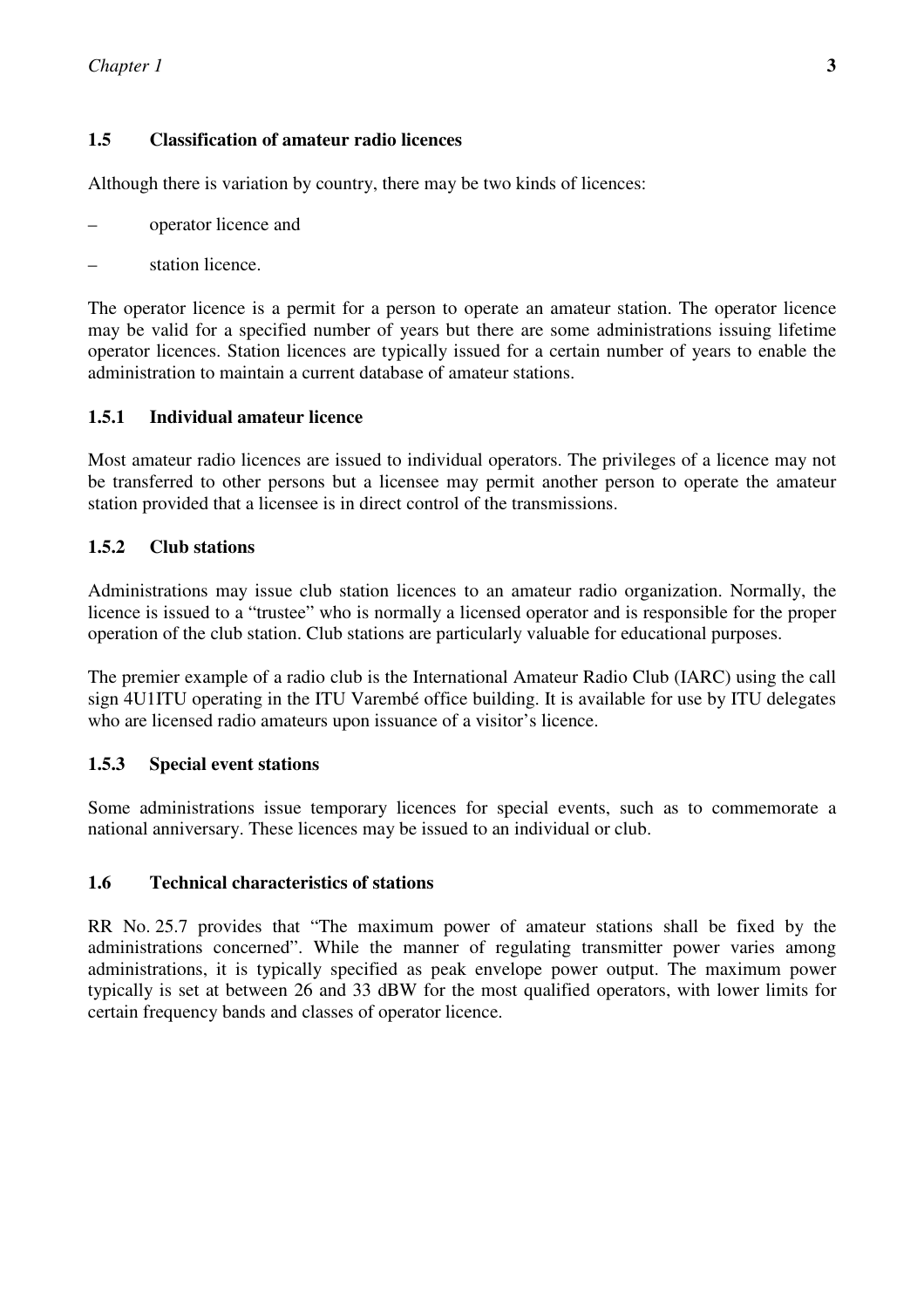### 1.5 Classification of amateur radio licences

Although there is variation by country, there may be two kinds of licences:

- operator licence and
- station licence.

The operator licence is a permit for a person to operate an amateur station. The operator licence may be valid for a specified number of years but there are some administrations issuing lifetime operator licences. Station licences are typically issued for a certain number of years to enable the administration to maintain a current database of amateur stations.

#### 1.5.1 Individual amateur licence

Most amateur radio licences are issued to individual operators. The privileges of a licence may not be transferred to other persons but a licensee may permit another person to operate the amateur station provided that a licensee is in direct control of the transmissions.

#### 1.5.2 Club stations

Administrations may issue club station licences to an amateur radio organization. Normally, the licence is issued to a "trustee" who is normally a licensed operator and is responsible for the proper operation of the club station. Club stations are particularly valuable for educational purposes.

The premier example of a radio club is the International Amateur Radio Club (IARC) using the call sign 4U1ITU operating in the ITU Varembé office building. It is available for use by ITU delegates who are licensed radio amateurs upon issuance of a visitor's licence.

#### 1.5.3 Special event stations

Some administrations issue temporary licences for special events, such as to commemorate a national anniversary. These licences may be issued to an individual or club.

### 1.6 Technical characteristics of stations

RR No. 25.7 provides that "The maximum power of amateur stations shall be fixed by the administrations concerned". While the manner of regulating transmitter power varies among administrations, it is typically specified as peak envelope power output. The maximum power typically is set at between 26 and 33 dBW for the most qualified operators, with lower limits for certain frequency bands and classes of operator licence.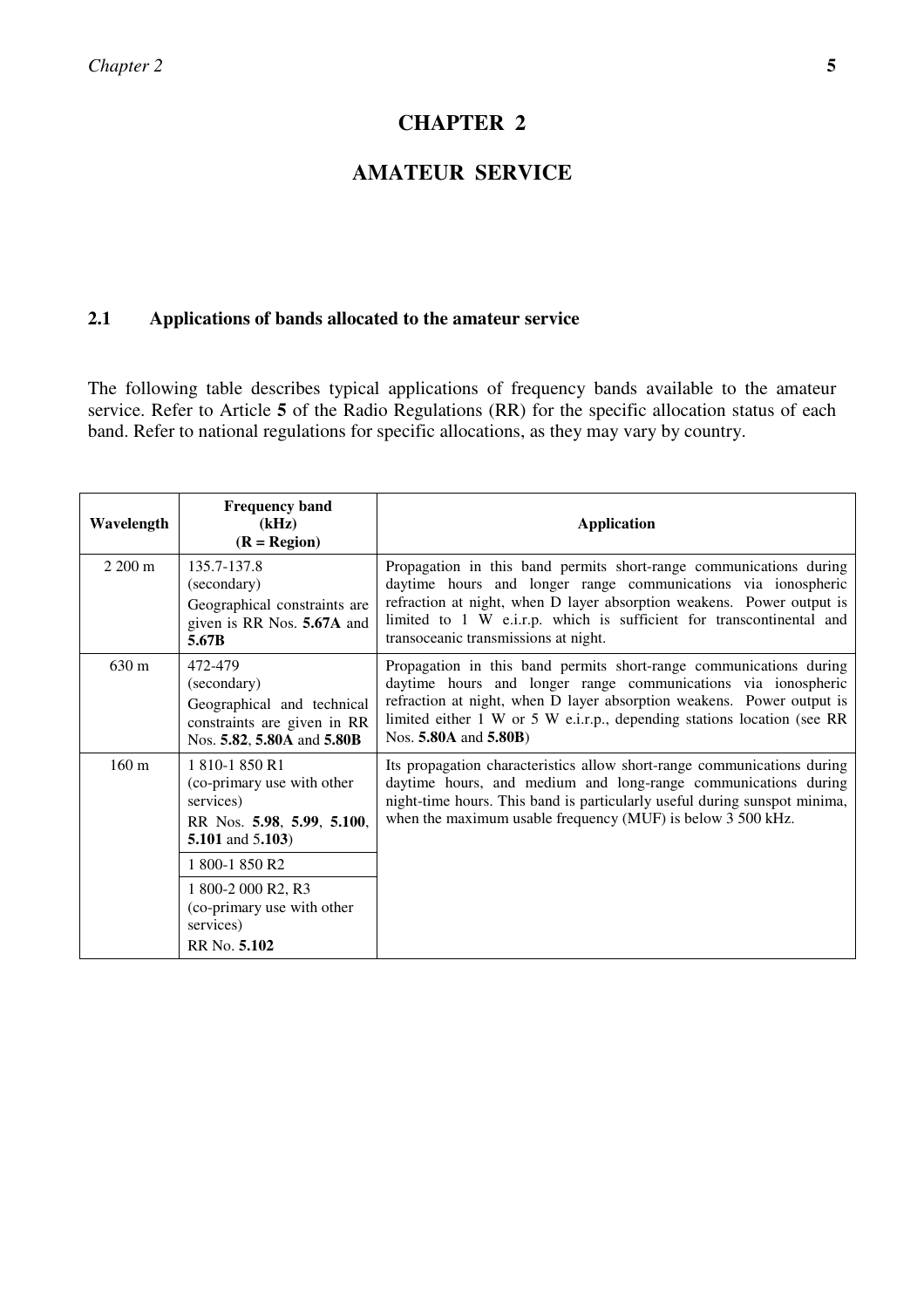# CHAPTER 2

# AMATEUR SERVICE

## 2.1 Applications of bands allocated to the amateur service

The following table describes typical applications of frequency bands available to the amateur service. Refer to Article **5** of the Radio Regulations (RR) for the specific allocation status of each band. Refer to national regulations for specific allocations, as they may vary by country.

| Wavelength | Frequency band (kHz) (R = Region) | Application |
|---|---|---|
| 2 200 m | 135.7-137.8 (secondary) Geographical constraints are given is RR Nos. **5.67A** and **5.67B** | Propagation in this band permits short-range communications during daytime hours and longer range communications via ionospheric refraction at night, when D layer absorption weakens. Power output is limited to 1 W e.i.r.p. which is sufficient for transcontinental and transoceanic transmissions at night. |
| 630 m | 472-479 (secondary) Geographical and technical constraints are given in RR Nos. **5.82**, **5.80A** and **5.80B** | Propagation in this band permits short-range communications during daytime hours and longer range communications via ionospheric refraction at night, when D layer absorption weakens. Power output is limited either 1 W or 5 W e.i.r.p., depending stations location (see RR Nos. **5.80A** and **5.80B**) |
| 160 m | 1 810-1 850 R1 (co-primary use with other services) RR Nos. **5.98**, **5.99**, **5.100**, **5.101** and 5**.103**) | Its propagation characteristics allow short-range communications during daytime hours, and medium and long-range communications during night-time hours. This band is particularly useful during sunspot minima, when the maximum usable frequency (MUF) is below 3 500 kHz. |
| | 1 800-1 850 R2 | |
| | 1 800-2 000 R2, R3 (co-primary use with other services) RR No. **5.102** | |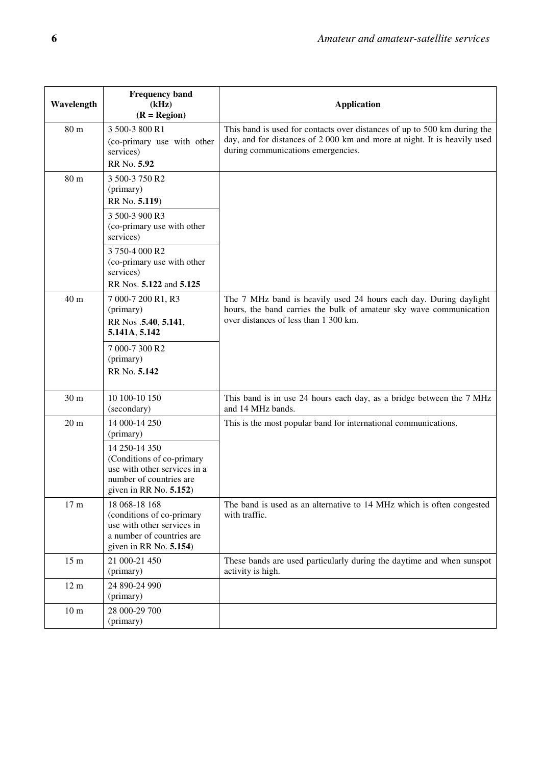| Wavelength | Frequency band (kHz) (R = Region) | Application |
|---|---|---|
| 80 m | 3 500-3 800 R1 (co-primary use with other services) RR No. **5.92** | This band is used for contacts over distances of up to 500 km during the day, and for distances of 2 000 km and more at night. It is heavily used during communications emergencies. |
| 80 m | 3 500-3 750 R2 (primary) RR No. **5.119**) | |
| | 3 500-3 900 R3 (co-primary use with other services) | |
| | 3 750-4 000 R2 (co-primary use with other services) RR Nos. **5.122** and **5.125** | |
| 40 m | 7 000-7 200 R1, R3 (primary) RR Nos .**5.40**, **5.141**, **5.141A**, **5.142** | The 7 MHz band is heavily used 24 hours each day. During daylight hours, the band carries the bulk of amateur sky wave communication over distances of less than 1 300 km. |
| | 7 000-7 300 R2 (primary) RR No. **5.142** | |
| 30 m | 10 100-10 150 (secondary) | This band is in use 24 hours each day, as a bridge between the 7 MHz and 14 MHz bands. |
| 20 m | 14 000-14 250 (primary) | This is the most popular band for international communications. |
| | 14 250-14 350 (Conditions of co-primary use with other services in a number of countries are given in RR No. **5.152**) | |
| 17 m | 18 068-18 168 (conditions of co-primary use with other services in a number of countries are given in RR No. **5.154**) | The band is used as an alternative to 14 MHz which is often congested with traffic. |
| 15 m | 21 000-21 450 (primary) | These bands are used particularly during the daytime and when sunspot activity is high. |
| 12 m | 24 890-24 990 (primary) | |
| 10 m | 28 000-29 700 (primary) | |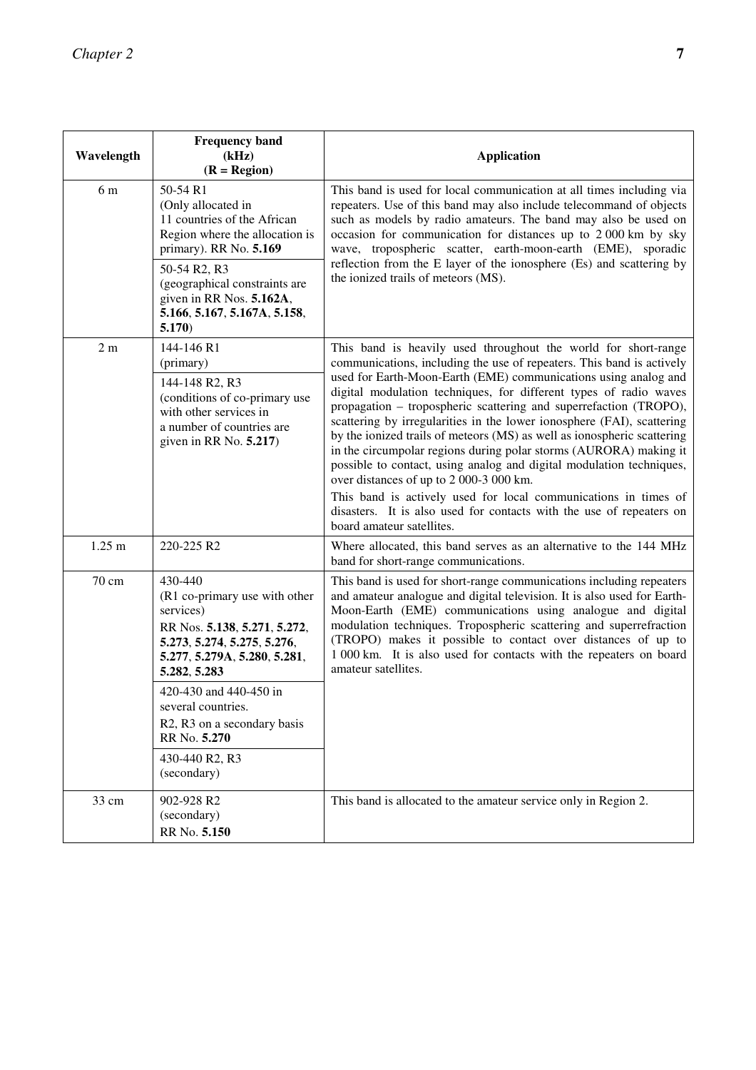| Wavelength | Frequency band (kHz) (R = Region) | Application |
|---|---|---|
| 6 m | 50-54 R1 (Only allocated in 11 countries of the African Region where the allocation is primary). RR No. **5.169** | This band is used for local communication at all times including via repeaters. Use of this band may also include telecommand of objects such as models by radio amateurs. The band may also be used on occasion for communication for distances up to 2 000 km by sky wave, tropospheric scatter, earth-moon-earth (EME), sporadic reflection from the E layer of the ionosphere (Es) and scattering by the ionized trails of meteors (MS). |
| | 50-54 R2, R3 (geographical constraints are given in RR Nos. **5.162A**, **5.166**, **5.167**, **5.167A**, **5.158**, **5.170**) | |
| 2 m | 144-146 R1 (primary) | This band is heavily used throughout the world for short-range communications, including the use of repeaters. This band is actively used for Earth-Moon-Earth (EME) communications using analog and digital modulation techniques, for different types of radio waves propagation – tropospheric scattering and superrefraction (TROPO), scattering by irregularities in the lower ionosphere (FAI), scattering by the ionized trails of meteors (MS) as well as ionospheric scattering in the circumpolar regions during polar storms (AURORA) making it possible to contact, using analog and digital modulation techniques, over distances of up to 2 000-3 000 km.<br>This band is actively used for local communications in times of disasters. It is also used for contacts with the use of repeaters on board amateur satellites. |
| | 144-148 R2, R3 (conditions of co-primary use with other services in a number of countries are given in RR No. **5.217**) | |
| 1.25 m | 220-225 R2 | Where allocated, this band serves as an alternative to the 144 MHz band for short-range communications. |
| 70 cm | 430-440 (R1 co-primary use with other services) RR Nos. **5.138**, **5.271**, **5.272**, **5.273**, **5.274**, **5.275**, **5.276**, **5.277**, **5.279A**, **5.280**, **5.281**, **5.282**, **5.283** | This band is used for short-range communications including repeaters and amateur analogue and digital television. It is also used for Earth-Moon-Earth (EME) communications using analogue and digital modulation techniques. Tropospheric scattering and superrefraction (TROPO) makes it possible to contact over distances of up to 1 000 km. It is also used for contacts with the repeaters on board amateur satellites. |
| | 420-430 and 440-450 in several countries. R2, R3 on a secondary basis RR No. **5.270** | |
| | 430-440 R2, R3 (secondary) | |
| 33 cm | 902-928 R2 (secondary) RR No. **5.150** | This band is allocated to the amateur service only in Region 2. |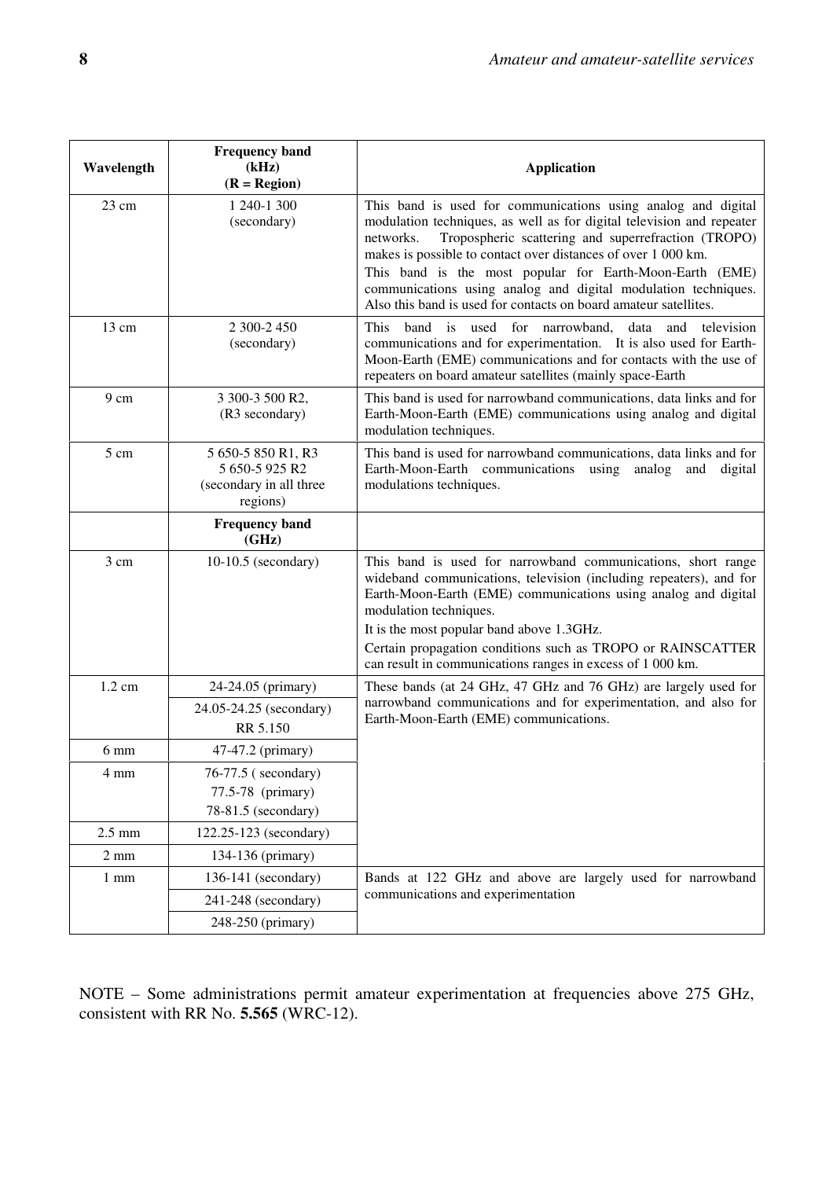| Wavelength | Frequency band (kHz) (R = Region) | Application |
|---|---|---|
| 23 cm | 1 240-1 300 (secondary) | This band is used for communications using analog and digital modulation techniques, as well as for digital television and repeater networks. Tropospheric scattering and superrefraction (TROPO) makes is possible to contact over distances of over 1 000 km.<br>This band is the most popular for Earth-Moon-Earth (EME) communications using analog and digital modulation techniques. Also this band is used for contacts on board amateur satellites. |
| 13 cm | 2 300-2 450 (secondary) | This band is used for narrowband, data and television communications and for experimentation. It is also used for Earth-Moon-Earth (EME) communications and for contacts with the use of repeaters on board amateur satellites (mainly space-Earth |
| 9 cm | 3 300-3 500 R2, (R3 secondary) | This band is used for narrowband communications, data links and for Earth-Moon-Earth (EME) communications using analog and digital modulation techniques. |
| 5 cm | 5 650-5 850 R1, R3<br>5 650-5 925 R2<br>(secondary in all three regions) | This band is used for narrowband communications, data links and for Earth-Moon-Earth communications using analog and digital modulations techniques. |
| | **Frequency band (GHz)** | |
| 3 cm | 10-10.5 (secondary) | This band is used for narrowband communications, short range wideband communications, television (including repeaters), and for Earth-Moon-Earth (EME) communications using analog and digital modulation techniques.<br>It is the most popular band above 1.3GHz.<br>Certain propagation conditions such as TROPO or RAINSCATTER can result in communications ranges in excess of 1 000 km. |
| 1.2 cm | 24-24.05 (primary)<br>24.05-24.25 (secondary) RR 5.150 | These bands (at 24 GHz, 47 GHz and 76 GHz) are largely used for narrowband communications and for experimentation, and also for Earth-Moon-Earth (EME) communications. |
| 6 mm | 47-47.2 (primary) | |
| 4 mm | 76-77.5 ( secondary)<br>77.5-78 (primary)<br>78-81.5 (secondary) | |
| 2.5 mm | 122.25-123 (secondary) | |
| 2 mm | 134-136 (primary) | |
| 1 mm | 136-141 (secondary)<br>241-248 (secondary)<br>248-250 (primary) | Bands at 122 GHz and above are largely used for narrowband communications and experimentation |

NOTE – Some administrations permit amateur experimentation at frequencies above 275 GHz, consistent with RR No. **5.565** (WRC-12).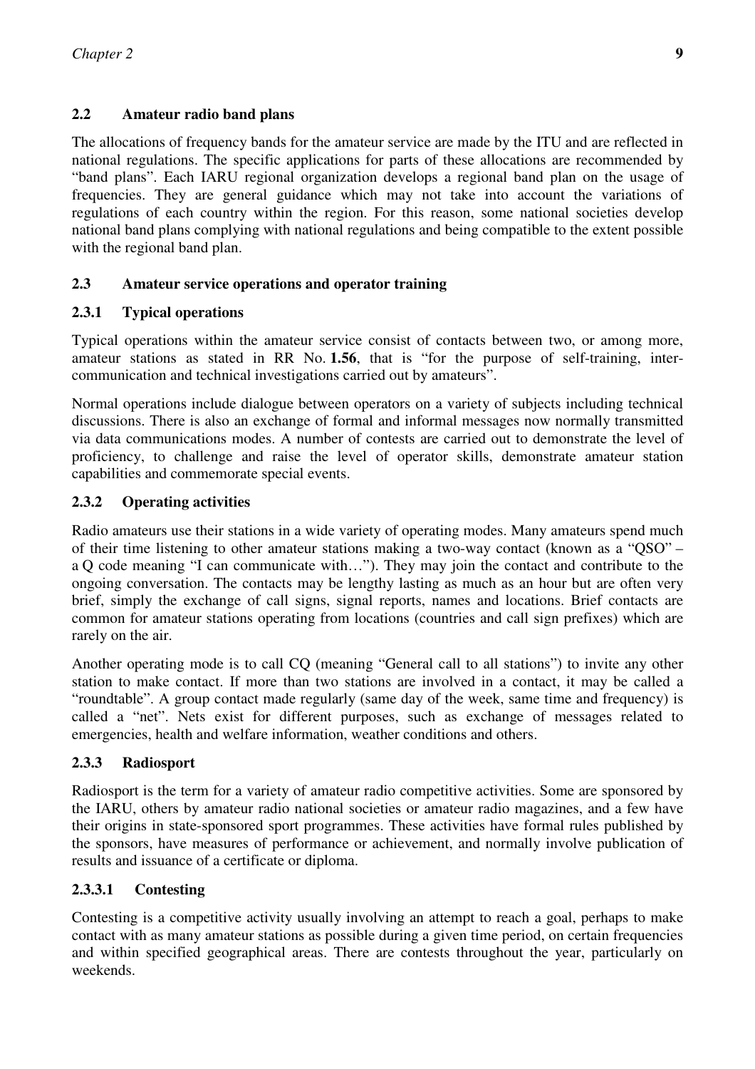## 2.2 Amateur radio band plans

The allocations of frequency bands for the amateur service are made by the ITU and are reflected in national regulations. The specific applications for parts of these allocations are recommended by "band plans". Each IARU regional organization develops a regional band plan on the usage of frequencies. They are general guidance which may not take into account the variations of regulations of each country within the region. For this reason, some national societies develop national band plans complying with national regulations and being compatible to the extent possible with the regional band plan.

## 2.3 Amateur service operations and operator training

### 2.3.1 Typical operations

Typical operations within the amateur service consist of contacts between two, or among more, amateur stations as stated in RR No. **1.56**, that is "for the purpose of self-training, inter-communication and technical investigations carried out by amateurs".

Normal operations include dialogue between operators on a variety of subjects including technical discussions. There is also an exchange of formal and informal messages now normally transmitted via data communications modes. A number of contests are carried out to demonstrate the level of proficiency, to challenge and raise the level of operator skills, demonstrate amateur station capabilities and commemorate special events.

### 2.3.2 Operating activities

Radio amateurs use their stations in a wide variety of operating modes. Many amateurs spend much of their time listening to other amateur stations making a two-way contact (known as a "QSO" – a Q code meaning "I can communicate with…"). They may join the contact and contribute to the ongoing conversation. The contacts may be lengthy lasting as much as an hour but are often very brief, simply the exchange of call signs, signal reports, names and locations. Brief contacts are common for amateur stations operating from locations (countries and call sign prefixes) which are rarely on the air.

Another operating mode is to call CQ (meaning "General call to all stations") to invite any other station to make contact. If more than two stations are involved in a contact, it may be called a "roundtable". A group contact made regularly (same day of the week, same time and frequency) is called a "net". Nets exist for different purposes, such as exchange of messages related to emergencies, health and welfare information, weather conditions and others.

### 2.3.3 Radiosport

Radiosport is the term for a variety of amateur radio competitive activities. Some are sponsored by the IARU, others by amateur radio national societies or amateur radio magazines, and a few have their origins in state-sponsored sport programmes. These activities have formal rules published by the sponsors, have measures of performance or achievement, and normally involve publication of results and issuance of a certificate or diploma.

#### 2.3.3.1 Contesting

Contesting is a competitive activity usually involving an attempt to reach a goal, perhaps to make contact with as many amateur stations as possible during a given time period, on certain frequencies and within specified geographical areas. There are contests throughout the year, particularly on weekends.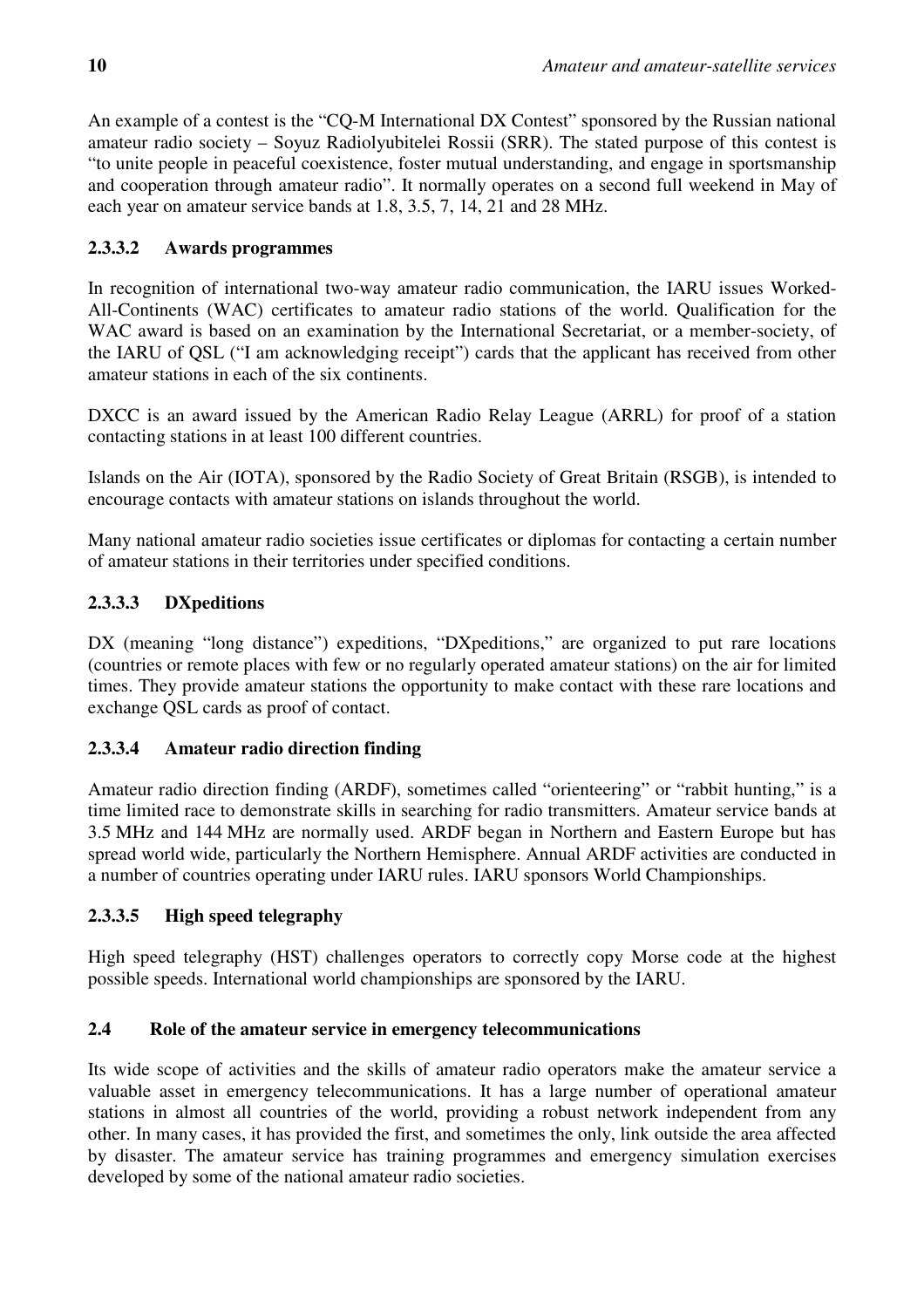An example of a contest is the "CQ-M International DX Contest" sponsored by the Russian national amateur radio society – Soyuz Radiolyubitelei Rossii (SRR). The stated purpose of this contest is "to unite people in peaceful coexistence, foster mutual understanding, and engage in sportsmanship and cooperation through amateur radio". It normally operates on a second full weekend in May of each year on amateur service bands at 1.8, 3.5, 7, 14, 21 and 28 MHz.

#### 2.3.3.2 Awards programmes

In recognition of international two-way amateur radio communication, the IARU issues Worked-All-Continents (WAC) certificates to amateur radio stations of the world. Qualification for the WAC award is based on an examination by the International Secretariat, or a member-society, of the IARU of QSL ("I am acknowledging receipt") cards that the applicant has received from other amateur stations in each of the six continents.

DXCC is an award issued by the American Radio Relay League (ARRL) for proof of a station contacting stations in at least 100 different countries.

Islands on the Air (IOTA), sponsored by the Radio Society of Great Britain (RSGB), is intended to encourage contacts with amateur stations on islands throughout the world.

Many national amateur radio societies issue certificates or diplomas for contacting a certain number of amateur stations in their territories under specified conditions.

#### 2.3.3.3 DXpeditions

DX (meaning "long distance") expeditions, "DXpeditions," are organized to put rare locations (countries or remote places with few or no regularly operated amateur stations) on the air for limited times. They provide amateur stations the opportunity to make contact with these rare locations and exchange QSL cards as proof of contact.

#### 2.3.3.4 Amateur radio direction finding

Amateur radio direction finding (ARDF), sometimes called "orienteering" or "rabbit hunting," is a time limited race to demonstrate skills in searching for radio transmitters. Amateur service bands at 3.5 MHz and 144 MHz are normally used. ARDF began in Northern and Eastern Europe but has spread world wide, particularly the Northern Hemisphere. Annual ARDF activities are conducted in a number of countries operating under IARU rules. IARU sponsors World Championships.

#### 2.3.3.5 High speed telegraphy

High speed telegraphy (HST) challenges operators to correctly copy Morse code at the highest possible speeds. International world championships are sponsored by the IARU.

### 2.4 Role of the amateur service in emergency telecommunications

Its wide scope of activities and the skills of amateur radio operators make the amateur service a valuable asset in emergency telecommunications. It has a large number of operational amateur stations in almost all countries of the world, providing a robust network independent from any other. In many cases, it has provided the first, and sometimes the only, link outside the area affected by disaster. The amateur service has training programmes and emergency simulation exercises developed by some of the national amateur radio societies.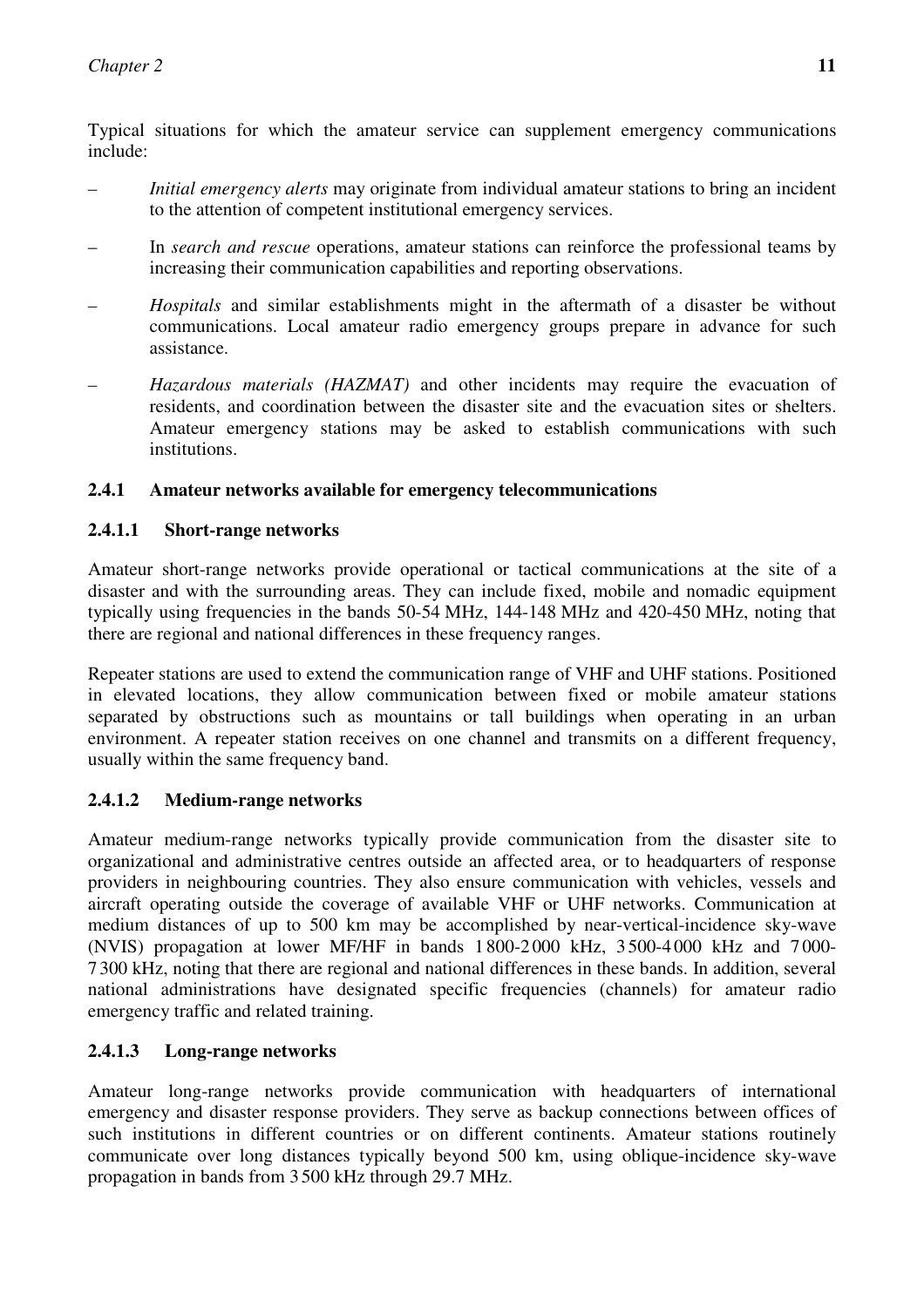Typical situations for which the amateur service can supplement emergency communications include:

– *Initial emergency alerts* may originate from individual amateur stations to bring an incident to the attention of competent institutional emergency services.

– In *search and rescue* operations, amateur stations can reinforce the professional teams by increasing their communication capabilities and reporting observations.

– *Hospitals* and similar establishments might in the aftermath of a disaster be without communications. Local amateur radio emergency groups prepare in advance for such assistance.

– *Hazardous materials (HAZMAT)* and other incidents may require the evacuation of residents, and coordination between the disaster site and the evacuation sites or shelters. Amateur emergency stations may be asked to establish communications with such institutions.

### 2.4.1 Amateur networks available for emergency telecommunications

#### 2.4.1.1 Short-range networks

Amateur short-range networks provide operational or tactical communications at the site of a disaster and with the surrounding areas. They can include fixed, mobile and nomadic equipment typically using frequencies in the bands 50-54 MHz, 144-148 MHz and 420-450 MHz, noting that there are regional and national differences in these frequency ranges.

Repeater stations are used to extend the communication range of VHF and UHF stations. Positioned in elevated locations, they allow communication between fixed or mobile amateur stations separated by obstructions such as mountains or tall buildings when operating in an urban environment. A repeater station receives on one channel and transmits on a different frequency, usually within the same frequency band.

#### 2.4.1.2 Medium-range networks

Amateur medium-range networks typically provide communication from the disaster site to organizational and administrative centres outside an affected area, or to headquarters of response providers in neighbouring countries. They also ensure communication with vehicles, vessels and aircraft operating outside the coverage of available VHF or UHF networks. Communication at medium distances of up to 500 km may be accomplished by near-vertical-incidence sky-wave (NVIS) propagation at lower MF/HF in bands 1 800-2 000 kHz, 3 500-4 000 kHz and 7 000-7 300 kHz, noting that there are regional and national differences in these bands. In addition, several national administrations have designated specific frequencies (channels) for amateur radio emergency traffic and related training.

#### 2.4.1.3 Long-range networks

Amateur long-range networks provide communication with headquarters of international emergency and disaster response providers. They serve as backup connections between offices of such institutions in different countries or on different continents. Amateur stations routinely communicate over long distances typically beyond 500 km, using oblique-incidence sky-wave propagation in bands from 3 500 kHz through 29.7 MHz.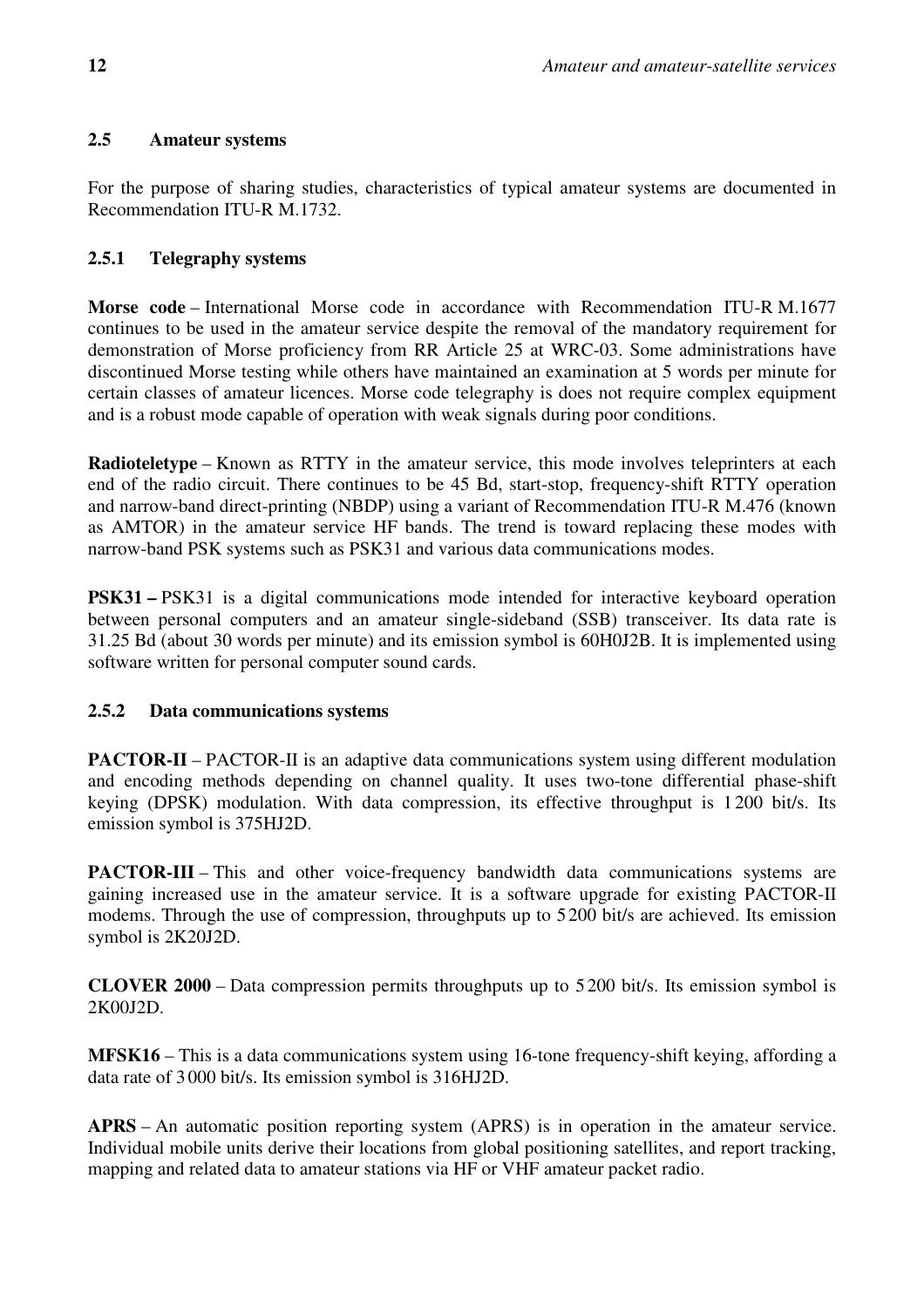### 2.5 Amateur systems

For the purpose of sharing studies, characteristics of typical amateur systems are documented in Recommendation ITU-R M.1732.

#### 2.5.1 Telegraphy systems

**Morse code** – International Morse code in accordance with Recommendation ITU-R M.1677 continues to be used in the amateur service despite the removal of the mandatory requirement for demonstration of Morse proficiency from RR Article 25 at WRC-03. Some administrations have discontinued Morse testing while others have maintained an examination at 5 words per minute for certain classes of amateur licences. Morse code telegraphy is does not require complex equipment and is a robust mode capable of operation with weak signals during poor conditions.

**Radioteletype** – Known as RTTY in the amateur service, this mode involves teleprinters at each end of the radio circuit. There continues to be 45 Bd, start-stop, frequency-shift RTTY operation and narrow-band direct-printing (NBDP) using a variant of Recommendation ITU-R M.476 (known as AMTOR) in the amateur service HF bands. The trend is toward replacing these modes with narrow-band PSK systems such as PSK31 and various data communications modes.

**PSK31 –** PSK31 is a digital communications mode intended for interactive keyboard operation between personal computers and an amateur single-sideband (SSB) transceiver. Its data rate is 31.25 Bd (about 30 words per minute) and its emission symbol is 60H0J2B. It is implemented using software written for personal computer sound cards.

#### 2.5.2 Data communications systems

**PACTOR-II** – PACTOR-II is an adaptive data communications system using different modulation and encoding methods depending on channel quality. It uses two-tone differential phase-shift keying (DPSK) modulation. With data compression, its effective throughput is 1 200 bit/s. Its emission symbol is 375HJ2D.

**PACTOR-III** – This and other voice-frequency bandwidth data communications systems are gaining increased use in the amateur service. It is a software upgrade for existing PACTOR-II modems. Through the use of compression, throughputs up to 5 200 bit/s are achieved. Its emission symbol is 2K20J2D.

**CLOVER 2000** – Data compression permits throughputs up to 5 200 bit/s. Its emission symbol is 2K00J2D.

**MFSK16** – This is a data communications system using 16-tone frequency-shift keying, affording a data rate of 3 000 bit/s. Its emission symbol is 316HJ2D.

**APRS** – An automatic position reporting system (APRS) is in operation in the amateur service. Individual mobile units derive their locations from global positioning satellites, and report tracking, mapping and related data to amateur stations via HF or VHF amateur packet radio.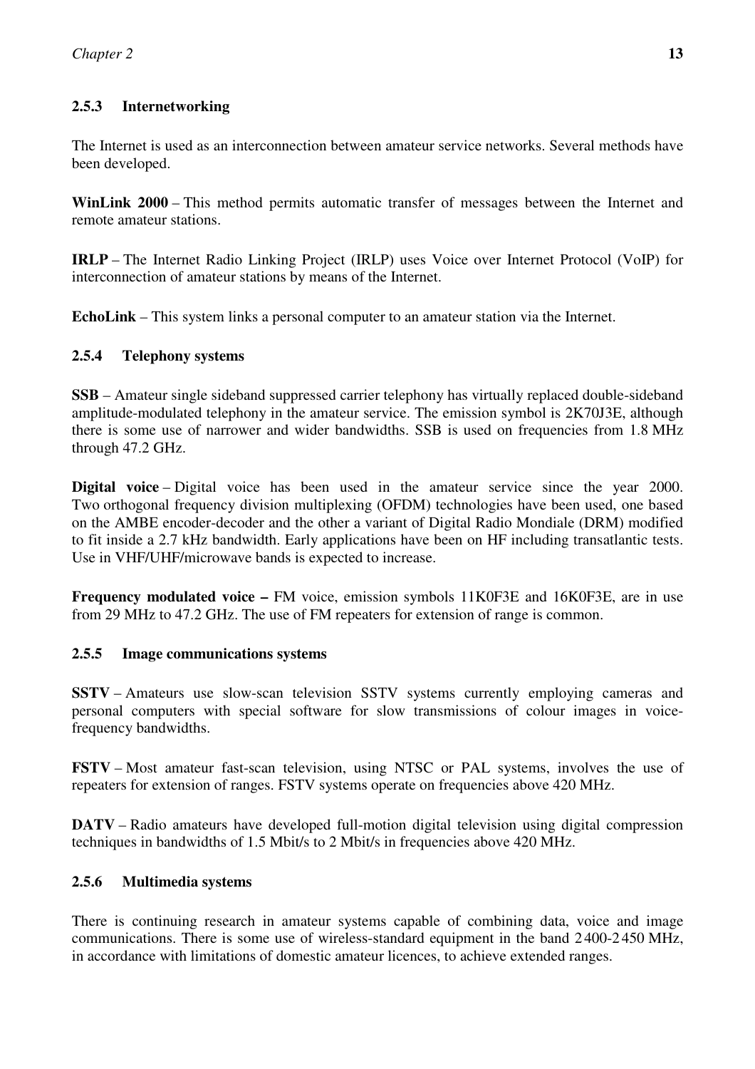### 2.5.3 Internetworking

The Internet is used as an interconnection between amateur service networks. Several methods have been developed.

**WinLink 2000** – This method permits automatic transfer of messages between the Internet and remote amateur stations.

**IRLP** – The Internet Radio Linking Project (IRLP) uses Voice over Internet Protocol (VoIP) for interconnection of amateur stations by means of the Internet.

**EchoLink** – This system links a personal computer to an amateur station via the Internet.

### 2.5.4 Telephony systems

**SSB** – Amateur single sideband suppressed carrier telephony has virtually replaced double-sideband amplitude-modulated telephony in the amateur service. The emission symbol is 2K70J3E, although there is some use of narrower and wider bandwidths. SSB is used on frequencies from 1.8 MHz through 47.2 GHz.

**Digital voice** – Digital voice has been used in the amateur service since the year 2000. Two orthogonal frequency division multiplexing (OFDM) technologies have been used, one based on the AMBE encoder-decoder and the other a variant of Digital Radio Mondiale (DRM) modified to fit inside a 2.7 kHz bandwidth. Early applications have been on HF including transatlantic tests. Use in VHF/UHF/microwave bands is expected to increase.

**Frequency modulated voice –** FM voice, emission symbols 11K0F3E and 16K0F3E, are in use from 29 MHz to 47.2 GHz. The use of FM repeaters for extension of range is common.

### 2.5.5 Image communications systems

**SSTV** – Amateurs use slow-scan television SSTV systems currently employing cameras and personal computers with special software for slow transmissions of colour images in voice-frequency bandwidths.

**FSTV** – Most amateur fast-scan television, using NTSC or PAL systems, involves the use of repeaters for extension of ranges. FSTV systems operate on frequencies above 420 MHz.

**DATV** – Radio amateurs have developed full-motion digital television using digital compression techniques in bandwidths of 1.5 Mbit/s to 2 Mbit/s in frequencies above 420 MHz.

### 2.5.6 Multimedia systems

There is continuing research in amateur systems capable of combining data, voice and image communications. There is some use of wireless-standard equipment in the band 2 400-2 450 MHz, in accordance with limitations of domestic amateur licences, to achieve extended ranges.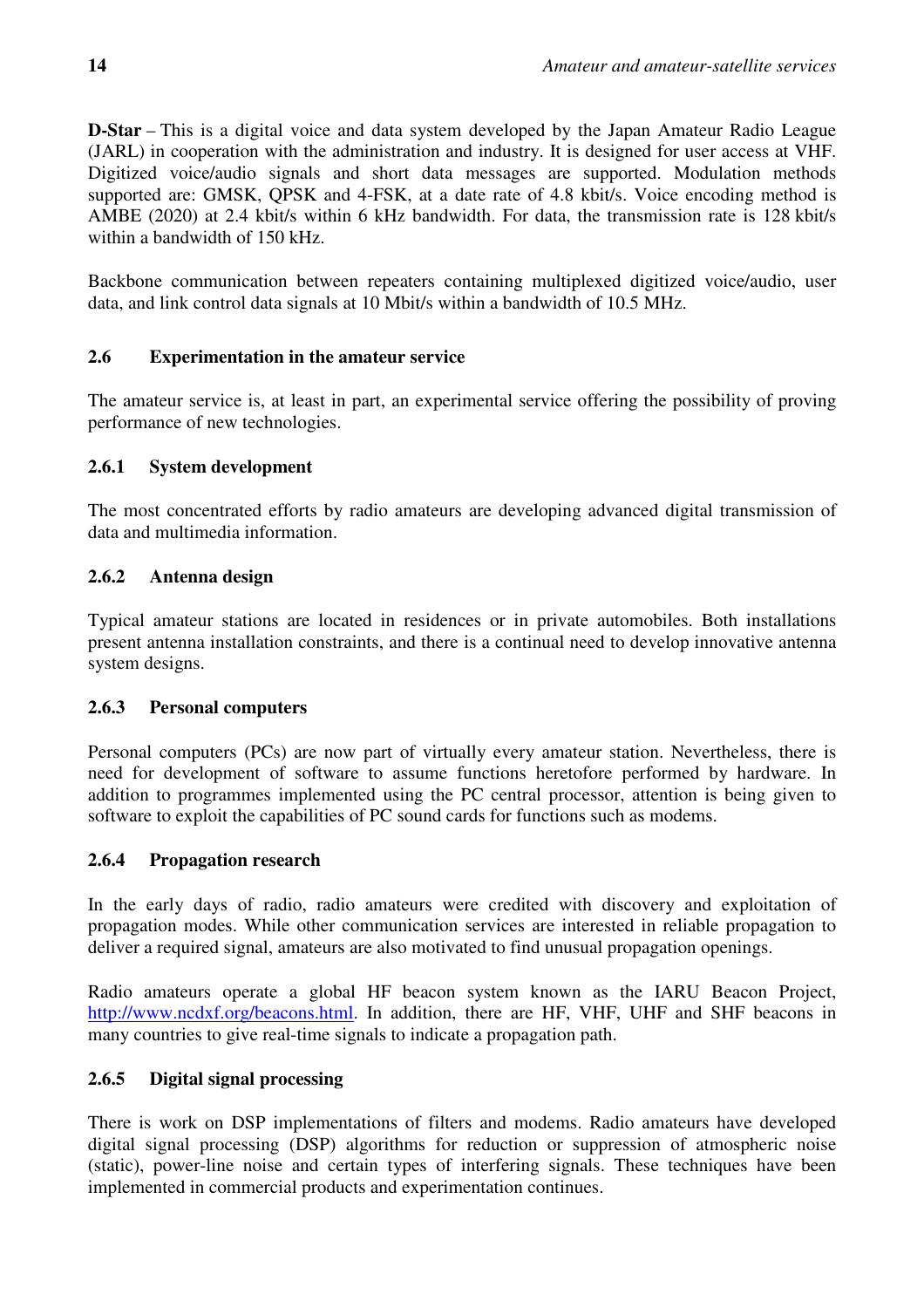**D-Star** – This is a digital voice and data system developed by the Japan Amateur Radio League (JARL) in cooperation with the administration and industry. It is designed for user access at VHF. Digitized voice/audio signals and short data messages are supported. Modulation methods supported are: GMSK, QPSK and 4-FSK, at a date rate of 4.8 kbit/s. Voice encoding method is AMBE (2020) at 2.4 kbit/s within 6 kHz bandwidth. For data, the transmission rate is 128 kbit/s within a bandwidth of 150 kHz.

Backbone communication between repeaters containing multiplexed digitized voice/audio, user data, and link control data signals at 10 Mbit/s within a bandwidth of 10.5 MHz.

### 2.6 Experimentation in the amateur service

The amateur service is, at least in part, an experimental service offering the possibility of proving performance of new technologies.

#### 2.6.1 System development

The most concentrated efforts by radio amateurs are developing advanced digital transmission of data and multimedia information.

#### 2.6.2 Antenna design

Typical amateur stations are located in residences or in private automobiles. Both installations present antenna installation constraints, and there is a continual need to develop innovative antenna system designs.

#### 2.6.3 Personal computers

Personal computers (PCs) are now part of virtually every amateur station. Nevertheless, there is need for development of software to assume functions heretofore performed by hardware. In addition to programmes implemented using the PC central processor, attention is being given to software to exploit the capabilities of PC sound cards for functions such as modems.

#### 2.6.4 Propagation research

In the early days of radio, radio amateurs were credited with discovery and exploitation of propagation modes. While other communication services are interested in reliable propagation to deliver a required signal, amateurs are also motivated to find unusual propagation openings.

Radio amateurs operate a global HF beacon system known as the IARU Beacon Project, http://www.ncdxf.org/beacons.html. In addition, there are HF, VHF, UHF and SHF beacons in many countries to give real-time signals to indicate a propagation path.

#### 2.6.5 Digital signal processing

There is work on DSP implementations of filters and modems. Radio amateurs have developed digital signal processing (DSP) algorithms for reduction or suppression of atmospheric noise (static), power-line noise and certain types of interfering signals. These techniques have been implemented in commercial products and experimentation continues.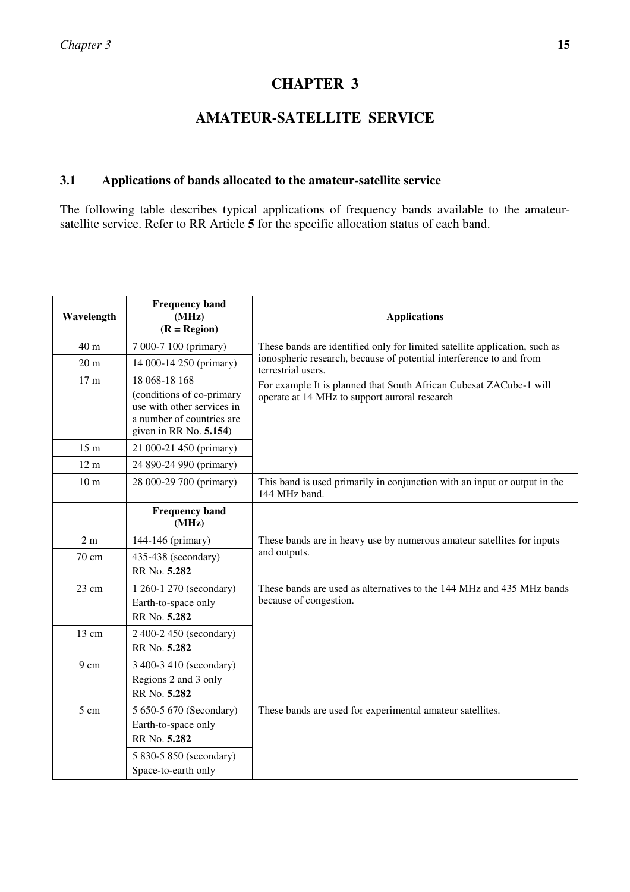# CHAPTER 3

# AMATEUR-SATELLITE SERVICE

## 3.1 Applications of bands allocated to the amateur-satellite service

The following table describes typical applications of frequency bands available to the amateur-satellite service. Refer to RR Article **5** for the specific allocation status of each band.

| Wavelength | Frequency band (MHz) (R = Region) | Applications |
|---|---|---|
| 40 m | 7 000-7 100 (primary) | These bands are identified only for limited satellite application, such as ionospheric research, because of potential interference to and from terrestrial users.<br>For example It is planned that South African Cubesat ZACube-1 will operate at 14 MHz to support auroral research |
| 20 m | 14 000-14 250 (primary) | |
| 17 m | 18 068-18 168 (conditions of co-primary use with other services in a number of countries are given in RR No. **5.154**) | |
| 15 m | 21 000-21 450 (primary) | |
| 12 m | 24 890-24 990 (primary) | |
| 10 m | 28 000-29 700 (primary) | This band is used primarily in conjunction with an input or output in the 144 MHz band. |
| | **Frequency band (MHz)** | |
| 2 m | 144-146 (primary) | These bands are in heavy use by numerous amateur satellites for inputs and outputs. |
| 70 cm | 435-438 (secondary) RR No. **5.282** | |
| 23 cm | 1 260-1 270 (secondary) Earth-to-space only RR No. **5.282** | These bands are used as alternatives to the 144 MHz and 435 MHz bands because of congestion. |
| 13 cm | 2 400-2 450 (secondary) RR No. **5.282** | |
| 9 cm | 3 400-3 410 (secondary) Regions 2 and 3 only RR No. **5.282** | |
| 5 cm | 5 650-5 670 (Secondary) Earth-to-space only RR No. **5.282** | These bands are used for experimental amateur satellites. |
| | 5 830-5 850 (secondary) Space-to-earth only | |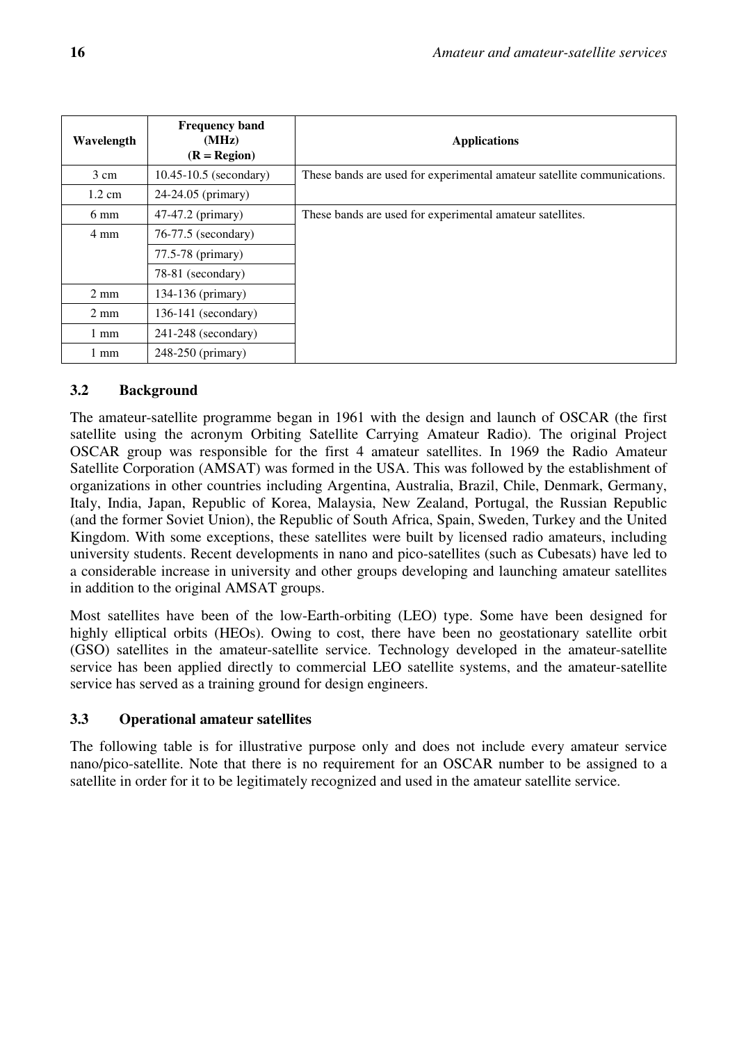| Wavelength | Frequency band (MHz) (R = Region) | Applications |
|---|---|---|
| 3 cm | 10.45-10.5 (secondary) | These bands are used for experimental amateur satellite communications. |
| 1.2 cm | 24-24.05 (primary) | |
| 6 mm | 47-47.2 (primary) | These bands are used for experimental amateur satellites. |
| 4 mm | 76-77.5 (secondary) | |
| | 77.5-78 (primary) | |
| | 78-81 (secondary) | |
| 2 mm | 134-136 (primary) | |
| 2 mm | 136-141 (secondary) | |
| 1 mm | 241-248 (secondary) | |
| 1 mm | 248-250 (primary) | |

### 3.2 Background

The amateur-satellite programme began in 1961 with the design and launch of OSCAR (the first satellite using the acronym Orbiting Satellite Carrying Amateur Radio). The original Project OSCAR group was responsible for the first 4 amateur satellites. In 1969 the Radio Amateur Satellite Corporation (AMSAT) was formed in the USA. This was followed by the establishment of organizations in other countries including Argentina, Australia, Brazil, Chile, Denmark, Germany, Italy, India, Japan, Republic of Korea, Malaysia, New Zealand, Portugal, the Russian Republic (and the former Soviet Union), the Republic of South Africa, Spain, Sweden, Turkey and the United Kingdom. With some exceptions, these satellites were built by licensed radio amateurs, including university students. Recent developments in nano and pico-satellites (such as Cubesats) have led to a considerable increase in university and other groups developing and launching amateur satellites in addition to the original AMSAT groups.

Most satellites have been of the low-Earth-orbiting (LEO) type. Some have been designed for highly elliptical orbits (HEOs). Owing to cost, there have been no geostationary satellite orbit (GSO) satellites in the amateur-satellite service. Technology developed in the amateur-satellite service has been applied directly to commercial LEO satellite systems, and the amateur-satellite service has served as a training ground for design engineers.

### 3.3 Operational amateur satellites

The following table is for illustrative purpose only and does not include every amateur service nano/pico-satellite. Note that there is no requirement for an OSCAR number to be assigned to a satellite in order for it to be legitimately recognized and used in the amateur satellite service.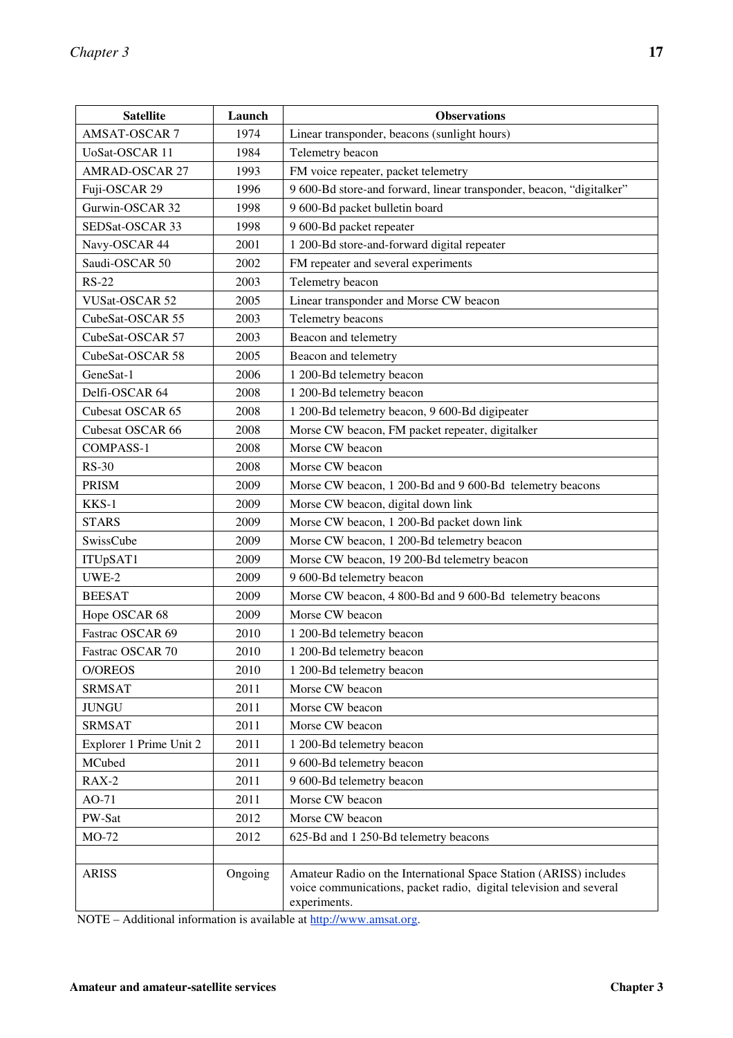| Satellite | Launch | Observations |
|---|---|---|
| AMSAT-OSCAR 7 | 1974 | Linear transponder, beacons (sunlight hours) |
| UoSat-OSCAR 11 | 1984 | Telemetry beacon |
| AMRAD-OSCAR 27 | 1993 | FM voice repeater, packet telemetry |
| Fuji-OSCAR 29 | 1996 | 9 600-Bd store-and forward, linear transponder, beacon, "digitalker" |
| Gurwin-OSCAR 32 | 1998 | 9 600-Bd packet bulletin board |
| SEDSat-OSCAR 33 | 1998 | 9 600-Bd packet repeater |
| Navy-OSCAR 44 | 2001 | 1 200-Bd store-and-forward digital repeater |
| Saudi-OSCAR 50 | 2002 | FM repeater and several experiments |
| RS-22 | 2003 | Telemetry beacon |
| VUSat-OSCAR 52 | 2005 | Linear transponder and Morse CW beacon |
| CubeSat-OSCAR 55 | 2003 | Telemetry beacons |
| CubeSat-OSCAR 57 | 2003 | Beacon and telemetry |
| CubeSat-OSCAR 58 | 2005 | Beacon and telemetry |
| GeneSat-1 | 2006 | 1 200-Bd telemetry beacon |
| Delfi-OSCAR 64 | 2008 | 1 200-Bd telemetry beacon |
| Cubesat OSCAR 65 | 2008 | 1 200-Bd telemetry beacon, 9 600-Bd digipeater |
| Cubesat OSCAR 66 | 2008 | Morse CW beacon, FM packet repeater, digitalker |
| COMPASS-1 | 2008 | Morse CW beacon |
| RS-30 | 2008 | Morse CW beacon |
| PRISM | 2009 | Morse CW beacon, 1 200-Bd and 9 600-Bd telemetry beacons |
| KKS-1 | 2009 | Morse CW beacon, digital down link |
| STARS | 2009 | Morse CW beacon, 1 200-Bd packet down link |
| SwissCube | 2009 | Morse CW beacon, 1 200-Bd telemetry beacon |
| ITUpSAT1 | 2009 | Morse CW beacon, 19 200-Bd telemetry beacon |
| UWE-2 | 2009 | 9 600-Bd telemetry beacon |
| BEESAT | 2009 | Morse CW beacon, 4 800-Bd and 9 600-Bd telemetry beacons |
| Hope OSCAR 68 | 2009 | Morse CW beacon |
| Fastrac OSCAR 69 | 2010 | 1 200-Bd telemetry beacon |
| Fastrac OSCAR 70 | 2010 | 1 200-Bd telemetry beacon |
| O/OREOS | 2010 | 1 200-Bd telemetry beacon |
| SRMSAT | 2011 | Morse CW beacon |
| JUNGU | 2011 | Morse CW beacon |
| SRMSAT | 2011 | Morse CW beacon |
| Explorer 1 Prime Unit 2 | 2011 | 1 200-Bd telemetry beacon |
| MCubed | 2011 | 9 600-Bd telemetry beacon |
| RAX-2 | 2011 | 9 600-Bd telemetry beacon |
| AO-71 | 2011 | Morse CW beacon |
| PW-Sat | 2012 | Morse CW beacon |
| MO-72 | 2012 | 625-Bd and 1 250-Bd telemetry beacons |
| | | |
| ARISS | Ongoing | Amateur Radio on the International Space Station (ARISS) includes voice communications, packet radio, digital television and several experiments. |

NOTE – Additional information is available at http://www.amsat.org.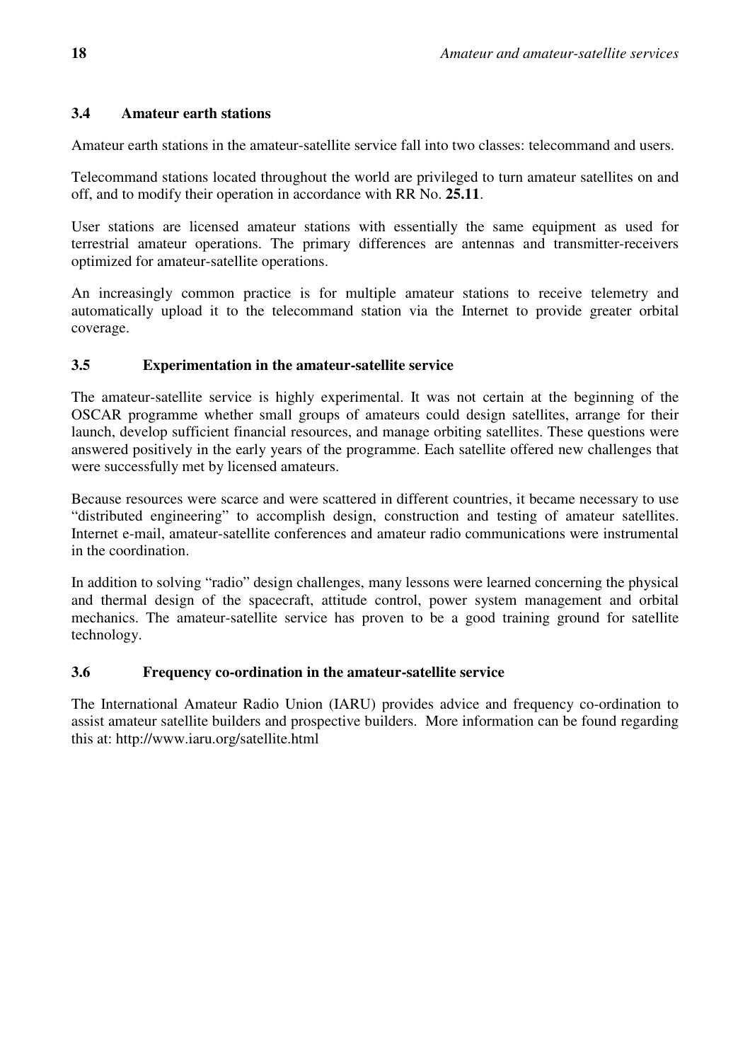### 3.4 Amateur earth stations

Amateur earth stations in the amateur-satellite service fall into two classes: telecommand and users.

Telecommand stations located throughout the world are privileged to turn amateur satellites on and off, and to modify their operation in accordance with RR No. **25.11**.

User stations are licensed amateur stations with essentially the same equipment as used for terrestrial amateur operations. The primary differences are antennas and transmitter-receivers optimized for amateur-satellite operations.

An increasingly common practice is for multiple amateur stations to receive telemetry and automatically upload it to the telecommand station via the Internet to provide greater orbital coverage.

### 3.5 Experimentation in the amateur-satellite service

The amateur-satellite service is highly experimental. It was not certain at the beginning of the OSCAR programme whether small groups of amateurs could design satellites, arrange for their launch, develop sufficient financial resources, and manage orbiting satellites. These questions were answered positively in the early years of the programme. Each satellite offered new challenges that were successfully met by licensed amateurs.

Because resources were scarce and were scattered in different countries, it became necessary to use "distributed engineering" to accomplish design, construction and testing of amateur satellites. Internet e-mail, amateur-satellite conferences and amateur radio communications were instrumental in the coordination.

In addition to solving "radio" design challenges, many lessons were learned concerning the physical and thermal design of the spacecraft, attitude control, power system management and orbital mechanics. The amateur-satellite service has proven to be a good training ground for satellite technology.

### 3.6 Frequency co-ordination in the amateur-satellite service

The International Amateur Radio Union (IARU) provides advice and frequency co-ordination to assist amateur satellite builders and prospective builders. More information can be found regarding this at: http://www.iaru.org/satellite.html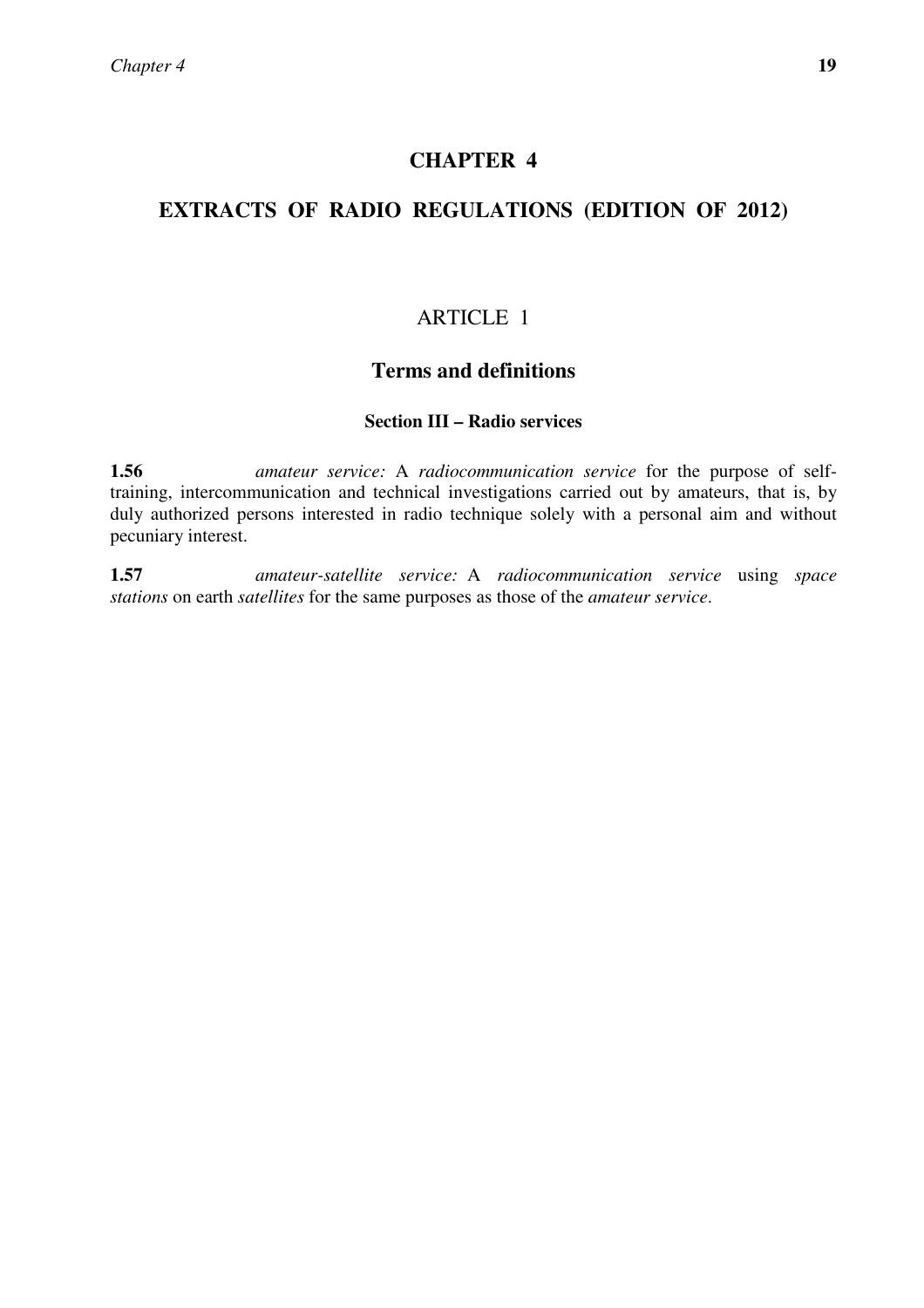# CHAPTER 4

# EXTRACTS OF RADIO REGULATIONS (EDITION OF 2012)

## ARTICLE 1

## Terms and definitions

### Section III – Radio services

**1.56** *amateur service:* A *radiocommunication service* for the purpose of self-training, intercommunication and technical investigations carried out by amateurs, that is, by duly authorized persons interested in radio technique solely with a personal aim and without pecuniary interest.

**1.57** *amateur-satellite service:* A *radiocommunication service* using *space stations* on earth *satellites* for the same purposes as those of the *amateur service*.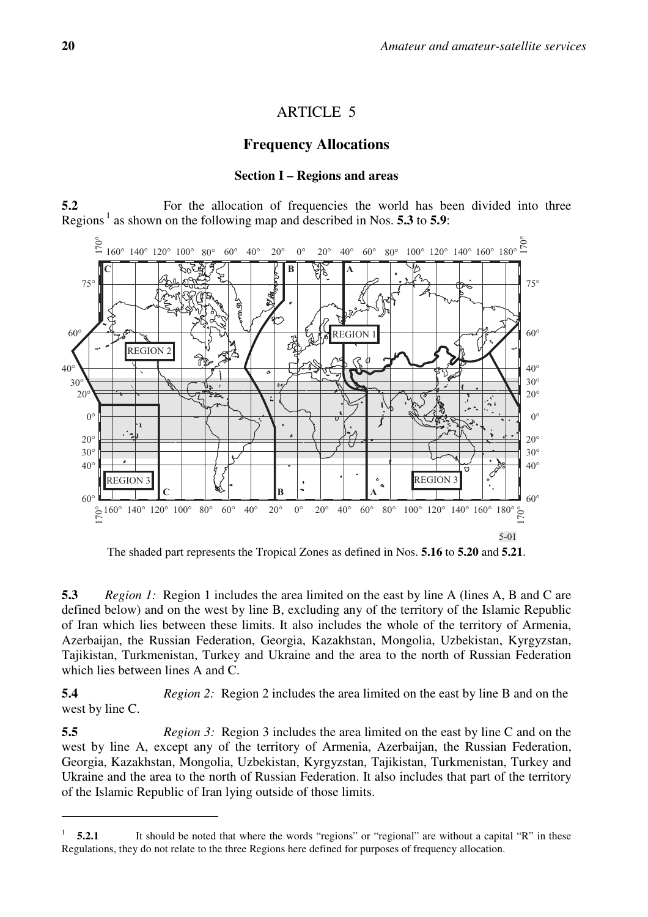# ARTICLE 5

## Frequency Allocations

### Section I – Regions and areas

**5.2** For the allocation of frequencies the world has been divided into three Regions [1] as shown on the following map and described in Nos. **5.3** to **5.9**:

The shaded part represents the Tropical Zones as defined in Nos. **5.16** to **5.20** and **5.21**.

**5.3** *Region 1:* Region 1 includes the area limited on the east by line A (lines A, B and C are defined below) and on the west by line B, excluding any of the territory of the Islamic Republic of Iran which lies between these limits. It also includes the whole of the territory of Armenia, Azerbaijan, the Russian Federation, Georgia, Kazakhstan, Mongolia, Uzbekistan, Kyrgyzstan, Tajikistan, Turkmenistan, Turkey and Ukraine and the area to the north of Russian Federation which lies between lines A and C.

**5.4** *Region 2:* Region 2 includes the area limited on the east by line B and on the west by line C.

**5.5** *Region 3:* Region 3 includes the area limited on the east by line C and on the west by line A, except any of the territory of Armenia, Azerbaijan, the Russian Federation, Georgia, Kazakhstan, Mongolia, Uzbekistan, Kyrgyzstan, Tajikistan, Turkmenistan, Turkey and Ukraine and the area to the north of Russian Federation. It also includes that part of the territory of the Islamic Republic of Iran lying outside of those limits.

---

[1] **5.2.1** It should be noted that where the words "regions" or "regional" are without a capital "R" in these Regulations, they do not relate to the three Regions here defined for purposes of frequency allocation.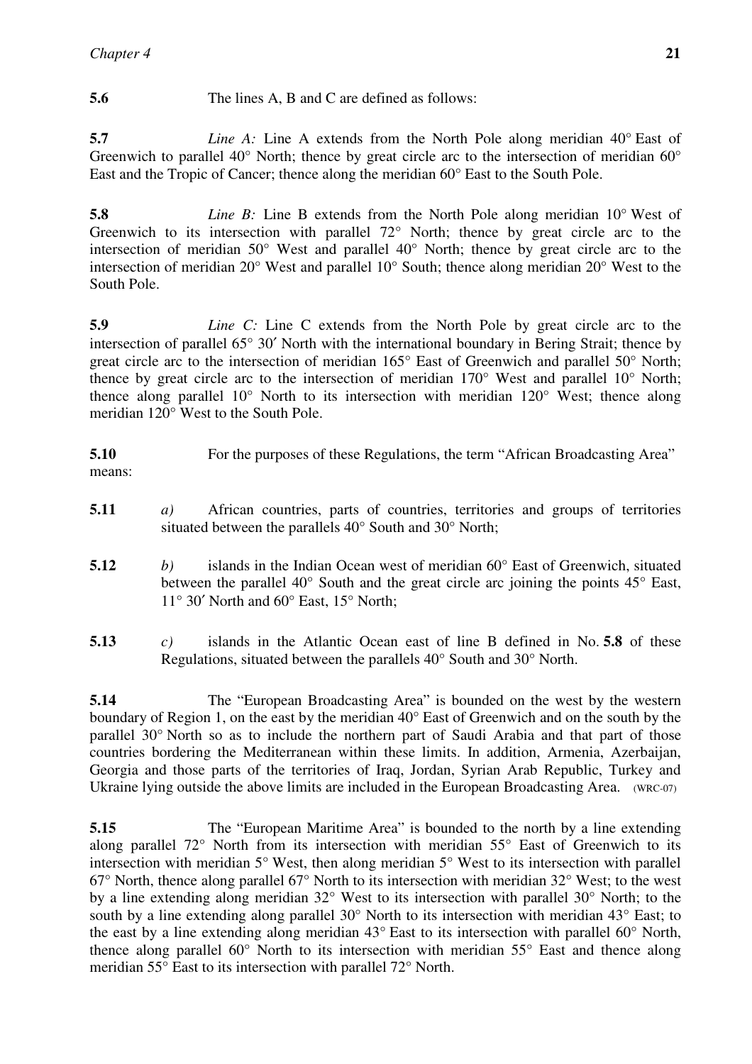**5.6** The lines A, B and C are defined as follows:

**5.7** *Line A:* Line A extends from the North Pole along meridian 40° East of Greenwich to parallel 40° North; thence by great circle arc to the intersection of meridian 60° East and the Tropic of Cancer; thence along the meridian 60° East to the South Pole.

**5.8** *Line B:* Line B extends from the North Pole along meridian 10° West of Greenwich to its intersection with parallel 72° North; thence by great circle arc to the intersection of meridian 50° West and parallel 40° North; thence by great circle arc to the intersection of meridian 20° West and parallel 10° South; thence along meridian 20° West to the South Pole.

**5.9** *Line C:* Line C extends from the North Pole by great circle arc to the intersection of parallel 65° 30′ North with the international boundary in Bering Strait; thence by great circle arc to the intersection of meridian 165° East of Greenwich and parallel 50° North; thence by great circle arc to the intersection of meridian 170° West and parallel 10° North; thence along parallel 10° North to its intersection with meridian 120° West; thence along meridian 120° West to the South Pole.

**5.10** For the purposes of these Regulations, the term "African Broadcasting Area" means:

**5.11** *a)* African countries, parts of countries, territories and groups of territories situated between the parallels 40° South and 30° North;

**5.12** *b)* islands in the Indian Ocean west of meridian 60° East of Greenwich, situated between the parallel 40° South and the great circle arc joining the points 45° East, 11° 30′ North and 60° East, 15° North;

**5.13** *c)* islands in the Atlantic Ocean east of line B defined in No. **5.8** of these Regulations, situated between the parallels 40° South and 30° North.

**5.14** The "European Broadcasting Area" is bounded on the west by the western boundary of Region 1, on the east by the meridian 40° East of Greenwich and on the south by the parallel 30° North so as to include the northern part of Saudi Arabia and that part of those countries bordering the Mediterranean within these limits. In addition, Armenia, Azerbaijan, Georgia and those parts of the territories of Iraq, Jordan, Syrian Arab Republic, Turkey and Ukraine lying outside the above limits are included in the European Broadcasting Area. (WRC-07)

**5.15** The "European Maritime Area" is bounded to the north by a line extending along parallel 72° North from its intersection with meridian 55° East of Greenwich to its intersection with meridian 5° West, then along meridian 5° West to its intersection with parallel 67° North, thence along parallel 67° North to its intersection with meridian 32° West; to the west by a line extending along meridian 32° West to its intersection with parallel 30° North; to the south by a line extending along parallel 30° North to its intersection with meridian 43° East; to the east by a line extending along meridian 43° East to its intersection with parallel 60° North, thence along parallel 60° North to its intersection with meridian 55° East and thence along meridian 55° East to its intersection with parallel 72° North.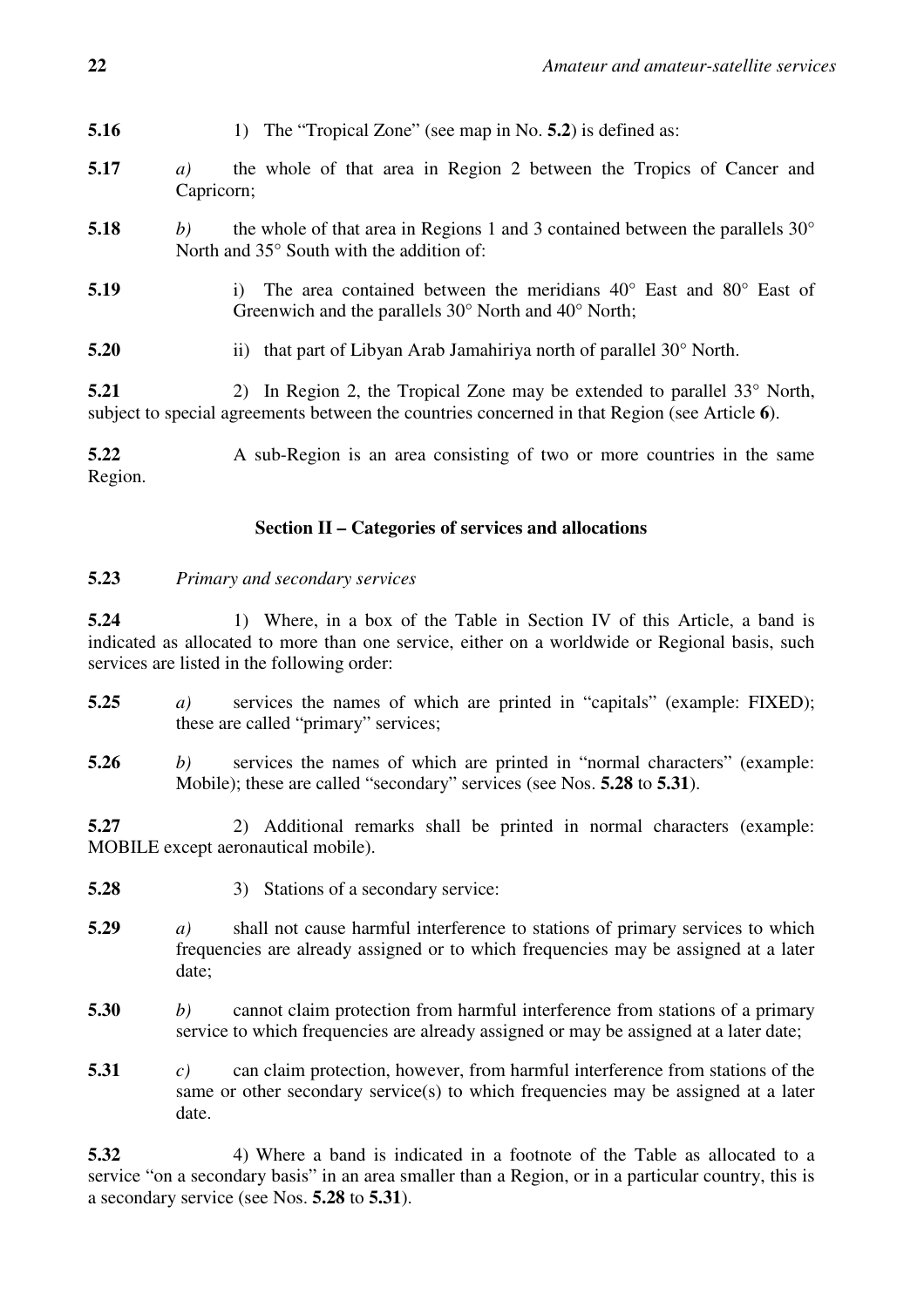**5.16** 1) The "Tropical Zone" (see map in No. **5.2**) is defined as:

**5.17** *a)* the whole of that area in Region 2 between the Tropics of Cancer and Capricorn;

**5.18** *b)* the whole of that area in Regions 1 and 3 contained between the parallels 30° North and 35° South with the addition of:

**5.19** i) The area contained between the meridians 40° East and 80° East of Greenwich and the parallels 30° North and 40° North;

**5.20** ii) that part of Libyan Arab Jamahiriya north of parallel 30° North.

**5.21** 2) In Region 2, the Tropical Zone may be extended to parallel 33° North, subject to special agreements between the countries concerned in that Region (see Article **6**).

**5.22** A sub-Region is an area consisting of two or more countries in the same Region.

### Section II – Categories of services and allocations

**5.23** *Primary and secondary services*

**5.24** 1) Where, in a box of the Table in Section IV of this Article, a band is indicated as allocated to more than one service, either on a worldwide or Regional basis, such services are listed in the following order:

**5.25** *a)* services the names of which are printed in "capitals" (example: FIXED); these are called "primary" services;

**5.26** *b)* services the names of which are printed in "normal characters" (example: Mobile); these are called "secondary" services (see Nos. **5.28** to **5.31**).

**5.27** 2) Additional remarks shall be printed in normal characters (example: MOBILE except aeronautical mobile).

**5.28** 3) Stations of a secondary service:

**5.29** *a)* shall not cause harmful interference to stations of primary services to which frequencies are already assigned or to which frequencies may be assigned at a later date;

**5.30** *b)* cannot claim protection from harmful interference from stations of a primary service to which frequencies are already assigned or may be assigned at a later date;

**5.31** *c)* can claim protection, however, from harmful interference from stations of the same or other secondary service(s) to which frequencies may be assigned at a later date.

**5.32** 4) Where a band is indicated in a footnote of the Table as allocated to a service "on a secondary basis" in an area smaller than a Region, or in a particular country, this is a secondary service (see Nos. **5.28** to **5.31**).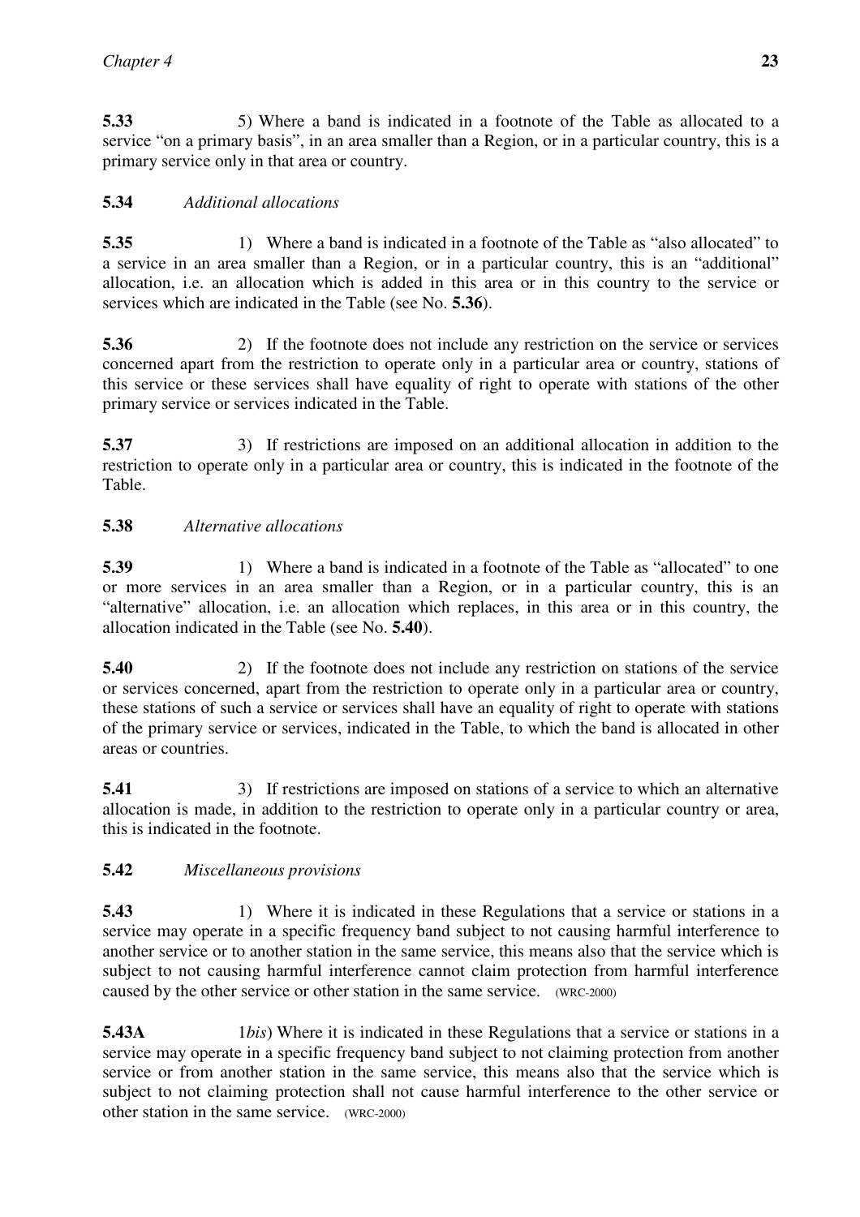**5.33** 5) Where a band is indicated in a footnote of the Table as allocated to a service "on a primary basis", in an area smaller than a Region, or in a particular country, this is a primary service only in that area or country.

**5.34** *Additional allocations*

**5.35** 1) Where a band is indicated in a footnote of the Table as "also allocated" to a service in an area smaller than a Region, or in a particular country, this is an "additional" allocation, i.e. an allocation which is added in this area or in this country to the service or services which are indicated in the Table (see No. **5.36**).

**5.36** 2) If the footnote does not include any restriction on the service or services concerned apart from the restriction to operate only in a particular area or country, stations of this service or these services shall have equality of right to operate with stations of the other primary service or services indicated in the Table.

**5.37** 3) If restrictions are imposed on an additional allocation in addition to the restriction to operate only in a particular area or country, this is indicated in the footnote of the Table.

**5.38** *Alternative allocations*

**5.39** 1) Where a band is indicated in a footnote of the Table as "allocated" to one or more services in an area smaller than a Region, or in a particular country, this is an "alternative" allocation, i.e. an allocation which replaces, in this area or in this country, the allocation indicated in the Table (see No. **5.40**).

**5.40** 2) If the footnote does not include any restriction on stations of the service or services concerned, apart from the restriction to operate only in a particular area or country, these stations of such a service or services shall have an equality of right to operate with stations of the primary service or services, indicated in the Table, to which the band is allocated in other areas or countries.

**5.41** 3) If restrictions are imposed on stations of a service to which an alternative allocation is made, in addition to the restriction to operate only in a particular country or area, this is indicated in the footnote.

**5.42** *Miscellaneous provisions*

**5.43** 1) Where it is indicated in these Regulations that a service or stations in a service may operate in a specific frequency band subject to not causing harmful interference to another service or to another station in the same service, this means also that the service which is subject to not causing harmful interference cannot claim protection from harmful interference caused by the other service or other station in the same service. (WRC-2000)

**5.43A** 1*bis*) Where it is indicated in these Regulations that a service or stations in a service may operate in a specific frequency band subject to not claiming protection from another service or from another station in the same service, this means also that the service which is subject to not claiming protection shall not cause harmful interference to the other service or other station in the same service. (WRC-2000)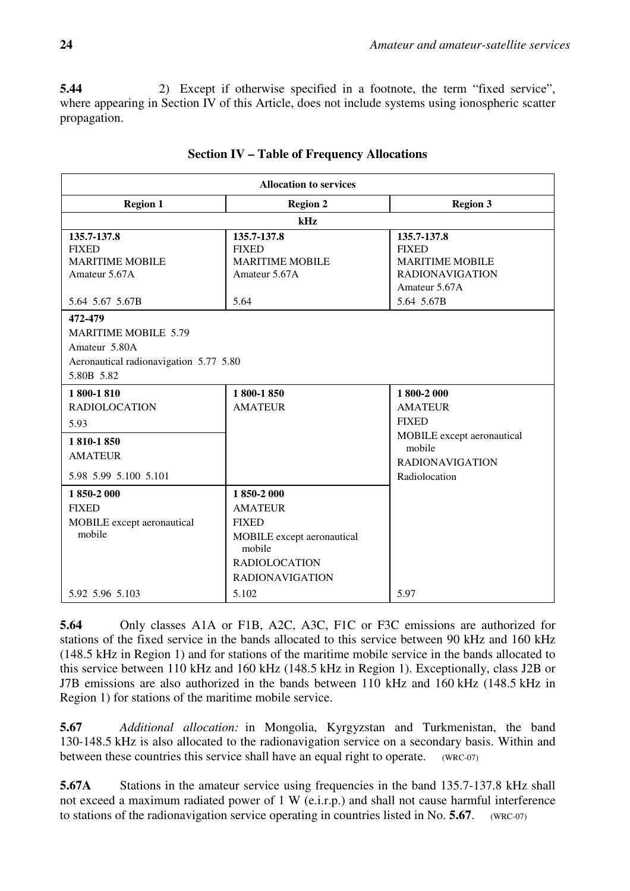**5.44** 2) Except if otherwise specified in a footnote, the term "fixed service", where appearing in Section IV of this Article, does not include systems using ionospheric scatter propagation.

## Section IV – Table of Frequency Allocations

| Allocation to services | | |
|---|---|---|
| **Region 1** | **Region 2** | **Region 3** |
| **kHz** | | |
| **135.7-137.8**<br>FIXED<br>MARITIME MOBILE<br>Amateur 5.67A<br><br>5.64 5.67 5.67B | **135.7-137.8**<br>FIXED<br>MARITIME MOBILE<br>Amateur 5.67A<br><br>5.64 | **135.7-137.8**<br>FIXED<br>MARITIME MOBILE<br>RADIONAVIGATION<br>Amateur 5.67A<br>5.64 5.67B |
| **472-479**<br>MARITIME MOBILE 5.79<br>Amateur 5.80A<br>Aeronautical radionavigation 5.77 5.80<br>5.80B 5.82 | | |
| **1 800-1 810**<br>RADIOLOCATION<br>5.93<br>**1 810-1 850**<br>AMATEUR<br>5.98 5.99 5.100 5.101 | **1 800-1 850**<br>AMATEUR | **1 800-2 000**<br>AMATEUR<br>FIXED<br>MOBILE except aeronautical mobile<br>RADIONAVIGATION<br>Radiolocation<br><br>5.97 |
| **1 850-2 000**<br>FIXED<br>MOBILE except aeronautical mobile<br><br>5.92 5.96 5.103 | **1 850-2 000**<br>AMATEUR<br>FIXED<br>MOBILE except aeronautical mobile<br>RADIOLOCATION<br>RADIONAVIGATION<br>5.102 | |

**5.64** Only classes A1A or F1B, A2C, A3C, F1C or F3C emissions are authorized for stations of the fixed service in the bands allocated to this service between 90 kHz and 160 kHz (148.5 kHz in Region 1) and for stations of the maritime mobile service in the bands allocated to this service between 110 kHz and 160 kHz (148.5 kHz in Region 1). Exceptionally, class J2B or J7B emissions are also authorized in the bands between 110 kHz and 160 kHz (148.5 kHz in Region 1) for stations of the maritime mobile service.

**5.67** *Additional allocation:* in Mongolia, Kyrgyzstan and Turkmenistan, the band 130-148.5 kHz is also allocated to the radionavigation service on a secondary basis. Within and between these countries this service shall have an equal right to operate. (WRC-07)

**5.67A** Stations in the amateur service using frequencies in the band 135.7-137.8 kHz shall not exceed a maximum radiated power of 1 W (e.i.r.p.) and shall not cause harmful interference to stations of the radionavigation service operating in countries listed in No. **5.67**. (WRC-07)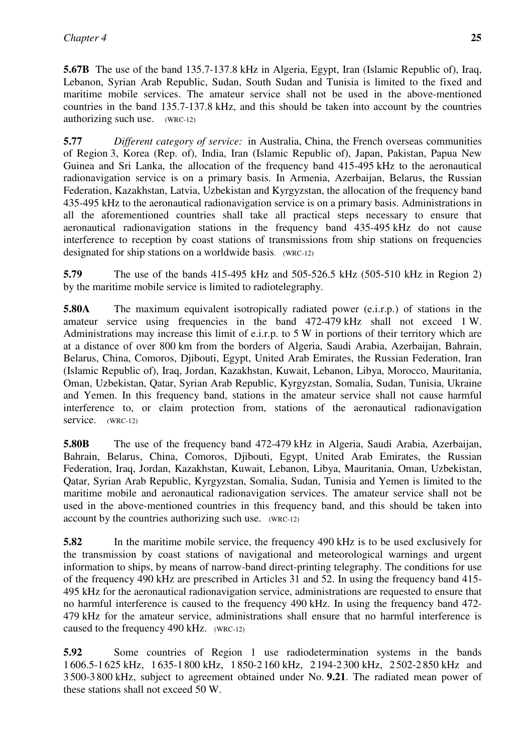**5.67B** The use of the band 135.7-137.8 kHz in Algeria, Egypt, Iran (Islamic Republic of), Iraq, Lebanon, Syrian Arab Republic, Sudan, South Sudan and Tunisia is limited to the fixed and maritime mobile services. The amateur service shall not be used in the above-mentioned countries in the band 135.7-137.8 kHz, and this should be taken into account by the countries authorizing such use. (WRC-12)

**5.77** *Different category of service:* in Australia, China, the French overseas communities of Region 3, Korea (Rep. of), India, Iran (Islamic Republic of), Japan, Pakistan, Papua New Guinea and Sri Lanka, the allocation of the frequency band 415-495 kHz to the aeronautical radionavigation service is on a primary basis. In Armenia, Azerbaijan, Belarus, the Russian Federation, Kazakhstan, Latvia, Uzbekistan and Kyrgyzstan, the allocation of the frequency band 435-495 kHz to the aeronautical radionavigation service is on a primary basis. Administrations in all the aforementioned countries shall take all practical steps necessary to ensure that aeronautical radionavigation stations in the frequency band 435-495 kHz do not cause interference to reception by coast stations of transmissions from ship stations on frequencies designated for ship stations on a worldwide basis. (WRC-12)

**5.79** The use of the bands 415-495 kHz and 505-526.5 kHz (505-510 kHz in Region 2) by the maritime mobile service is limited to radiotelegraphy.

**5.80A** The maximum equivalent isotropically radiated power (e.i.r.p.) of stations in the amateur service using frequencies in the band 472-479 kHz shall not exceed 1 W. Administrations may increase this limit of e.i.r.p. to 5 W in portions of their territory which are at a distance of over 800 km from the borders of Algeria, Saudi Arabia, Azerbaijan, Bahrain, Belarus, China, Comoros, Djibouti, Egypt, United Arab Emirates, the Russian Federation, Iran (Islamic Republic of), Iraq, Jordan, Kazakhstan, Kuwait, Lebanon, Libya, Morocco, Mauritania, Oman, Uzbekistan, Qatar, Syrian Arab Republic, Kyrgyzstan, Somalia, Sudan, Tunisia, Ukraine and Yemen. In this frequency band, stations in the amateur service shall not cause harmful interference to, or claim protection from, stations of the aeronautical radionavigation service. (WRC-12)

**5.80B** The use of the frequency band 472-479 kHz in Algeria, Saudi Arabia, Azerbaijan, Bahrain, Belarus, China, Comoros, Djibouti, Egypt, United Arab Emirates, the Russian Federation, Iraq, Jordan, Kazakhstan, Kuwait, Lebanon, Libya, Mauritania, Oman, Uzbekistan, Qatar, Syrian Arab Republic, Kyrgyzstan, Somalia, Sudan, Tunisia and Yemen is limited to the maritime mobile and aeronautical radionavigation services. The amateur service shall not be used in the above-mentioned countries in this frequency band, and this should be taken into account by the countries authorizing such use. (WRC-12)

**5.82** In the maritime mobile service, the frequency 490 kHz is to be used exclusively for the transmission by coast stations of navigational and meteorological warnings and urgent information to ships, by means of narrow-band direct-printing telegraphy. The conditions for use of the frequency 490 kHz are prescribed in Articles 31 and 52. In using the frequency band 415-495 kHz for the aeronautical radionavigation service, administrations are requested to ensure that no harmful interference is caused to the frequency 490 kHz. In using the frequency band 472-479 kHz for the amateur service, administrations shall ensure that no harmful interference is caused to the frequency 490 kHz. (WRC-12)

**5.92** Some countries of Region 1 use radiodetermination systems in the bands 1 606.5-1 625 kHz, 1 635-1 800 kHz, 1 850-2 160 kHz, 2 194-2 300 kHz, 2 502-2 850 kHz and 3 500-3 800 kHz, subject to agreement obtained under No. **9.21**. The radiated mean power of these stations shall not exceed 50 W.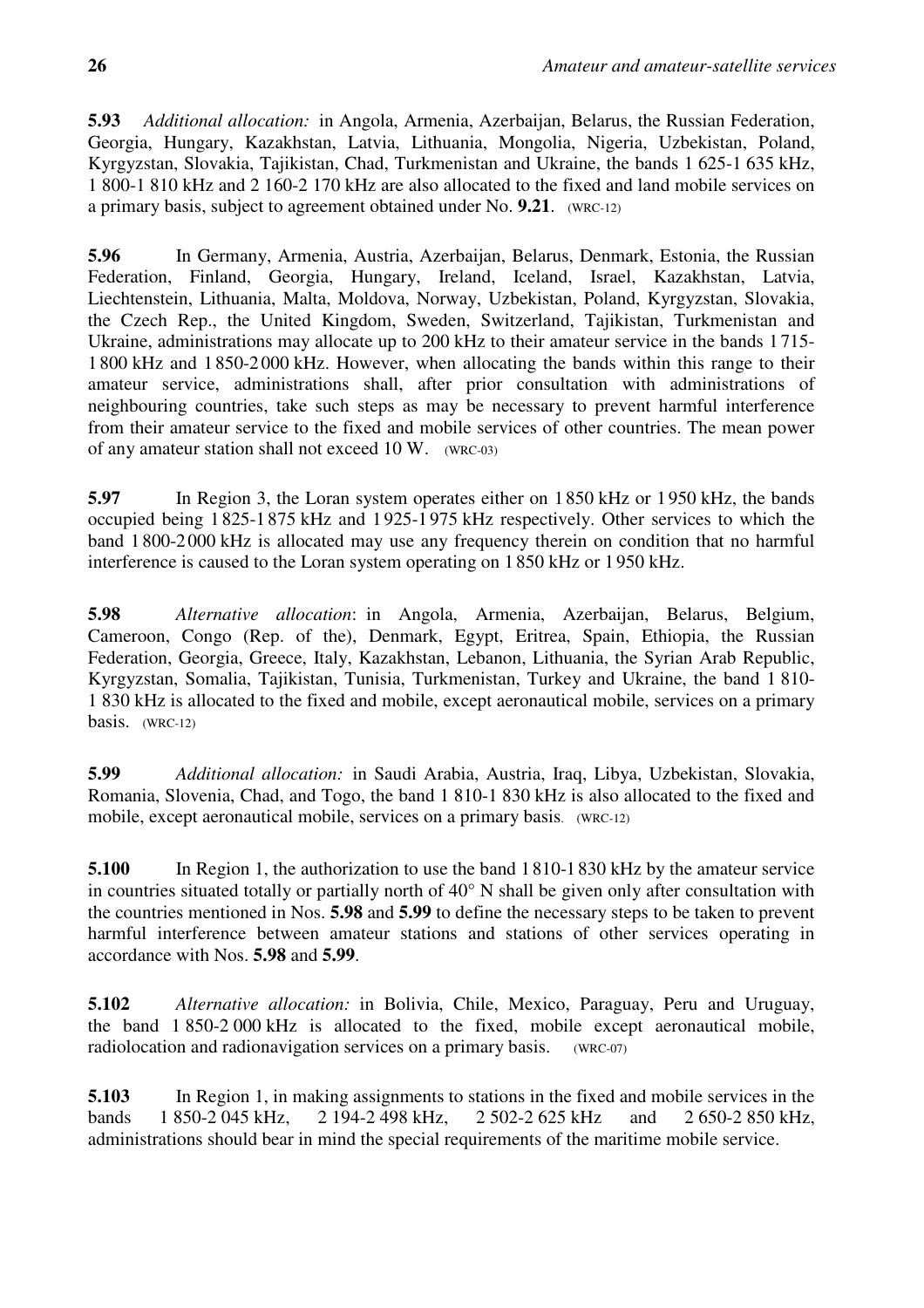**5.93** *Additional allocation:* in Angola, Armenia, Azerbaijan, Belarus, the Russian Federation, Georgia, Hungary, Kazakhstan, Latvia, Lithuania, Mongolia, Nigeria, Uzbekistan, Poland, Kyrgyzstan, Slovakia, Tajikistan, Chad, Turkmenistan and Ukraine, the bands 1 625-1 635 kHz, 1 800-1 810 kHz and 2 160-2 170 kHz are also allocated to the fixed and land mobile services on a primary basis, subject to agreement obtained under No. **9.21**. (WRC-12)

**5.96** In Germany, Armenia, Austria, Azerbaijan, Belarus, Denmark, Estonia, the Russian Federation, Finland, Georgia, Hungary, Ireland, Iceland, Israel, Kazakhstan, Latvia, Liechtenstein, Lithuania, Malta, Moldova, Norway, Uzbekistan, Poland, Kyrgyzstan, Slovakia, the Czech Rep., the United Kingdom, Sweden, Switzerland, Tajikistan, Turkmenistan and Ukraine, administrations may allocate up to 200 kHz to their amateur service in the bands 1 715-1 800 kHz and 1 850-2 000 kHz. However, when allocating the bands within this range to their amateur service, administrations shall, after prior consultation with administrations of neighbouring countries, take such steps as may be necessary to prevent harmful interference from their amateur service to the fixed and mobile services of other countries. The mean power of any amateur station shall not exceed 10 W. (WRC-03)

**5.97** In Region 3, the Loran system operates either on 1 850 kHz or 1 950 kHz, the bands occupied being 1 825-1 875 kHz and 1 925-1 975 kHz respectively. Other services to which the band 1 800-2 000 kHz is allocated may use any frequency therein on condition that no harmful interference is caused to the Loran system operating on 1 850 kHz or 1 950 kHz.

**5.98** *Alternative allocation*: in Angola, Armenia, Azerbaijan, Belarus, Belgium, Cameroon, Congo (Rep. of the), Denmark, Egypt, Eritrea, Spain, Ethiopia, the Russian Federation, Georgia, Greece, Italy, Kazakhstan, Lebanon, Lithuania, the Syrian Arab Republic, Kyrgyzstan, Somalia, Tajikistan, Tunisia, Turkmenistan, Turkey and Ukraine, the band 1 810-1 830 kHz is allocated to the fixed and mobile, except aeronautical mobile, services on a primary basis. (WRC-12)

**5.99** *Additional allocation:* in Saudi Arabia, Austria, Iraq, Libya, Uzbekistan, Slovakia, Romania, Slovenia, Chad, and Togo, the band 1 810-1 830 kHz is also allocated to the fixed and mobile, except aeronautical mobile, services on a primary basis. (WRC-12)

**5.100** In Region 1, the authorization to use the band 1 810-1 830 kHz by the amateur service in countries situated totally or partially north of 40° N shall be given only after consultation with the countries mentioned in Nos. **5.98** and **5.99** to define the necessary steps to be taken to prevent harmful interference between amateur stations and stations of other services operating in accordance with Nos. **5.98** and **5.99**.

**5.102** *Alternative allocation:* in Bolivia, Chile, Mexico, Paraguay, Peru and Uruguay, the band 1 850-2 000 kHz is allocated to the fixed, mobile except aeronautical mobile, radiolocation and radionavigation services on a primary basis. (WRC-07)

**5.103** In Region 1, in making assignments to stations in the fixed and mobile services in the bands 1 850-2 045 kHz, 2 194-2 498 kHz, 2 502-2 625 kHz and 2 650-2 850 kHz, administrations should bear in mind the special requirements of the maritime mobile service.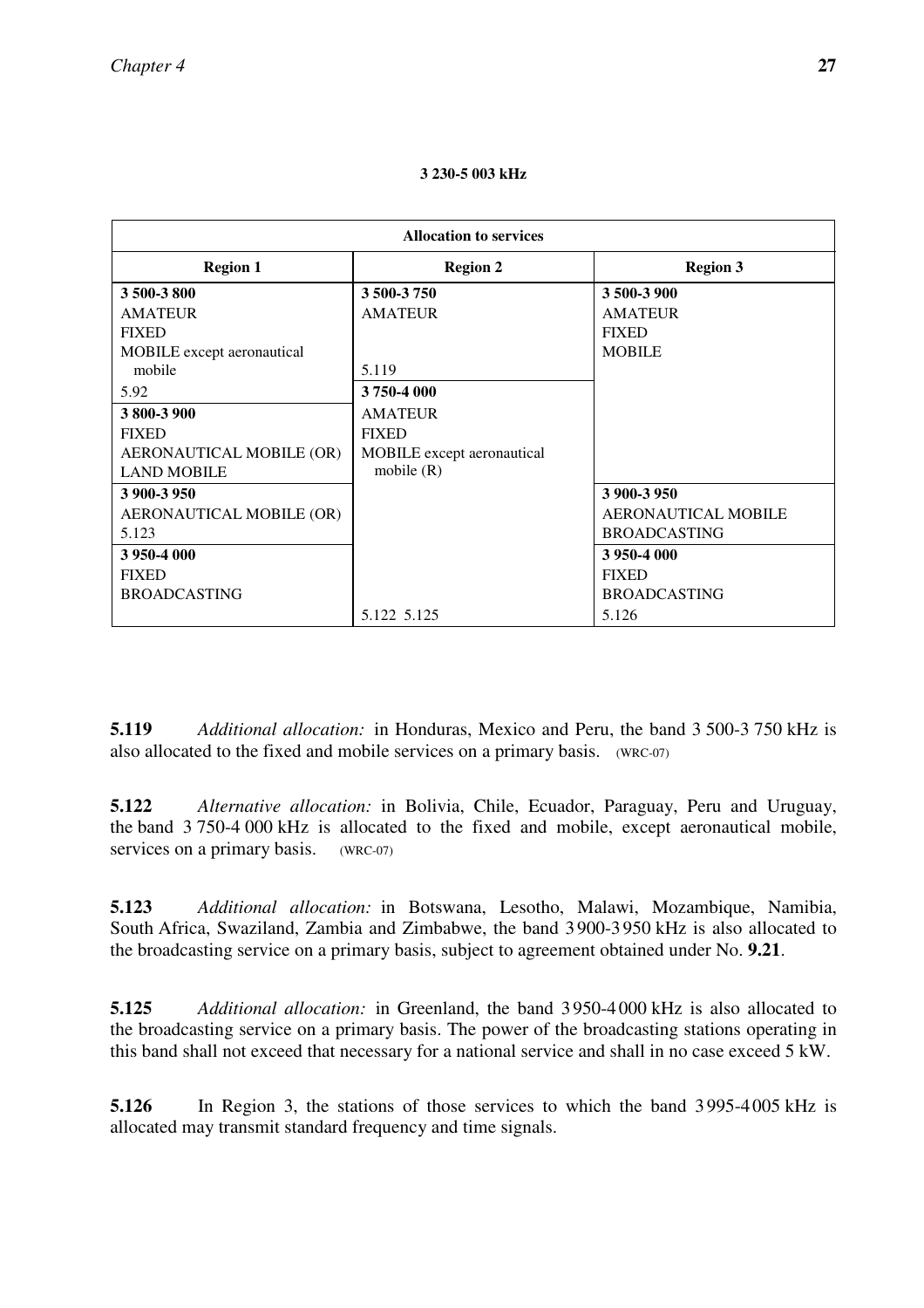**3 230-5 003 kHz**

| Allocation to services | | |
|---|---|---|
| **Region 1** | **Region 2** | **Region 3** |
| **3 500-3 800**<br>AMATEUR<br>FIXED<br>MOBILE except aeronautical mobile<br>5.92 | **3 500-3 750**<br>AMATEUR<br>5.119 | **3 500-3 900**<br>AMATEUR<br>FIXED<br>MOBILE |
| **3 800-3 900**<br>FIXED<br>AERONAUTICAL MOBILE (OR)<br>LAND MOBILE | **3 750-4 000**<br>AMATEUR<br>FIXED<br>MOBILE except aeronautical mobile (R) | |
| **3 900-3 950**<br>AERONAUTICAL MOBILE (OR)<br>5.123 | | **3 900-3 950**<br>AERONAUTICAL MOBILE<br>BROADCASTING |
| **3 950-4 000**<br>FIXED<br>BROADCASTING | 5.122 5.125 | **3 950-4 000**<br>FIXED<br>BROADCASTING<br>5.126 |

**5.119** *Additional allocation:* in Honduras, Mexico and Peru, the band 3 500-3 750 kHz is also allocated to the fixed and mobile services on a primary basis. (WRC-07)

**5.122** *Alternative allocation:* in Bolivia, Chile, Ecuador, Paraguay, Peru and Uruguay, the band 3 750-4 000 kHz is allocated to the fixed and mobile, except aeronautical mobile, services on a primary basis. (WRC-07)

**5.123** *Additional allocation:* in Botswana, Lesotho, Malawi, Mozambique, Namibia, South Africa, Swaziland, Zambia and Zimbabwe, the band 3 900-3 950 kHz is also allocated to the broadcasting service on a primary basis, subject to agreement obtained under No. **9.21**.

**5.125** *Additional allocation:* in Greenland, the band 3 950-4 000 kHz is also allocated to the broadcasting service on a primary basis. The power of the broadcasting stations operating in this band shall not exceed that necessary for a national service and shall in no case exceed 5 kW.

**5.126** In Region 3, the stations of those services to which the band 3 995-4 005 kHz is allocated may transmit standard frequency and time signals.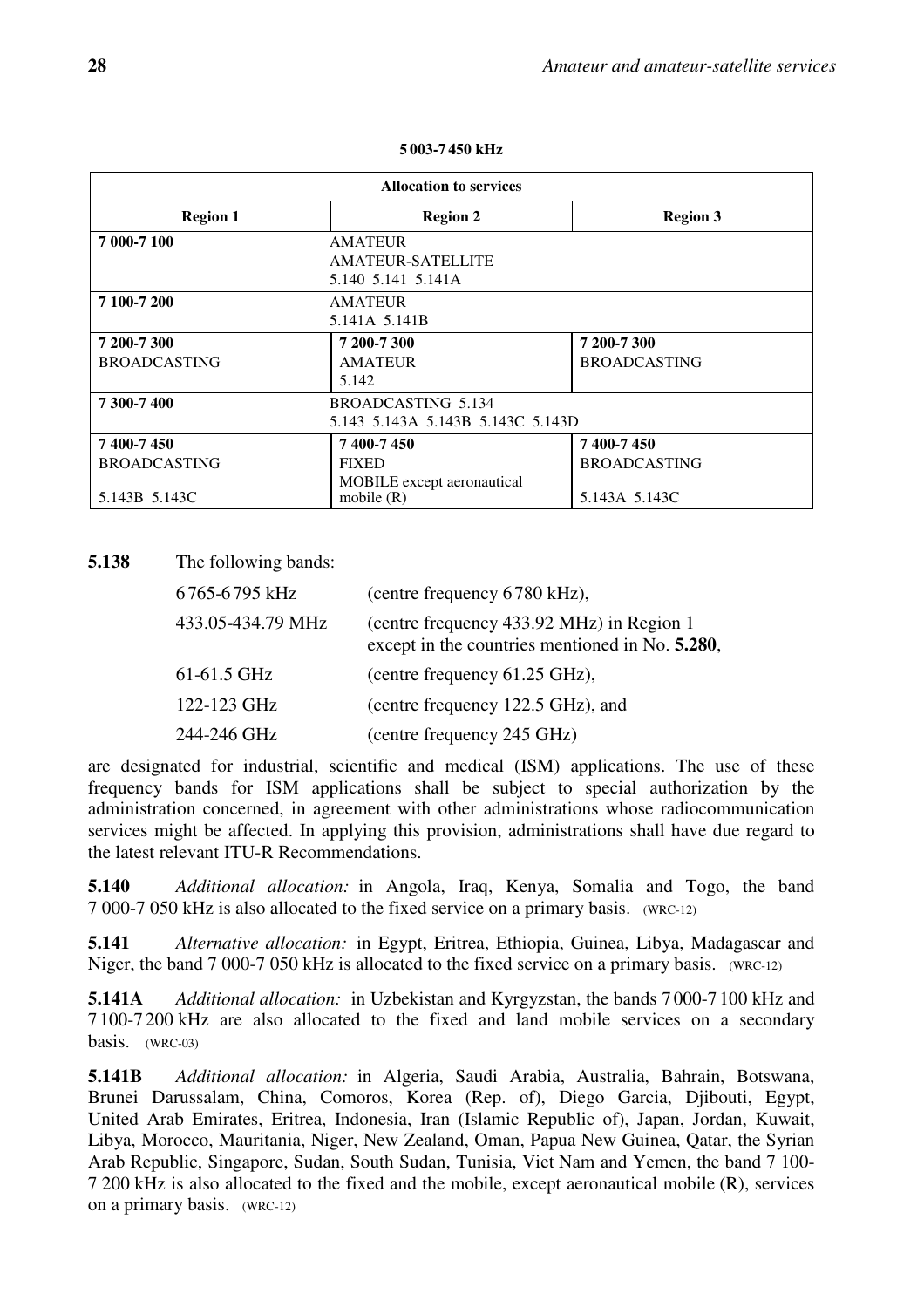**5 003-7 450 kHz**

| Allocation to services | | |
|---|---|---|
| **Region 1** | **Region 2** | **Region 3** |
| **7 000-7 100** | AMATEUR<br>AMATEUR-SATELLITE<br>5.140 5.141 5.141A | |
| **7 100-7 200** | AMATEUR<br>5.141A 5.141B | |
| **7 200-7 300**<br>BROADCASTING | **7 200-7 300**<br>AMATEUR<br>5.142 | **7 200-7 300**<br>BROADCASTING |
| **7 300-7 400** | BROADCASTING 5.134<br>5.143 5.143A 5.143B 5.143C 5.143D | |
| **7 400-7 450**<br>BROADCASTING<br>5.143B 5.143C | **7 400-7 450**<br>FIXED<br>MOBILE except aeronautical mobile (R) | **7 400-7 450**<br>BROADCASTING<br>5.143A 5.143C |

**5.138** The following bands:

| | |
|---|---|
| 6 765-6 795 kHz | (centre frequency 6 780 kHz), |
| 433.05-434.79 MHz | (centre frequency 433.92 MHz) in Region 1 except in the countries mentioned in No. **5.280**, |
| 61-61.5 GHz | (centre frequency 61.25 GHz), |
| 122-123 GHz | (centre frequency 122.5 GHz), and |
| 244-246 GHz | (centre frequency 245 GHz) |

are designated for industrial, scientific and medical (ISM) applications. The use of these frequency bands for ISM applications shall be subject to special authorization by the administration concerned, in agreement with other administrations whose radiocommunication services might be affected. In applying this provision, administrations shall have due regard to the latest relevant ITU-R Recommendations.

**5.140** *Additional allocation:* in Angola, Iraq, Kenya, Somalia and Togo, the band 7 000-7 050 kHz is also allocated to the fixed service on a primary basis. (WRC-12)

**5.141** *Alternative allocation:* in Egypt, Eritrea, Ethiopia, Guinea, Libya, Madagascar and Niger, the band 7 000-7 050 kHz is allocated to the fixed service on a primary basis. (WRC-12)

**5.141A** *Additional allocation:* in Uzbekistan and Kyrgyzstan, the bands 7 000-7 100 kHz and 7 100-7 200 kHz are also allocated to the fixed and land mobile services on a secondary basis. (WRC-03)

**5.141B** *Additional allocation:* in Algeria, Saudi Arabia, Australia, Bahrain, Botswana, Brunei Darussalam, China, Comoros, Korea (Rep. of), Diego Garcia, Djibouti, Egypt, United Arab Emirates, Eritrea, Indonesia, Iran (Islamic Republic of), Japan, Jordan, Kuwait, Libya, Morocco, Mauritania, Niger, New Zealand, Oman, Papua New Guinea, Qatar, the Syrian Arab Republic, Singapore, Sudan, South Sudan, Tunisia, Viet Nam and Yemen, the band 7 100-7 200 kHz is also allocated to the fixed and the mobile, except aeronautical mobile (R), services on a primary basis. (WRC-12)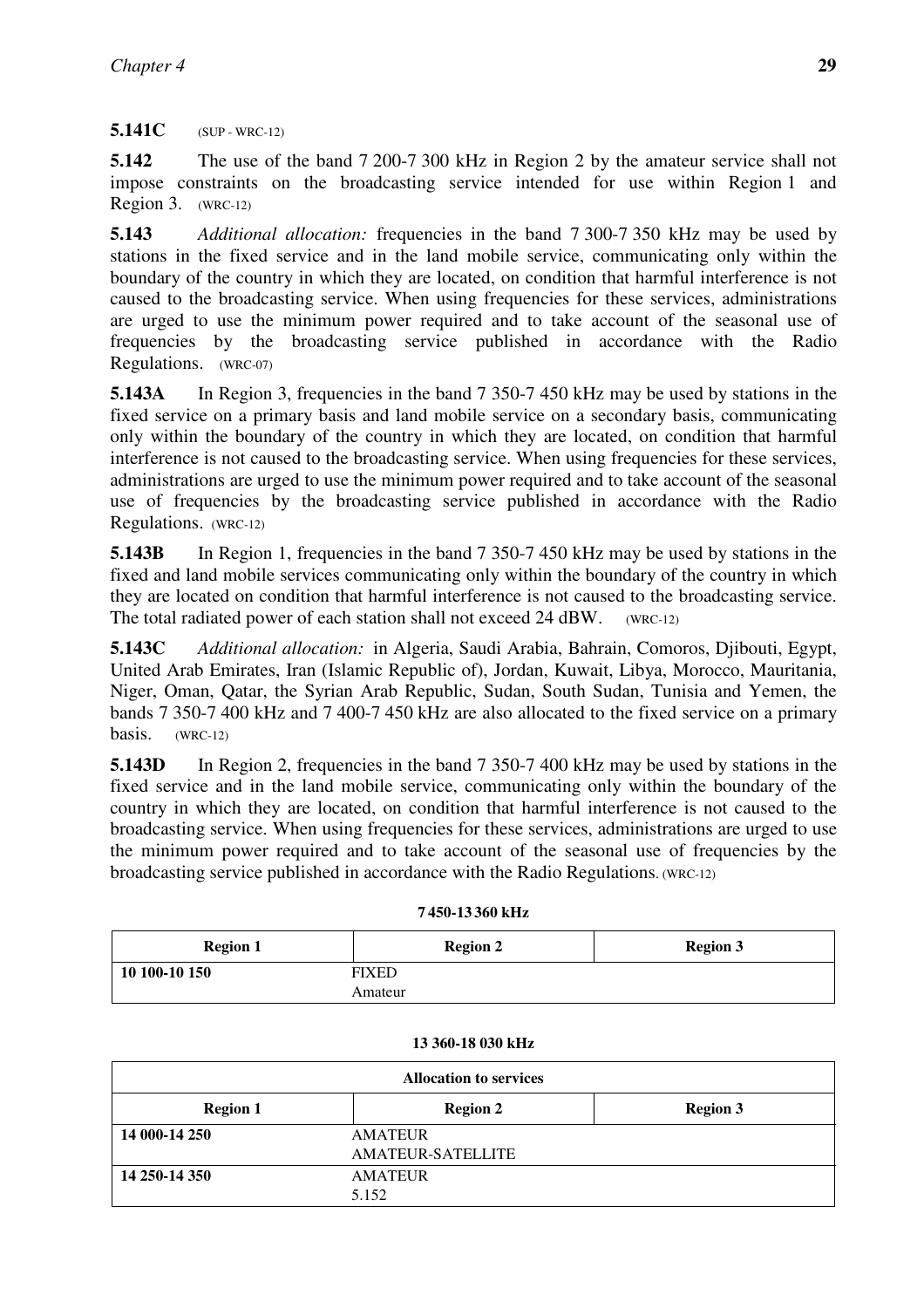**5.141C** (SUP - WRC-12)

**5.142** The use of the band 7 200-7 300 kHz in Region 2 by the amateur service shall not impose constraints on the broadcasting service intended for use within Region 1 and Region 3. (WRC-12)

**5.143** *Additional allocation:* frequencies in the band 7 300-7 350 kHz may be used by stations in the fixed service and in the land mobile service, communicating only within the boundary of the country in which they are located, on condition that harmful interference is not caused to the broadcasting service. When using frequencies for these services, administrations are urged to use the minimum power required and to take account of the seasonal use of frequencies by the broadcasting service published in accordance with the Radio Regulations. (WRC-07)

**5.143A** In Region 3, frequencies in the band 7 350-7 450 kHz may be used by stations in the fixed service on a primary basis and land mobile service on a secondary basis, communicating only within the boundary of the country in which they are located, on condition that harmful interference is not caused to the broadcasting service. When using frequencies for these services, administrations are urged to use the minimum power required and to take account of the seasonal use of frequencies by the broadcasting service published in accordance with the Radio Regulations. (WRC-12)

**5.143B** In Region 1, frequencies in the band 7 350-7 450 kHz may be used by stations in the fixed and land mobile services communicating only within the boundary of the country in which they are located on condition that harmful interference is not caused to the broadcasting service. The total radiated power of each station shall not exceed 24 dBW. (WRC-12)

**5.143C** *Additional allocation:* in Algeria, Saudi Arabia, Bahrain, Comoros, Djibouti, Egypt, United Arab Emirates, Iran (Islamic Republic of), Jordan, Kuwait, Libya, Morocco, Mauritania, Niger, Oman, Qatar, the Syrian Arab Republic, Sudan, South Sudan, Tunisia and Yemen, the bands 7 350-7 400 kHz and 7 400-7 450 kHz are also allocated to the fixed service on a primary basis. (WRC-12)

**5.143D** In Region 2, frequencies in the band 7 350-7 400 kHz may be used by stations in the fixed service and in the land mobile service, communicating only within the boundary of the country in which they are located, on condition that harmful interference is not caused to the broadcasting service. When using frequencies for these services, administrations are urged to use the minimum power required and to take account of the seasonal use of frequencies by the broadcasting service published in accordance with the Radio Regulations. (WRC-12)

**7 450-13 360 kHz**

| Region 1 | Region 2 | Region 3 |
|---|---|---|
| **10 100-10 150** | FIXED<br>Amateur | |

**13 360-18 030 kHz**

| Allocation to services | | |
|---|---|---|
| **Region 1** | **Region 2** | **Region 3** |
| **14 000-14 250** | AMATEUR<br>AMATEUR-SATELLITE | |
| **14 250-14 350** | AMATEUR<br>5.152 | |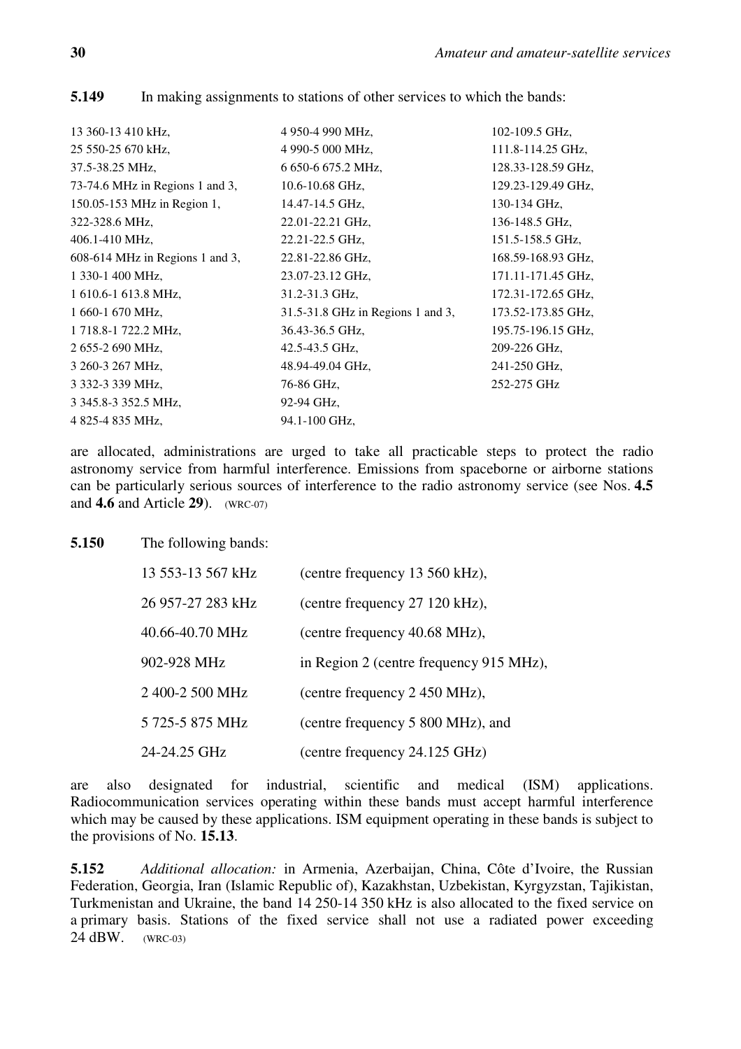**5.149** In making assignments to stations of other services to which the bands:

| | | |
|---|---|---|
| 13 360-13 410 kHz, | 4 950-4 990 MHz, | 102-109.5 GHz, |
| 25 550-25 670 kHz, | 4 990-5 000 MHz, | 111.8-114.25 GHz, |
| 37.5-38.25 MHz, | 6 650-6 675.2 MHz, | 128.33-128.59 GHz, |
| 73-74.6 MHz in Regions 1 and 3, | 10.6-10.68 GHz, | 129.23-129.49 GHz, |
| 150.05-153 MHz in Region 1, | 14.47-14.5 GHz, | 130-134 GHz, |
| 322-328.6 MHz, | 22.01-22.21 GHz, | 136-148.5 GHz, |
| 406.1-410 MHz, | 22.21-22.5 GHz, | 151.5-158.5 GHz, |
| 608-614 MHz in Regions 1 and 3, | 22.81-22.86 GHz, | 168.59-168.93 GHz, |
| 1 330-1 400 MHz, | 23.07-23.12 GHz, | 171.11-171.45 GHz, |
| 1 610.6-1 613.8 MHz, | 31.2-31.3 GHz, | 172.31-172.65 GHz, |
| 1 660-1 670 MHz, | 31.5-31.8 GHz in Regions 1 and 3, | 173.52-173.85 GHz, |
| 1 718.8-1 722.2 MHz, | 36.43-36.5 GHz, | 195.75-196.15 GHz, |
| 2 655-2 690 MHz, | 42.5-43.5 GHz, | 209-226 GHz, |
| 3 260-3 267 MHz, | 48.94-49.04 GHz, | 241-250 GHz, |
| 3 332-3 339 MHz, | 76-86 GHz, | 252-275 GHz |
| 3 345.8-3 352.5 MHz, | 92-94 GHz, | |
| 4 825-4 835 MHz, | 94.1-100 GHz, | |

are allocated, administrations are urged to take all practicable steps to protect the radio astronomy service from harmful interference. Emissions from spaceborne or airborne stations can be particularly serious sources of interference to the radio astronomy service (see Nos. **4.5** and **4.6** and Article **29**). (WRC-07)

**5.150** The following bands:

| | |
|---|---|
| 13 553-13 567 kHz | (centre frequency 13 560 kHz), |
| 26 957-27 283 kHz | (centre frequency 27 120 kHz), |
| 40.66-40.70 MHz | (centre frequency 40.68 MHz), |
| 902-928 MHz | in Region 2 (centre frequency 915 MHz), |
| 2 400-2 500 MHz | (centre frequency 2 450 MHz), |
| 5 725-5 875 MHz | (centre frequency 5 800 MHz), and |
| 24-24.25 GHz | (centre frequency 24.125 GHz) |

are also designated for industrial, scientific and medical (ISM) applications. Radiocommunication services operating within these bands must accept harmful interference which may be caused by these applications. ISM equipment operating in these bands is subject to the provisions of No. **15.13**.

**5.152** *Additional allocation:* in Armenia, Azerbaijan, China, Côte d'Ivoire, the Russian Federation, Georgia, Iran (Islamic Republic of), Kazakhstan, Uzbekistan, Kyrgyzstan, Tajikistan, Turkmenistan and Ukraine, the band 14 250-14 350 kHz is also allocated to the fixed service on a primary basis. Stations of the fixed service shall not use a radiated power exceeding 24 dBW. (WRC-03)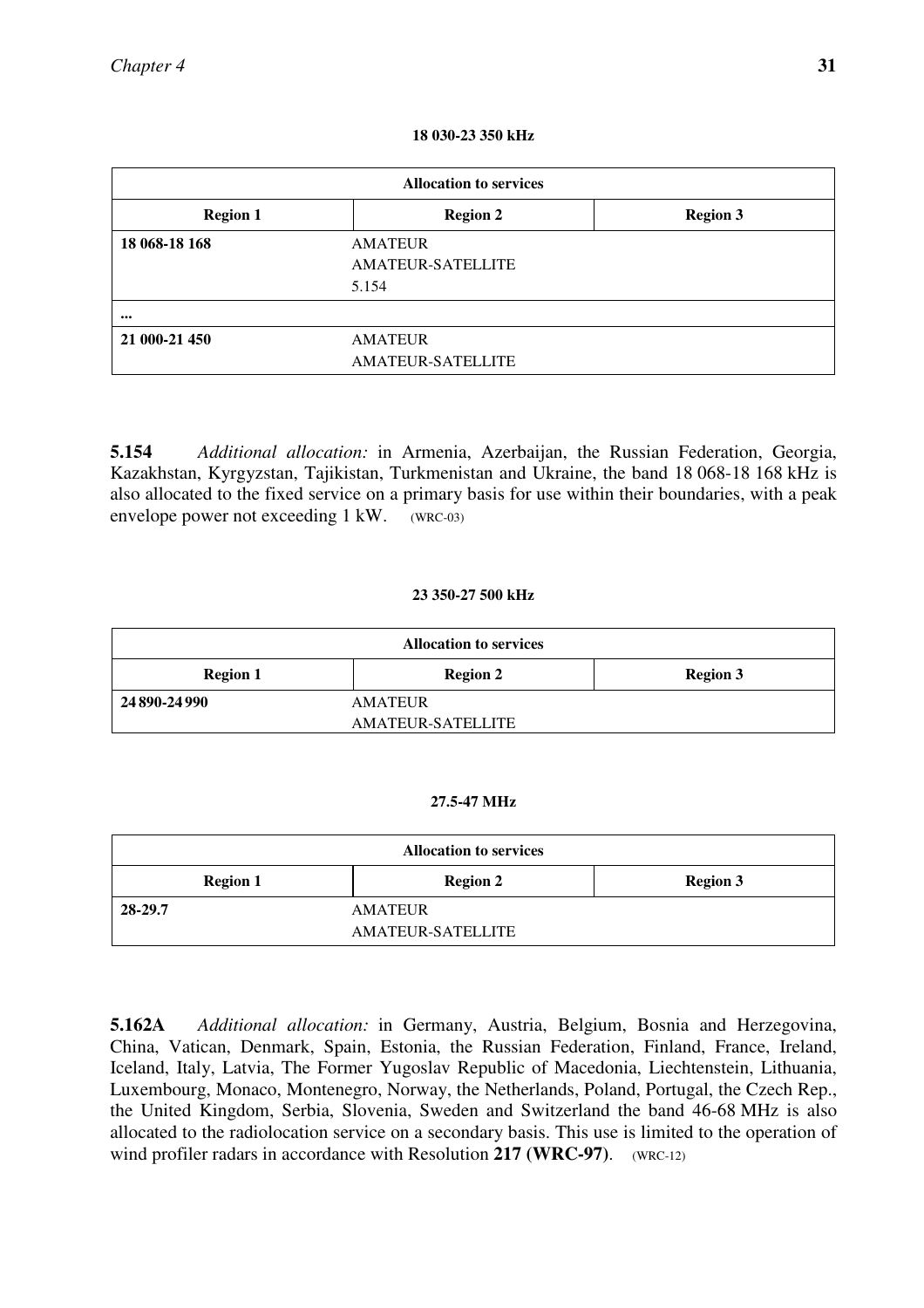**18 030-23 350 kHz**

| Allocation to services | | |
|---|---|---|
| **Region 1** | **Region 2** | **Region 3** |
| **18 068-18 168** | AMATEUR<br>AMATEUR-SATELLITE<br>5.154 | |
| **...** | | |
| **21 000-21 450** | AMATEUR<br>AMATEUR-SATELLITE | |

**5.154** *Additional allocation:* in Armenia, Azerbaijan, the Russian Federation, Georgia, Kazakhstan, Kyrgyzstan, Tajikistan, Turkmenistan and Ukraine, the band 18 068-18 168 kHz is also allocated to the fixed service on a primary basis for use within their boundaries, with a peak envelope power not exceeding 1 kW. (WRC-03)

**23 350-27 500 kHz**

| Allocation to services | | |
|---|---|---|
| **Region 1** | **Region 2** | **Region 3** |
| **24 890-24 990** | AMATEUR<br>AMATEUR-SATELLITE | |

**27.5-47 MHz**

| Allocation to services | | |
|---|---|---|
| **Region 1** | **Region 2** | **Region 3** |
| **28-29.7** | AMATEUR<br>AMATEUR-SATELLITE | |

**5.162A** *Additional allocation:* in Germany, Austria, Belgium, Bosnia and Herzegovina, China, Vatican, Denmark, Spain, Estonia, the Russian Federation, Finland, France, Ireland, Iceland, Italy, Latvia, The Former Yugoslav Republic of Macedonia, Liechtenstein, Lithuania, Luxembourg, Monaco, Montenegro, Norway, the Netherlands, Poland, Portugal, the Czech Rep., the United Kingdom, Serbia, Slovenia, Sweden and Switzerland the band 46-68 MHz is also allocated to the radiolocation service on a secondary basis. This use is limited to the operation of wind profiler radars in accordance with Resolution **217 (WRC-97)**. (WRC-12)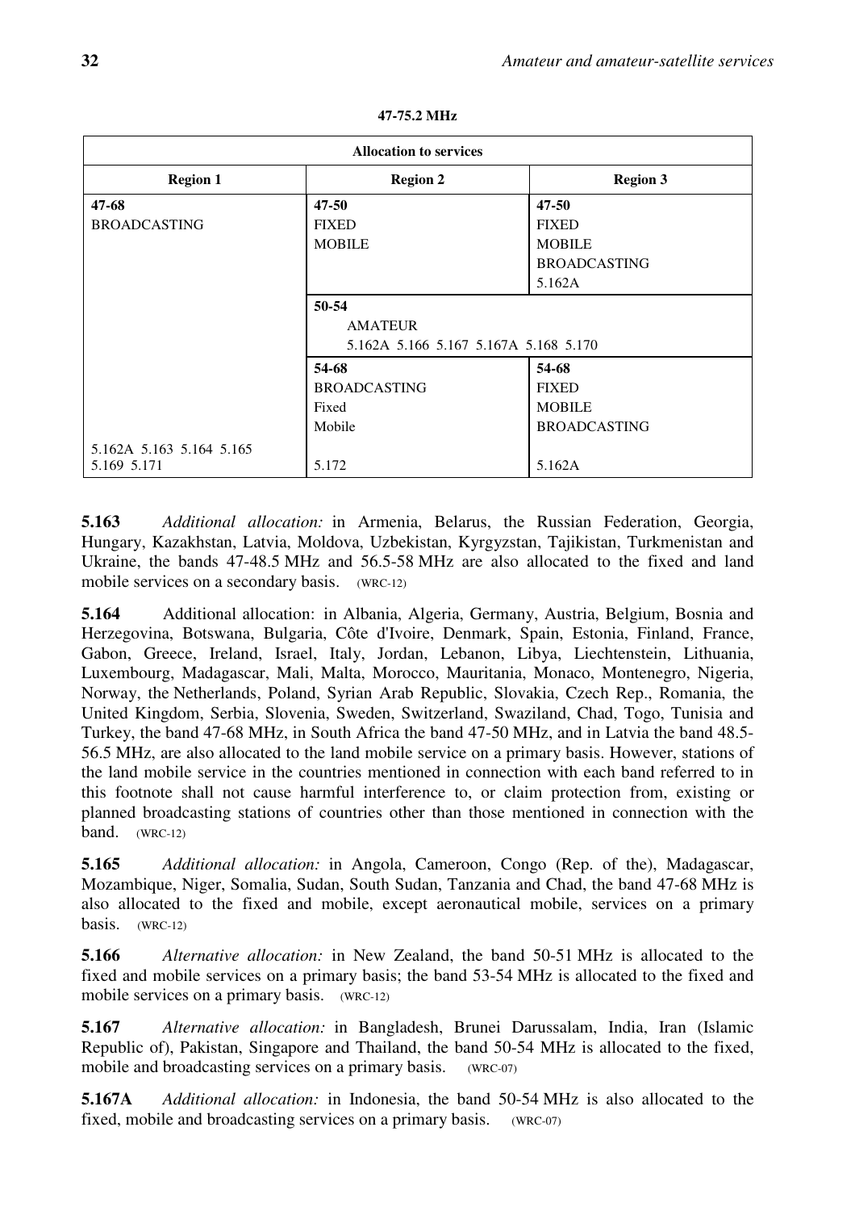**47-75.2 MHz**

| Allocation to services | | |
|---|---|---|
| **Region 1** | **Region 2** | **Region 3** |
| 47-68<br>BROADCASTING | 47-50<br>FIXED<br>MOBILE | 47-50<br>FIXED<br>MOBILE<br>BROADCASTING<br>5.162A |
| | 50-54<br>AMATEUR<br>5.162A 5.166 5.167 5.167A 5.168 5.170 | |
| | 54-68<br>BROADCASTING<br>Fixed<br>Mobile | 54-68<br>FIXED<br>MOBILE<br>BROADCASTING |
| 5.162A 5.163 5.164 5.165<br>5.169 5.171 | 5.172 | 5.162A |

**5.163** *Additional allocation:* in Armenia, Belarus, the Russian Federation, Georgia, Hungary, Kazakhstan, Latvia, Moldova, Uzbekistan, Kyrgyzstan, Tajikistan, Turkmenistan and Ukraine, the bands 47-48.5 MHz and 56.5-58 MHz are also allocated to the fixed and land mobile services on a secondary basis. (WRC-12)

**5.164** Additional allocation: in Albania, Algeria, Germany, Austria, Belgium, Bosnia and Herzegovina, Botswana, Bulgaria, Côte d'Ivoire, Denmark, Spain, Estonia, Finland, France, Gabon, Greece, Ireland, Israel, Italy, Jordan, Lebanon, Libya, Liechtenstein, Lithuania, Luxembourg, Madagascar, Mali, Malta, Morocco, Mauritania, Monaco, Montenegro, Nigeria, Norway, the Netherlands, Poland, Syrian Arab Republic, Slovakia, Czech Rep., Romania, the United Kingdom, Serbia, Slovenia, Sweden, Switzerland, Swaziland, Chad, Togo, Tunisia and Turkey, the band 47-68 MHz, in South Africa the band 47-50 MHz, and in Latvia the band 48.5-56.5 MHz, are also allocated to the land mobile service on a primary basis. However, stations of the land mobile service in the countries mentioned in connection with each band referred to in this footnote shall not cause harmful interference to, or claim protection from, existing or planned broadcasting stations of countries other than those mentioned in connection with the band. (WRC-12)

**5.165** *Additional allocation:* in Angola, Cameroon, Congo (Rep. of the), Madagascar, Mozambique, Niger, Somalia, Sudan, South Sudan, Tanzania and Chad, the band 47-68 MHz is also allocated to the fixed and mobile, except aeronautical mobile, services on a primary basis. (WRC-12)

**5.166** *Alternative allocation:* in New Zealand, the band 50-51 MHz is allocated to the fixed and mobile services on a primary basis; the band 53-54 MHz is allocated to the fixed and mobile services on a primary basis. (WRC-12)

**5.167** *Alternative allocation:* in Bangladesh, Brunei Darussalam, India, Iran (Islamic Republic of), Pakistan, Singapore and Thailand, the band 50-54 MHz is allocated to the fixed, mobile and broadcasting services on a primary basis. (WRC-07)

**5.167A** *Additional allocation:* in Indonesia, the band 50-54 MHz is also allocated to the fixed, mobile and broadcasting services on a primary basis. (WRC-07)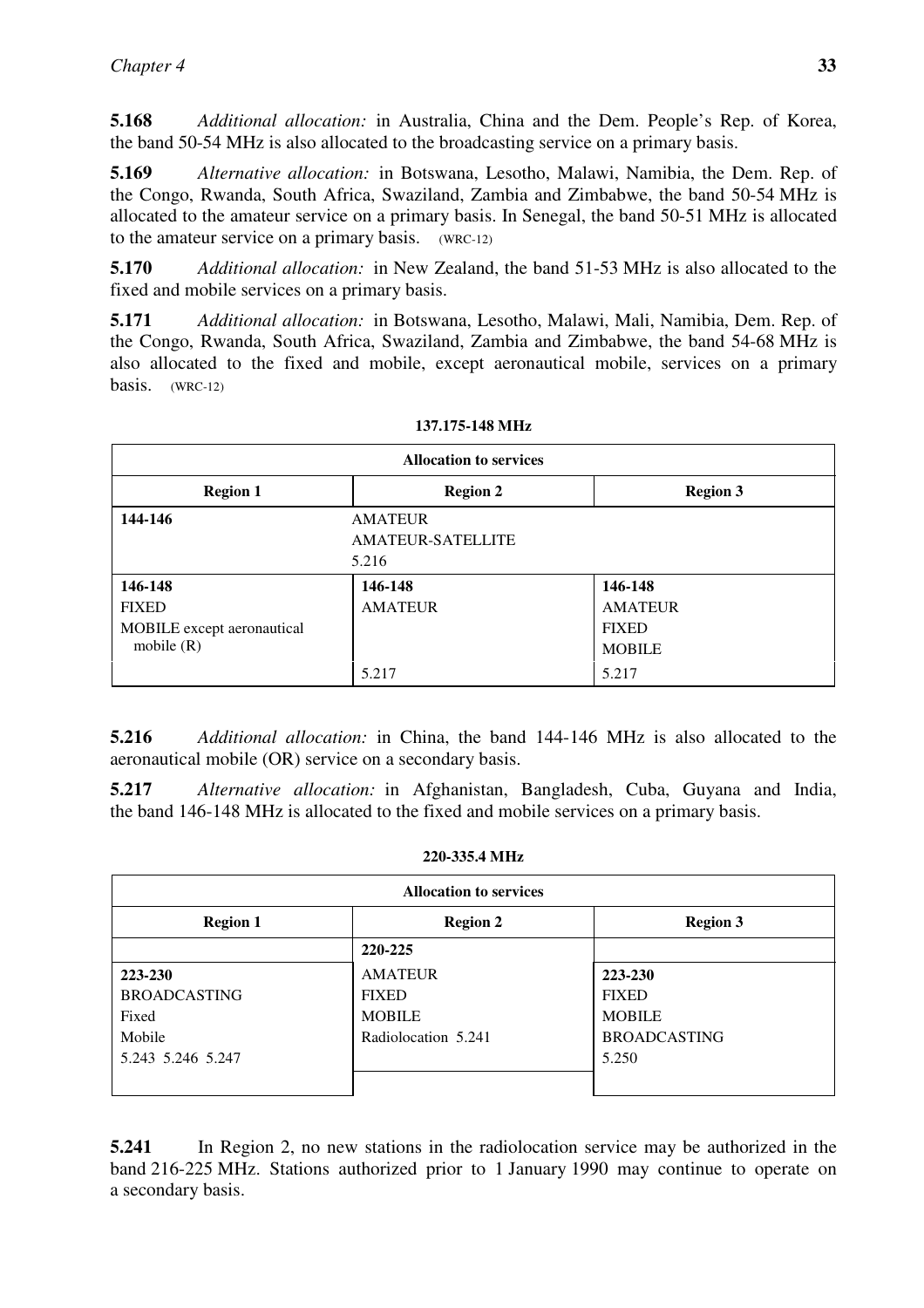**5.168** *Additional allocation:* in Australia, China and the Dem. People's Rep. of Korea, the band 50-54 MHz is also allocated to the broadcasting service on a primary basis.

**5.169** *Alternative allocation:* in Botswana, Lesotho, Malawi, Namibia, the Dem. Rep. of the Congo, Rwanda, South Africa, Swaziland, Zambia and Zimbabwe, the band 50-54 MHz is allocated to the amateur service on a primary basis. In Senegal, the band 50-51 MHz is allocated to the amateur service on a primary basis. (WRC-12)

**5.170** *Additional allocation:* in New Zealand, the band 51-53 MHz is also allocated to the fixed and mobile services on a primary basis.

**5.171** *Additional allocation:* in Botswana, Lesotho, Malawi, Mali, Namibia, Dem. Rep. of the Congo, Rwanda, South Africa, Swaziland, Zambia and Zimbabwe, the band 54-68 MHz is also allocated to the fixed and mobile, except aeronautical mobile, services on a primary basis. (WRC-12)

**137.175-148 MHz**

| Allocation to services | | |
|---|---|---|
| **Region 1** | **Region 2** | **Region 3** |
| **144-146** | AMATEUR<br>AMATEUR-SATELLITE<br>5.216 | |
| **146-148**<br>FIXED<br>MOBILE except aeronautical mobile (R) | **146-148**<br>AMATEUR<br><br>5.217 | **146-148**<br>AMATEUR<br>FIXED<br>MOBILE<br>5.217 |

**5.216** *Additional allocation:* in China, the band 144-146 MHz is also allocated to the aeronautical mobile (OR) service on a secondary basis.

**5.217** *Alternative allocation:* in Afghanistan, Bangladesh, Cuba, Guyana and India, the band 146-148 MHz is allocated to the fixed and mobile services on a primary basis.

**220-335.4 MHz**

| Allocation to services | | |
|---|---|---|
| **Region 1** | **Region 2** | **Region 3** |
| | **220-225** | |
| **223-230**<br>BROADCASTING<br>Fixed<br>Mobile<br>5.243 5.246 5.247 | AMATEUR<br>FIXED<br>MOBILE<br>Radiolocation 5.241 | **223-230**<br>FIXED<br>MOBILE<br>BROADCASTING<br>5.250 |

**5.241** In Region 2, no new stations in the radiolocation service may be authorized in the band 216-225 MHz. Stations authorized prior to 1 January 1990 may continue to operate on a secondary basis.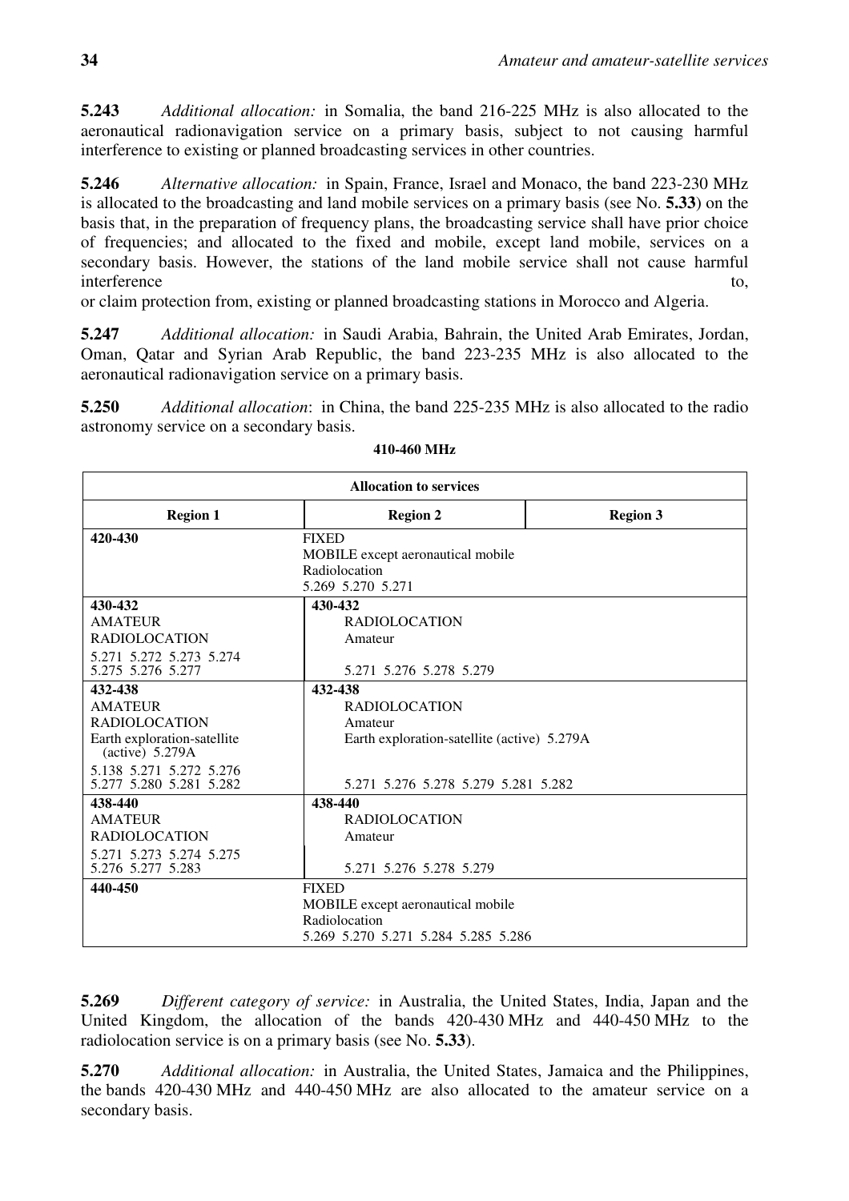**5.243** *Additional allocation:* in Somalia, the band 216-225 MHz is also allocated to the aeronautical radionavigation service on a primary basis, subject to not causing harmful interference to existing or planned broadcasting services in other countries.

**5.246** *Alternative allocation:* in Spain, France, Israel and Monaco, the band 223-230 MHz is allocated to the broadcasting and land mobile services on a primary basis (see No. **5.33**) on the basis that, in the preparation of frequency plans, the broadcasting service shall have prior choice of frequencies; and allocated to the fixed and mobile, except land mobile, services on a secondary basis. However, the stations of the land mobile service shall not cause harmful interference to, or claim protection from, existing or planned broadcasting stations in Morocco and Algeria.

**5.247** *Additional allocation:* in Saudi Arabia, Bahrain, the United Arab Emirates, Jordan, Oman, Qatar and Syrian Arab Republic, the band 223-235 MHz is also allocated to the aeronautical radionavigation service on a primary basis.

**5.250** *Additional allocation*: in China, the band 225-235 MHz is also allocated to the radio astronomy service on a secondary basis.

**410-460 MHz**

| Allocation to services | | |
|---|---|---|
| **Region 1** | **Region 2** | **Region 3** |
| **420-430** | FIXED<br>MOBILE except aeronautical mobile<br>Radiolocation<br>5.269 5.270 5.271 | |
| **430-432**<br>AMATEUR<br>RADIOLOCATION<br>5.271 5.272 5.273 5.274 5.275 5.276 5.277 | **430-432**<br>RADIOLOCATION<br>Amateur<br>5.271 5.276 5.278 5.279 | |
| **432-438**<br>AMATEUR<br>RADIOLOCATION<br>Earth exploration-satellite (active) 5.279A<br>5.138 5.271 5.272 5.276 5.277 5.280 5.281 5.282 | **432-438**<br>RADIOLOCATION<br>Amateur<br>Earth exploration-satellite (active) 5.279A<br>5.271 5.276 5.278 5.279 5.281 5.282 | |
| **438-440**<br>AMATEUR<br>RADIOLOCATION<br>5.271 5.273 5.274 5.275 5.276 5.277 5.283 | **438-440**<br>RADIOLOCATION<br>Amateur<br>5.271 5.276 5.278 5.279 | |
| **440-450** | FIXED<br>MOBILE except aeronautical mobile<br>Radiolocation<br>5.269 5.270 5.271 5.284 5.285 5.286 | |

**5.269** *Different category of service:* in Australia, the United States, India, Japan and the United Kingdom, the allocation of the bands 420-430 MHz and 440-450 MHz to the radiolocation service is on a primary basis (see No. **5.33**).

**5.270** *Additional allocation:* in Australia, the United States, Jamaica and the Philippines, the bands 420-430 MHz and 440-450 MHz are also allocated to the amateur service on a secondary basis.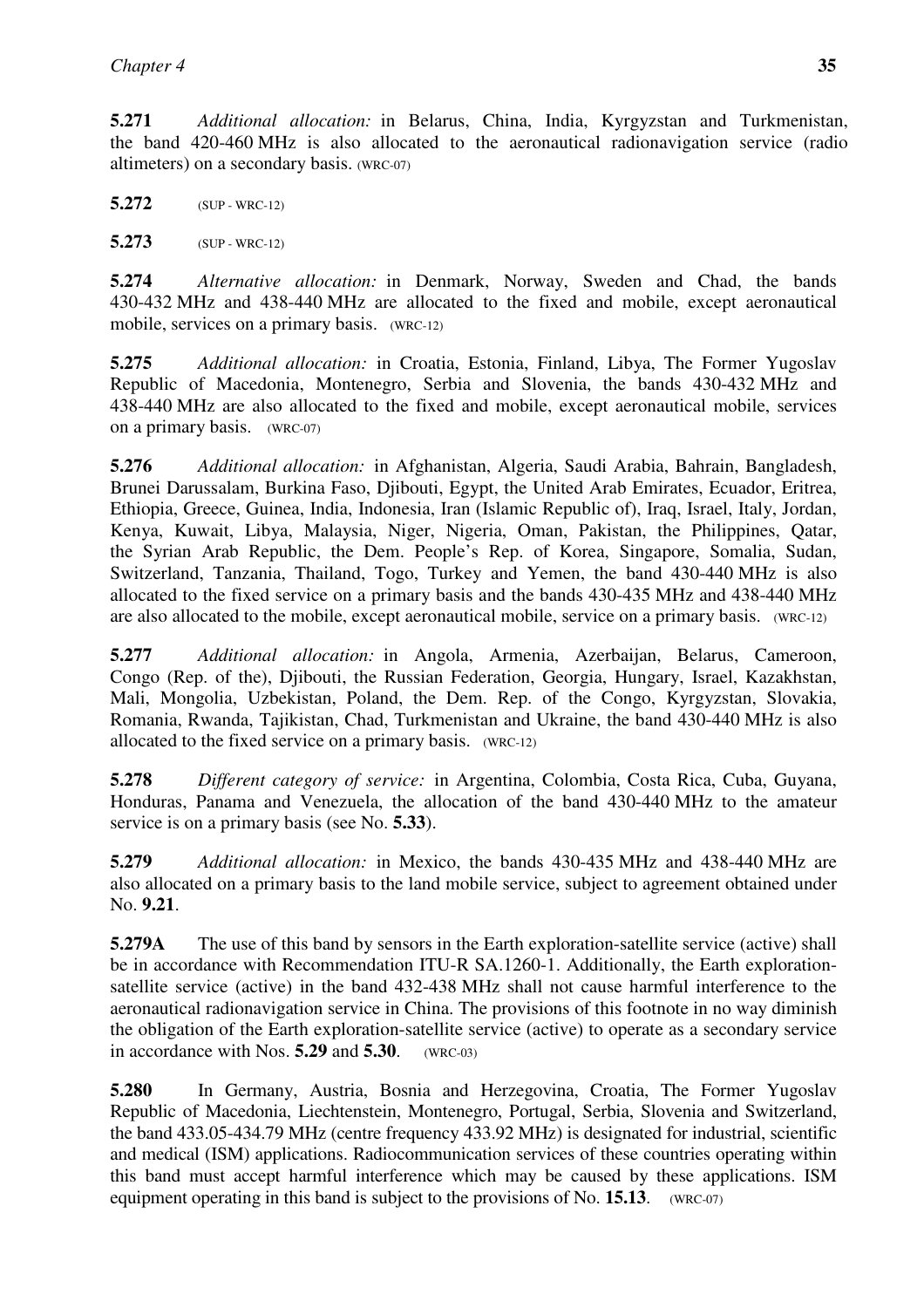**5.271** *Additional allocation:* in Belarus, China, India, Kyrgyzstan and Turkmenistan, the band 420-460 MHz is also allocated to the aeronautical radionavigation service (radio altimeters) on a secondary basis. (WRC-07)

**5.272** (SUP - WRC-12)

**5.273** (SUP - WRC-12)

**5.274** *Alternative allocation:* in Denmark, Norway, Sweden and Chad, the bands 430-432 MHz and 438-440 MHz are allocated to the fixed and mobile, except aeronautical mobile, services on a primary basis. (WRC-12)

**5.275** *Additional allocation:* in Croatia, Estonia, Finland, Libya, The Former Yugoslav Republic of Macedonia, Montenegro, Serbia and Slovenia, the bands 430-432 MHz and 438-440 MHz are also allocated to the fixed and mobile, except aeronautical mobile, services on a primary basis. (WRC-07)

**5.276** *Additional allocation:* in Afghanistan, Algeria, Saudi Arabia, Bahrain, Bangladesh, Brunei Darussalam, Burkina Faso, Djibouti, Egypt, the United Arab Emirates, Ecuador, Eritrea, Ethiopia, Greece, Guinea, India, Indonesia, Iran (Islamic Republic of), Iraq, Israel, Italy, Jordan, Kenya, Kuwait, Libya, Malaysia, Niger, Nigeria, Oman, Pakistan, the Philippines, Qatar, the Syrian Arab Republic, the Dem. People's Rep. of Korea, Singapore, Somalia, Sudan, Switzerland, Tanzania, Thailand, Togo, Turkey and Yemen, the band 430-440 MHz is also allocated to the fixed service on a primary basis and the bands 430-435 MHz and 438-440 MHz are also allocated to the mobile, except aeronautical mobile, service on a primary basis. (WRC-12)

**5.277** *Additional allocation:* in Angola, Armenia, Azerbaijan, Belarus, Cameroon, Congo (Rep. of the), Djibouti, the Russian Federation, Georgia, Hungary, Israel, Kazakhstan, Mali, Mongolia, Uzbekistan, Poland, the Dem. Rep. of the Congo, Kyrgyzstan, Slovakia, Romania, Rwanda, Tajikistan, Chad, Turkmenistan and Ukraine, the band 430-440 MHz is also allocated to the fixed service on a primary basis. (WRC-12)

**5.278** *Different category of service:* in Argentina, Colombia, Costa Rica, Cuba, Guyana, Honduras, Panama and Venezuela, the allocation of the band 430-440 MHz to the amateur service is on a primary basis (see No. **5.33**).

**5.279** *Additional allocation:* in Mexico, the bands 430-435 MHz and 438-440 MHz are also allocated on a primary basis to the land mobile service, subject to agreement obtained under No. **9.21**.

**5.279A** The use of this band by sensors in the Earth exploration-satellite service (active) shall be in accordance with Recommendation ITU-R SA.1260-1. Additionally, the Earth exploration-satellite service (active) in the band 432-438 MHz shall not cause harmful interference to the aeronautical radionavigation service in China. The provisions of this footnote in no way diminish the obligation of the Earth exploration-satellite service (active) to operate as a secondary service in accordance with Nos. **5.29** and **5.30**. (WRC-03)

**5.280** In Germany, Austria, Bosnia and Herzegovina, Croatia, The Former Yugoslav Republic of Macedonia, Liechtenstein, Montenegro, Portugal, Serbia, Slovenia and Switzerland, the band 433.05-434.79 MHz (centre frequency 433.92 MHz) is designated for industrial, scientific and medical (ISM) applications. Radiocommunication services of these countries operating within this band must accept harmful interference which may be caused by these applications. ISM equipment operating in this band is subject to the provisions of No. **15.13**. (WRC-07)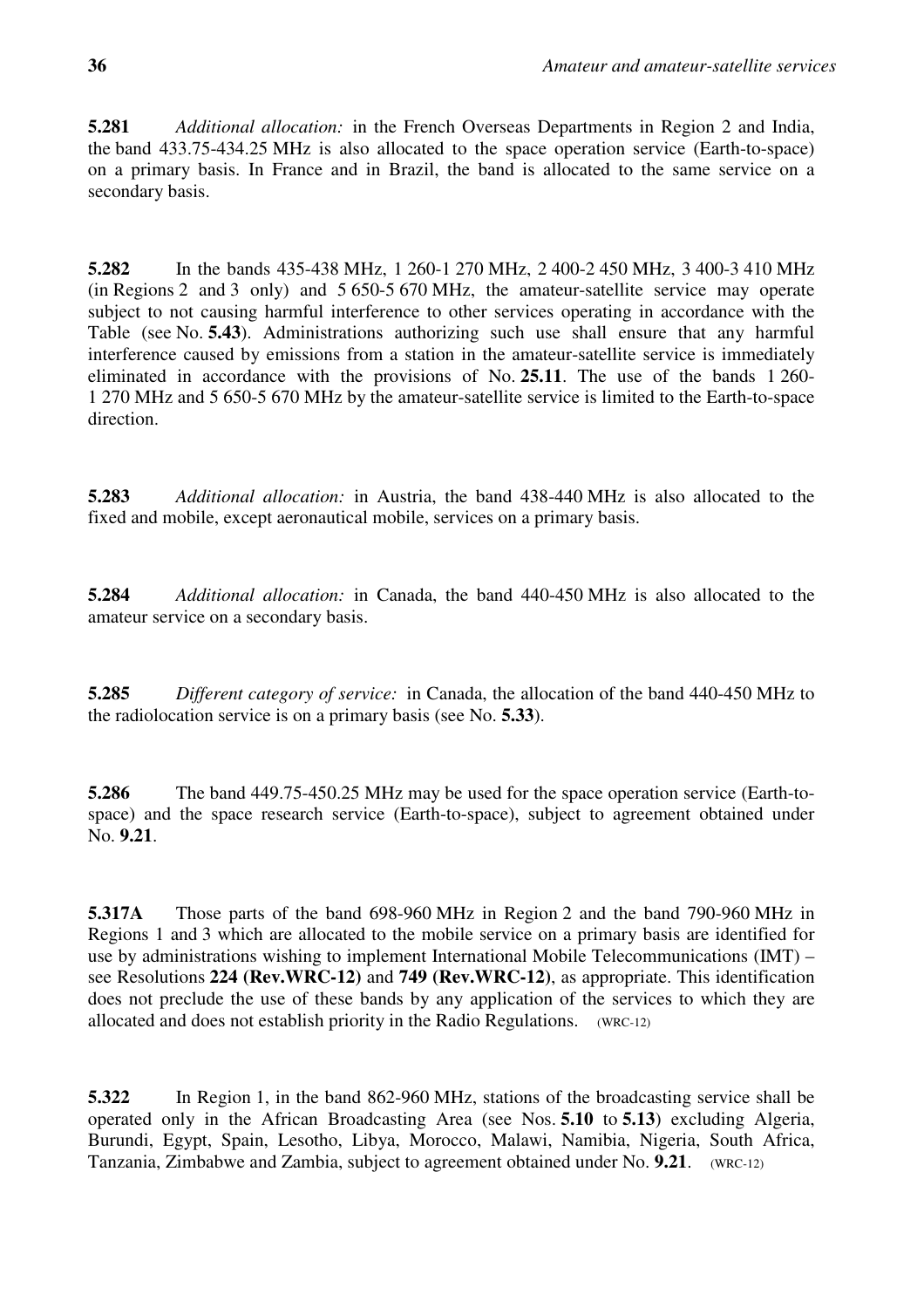**5.281** *Additional allocation:* in the French Overseas Departments in Region 2 and India, the band 433.75-434.25 MHz is also allocated to the space operation service (Earth-to-space) on a primary basis. In France and in Brazil, the band is allocated to the same service on a secondary basis.

**5.282** In the bands 435-438 MHz, 1 260-1 270 MHz, 2 400-2 450 MHz, 3 400-3 410 MHz (in Regions 2 and 3 only) and 5 650-5 670 MHz, the amateur-satellite service may operate subject to not causing harmful interference to other services operating in accordance with the Table (see No. **5.43**). Administrations authorizing such use shall ensure that any harmful interference caused by emissions from a station in the amateur-satellite service is immediately eliminated in accordance with the provisions of No. **25.11**. The use of the bands 1 260-1 270 MHz and 5 650-5 670 MHz by the amateur-satellite service is limited to the Earth-to-space direction.

**5.283** *Additional allocation:* in Austria, the band 438-440 MHz is also allocated to the fixed and mobile, except aeronautical mobile, services on a primary basis.

**5.284** *Additional allocation:* in Canada, the band 440-450 MHz is also allocated to the amateur service on a secondary basis.

**5.285** *Different category of service:* in Canada, the allocation of the band 440-450 MHz to the radiolocation service is on a primary basis (see No. **5.33**).

**5.286** The band 449.75-450.25 MHz may be used for the space operation service (Earth-to-space) and the space research service (Earth-to-space), subject to agreement obtained under No. **9.21**.

**5.317A** Those parts of the band 698-960 MHz in Region 2 and the band 790-960 MHz in Regions 1 and 3 which are allocated to the mobile service on a primary basis are identified for use by administrations wishing to implement International Mobile Telecommunications (IMT) – see Resolutions **224 (Rev.WRC-12)** and **749 (Rev.WRC-12)**, as appropriate. This identification does not preclude the use of these bands by any application of the services to which they are allocated and does not establish priority in the Radio Regulations. (WRC-12)

**5.322** In Region 1, in the band 862-960 MHz, stations of the broadcasting service shall be operated only in the African Broadcasting Area (see Nos. **5.10** to **5.13**) excluding Algeria, Burundi, Egypt, Spain, Lesotho, Libya, Morocco, Malawi, Namibia, Nigeria, South Africa, Tanzania, Zimbabwe and Zambia, subject to agreement obtained under No. **9.21**. (WRC-12)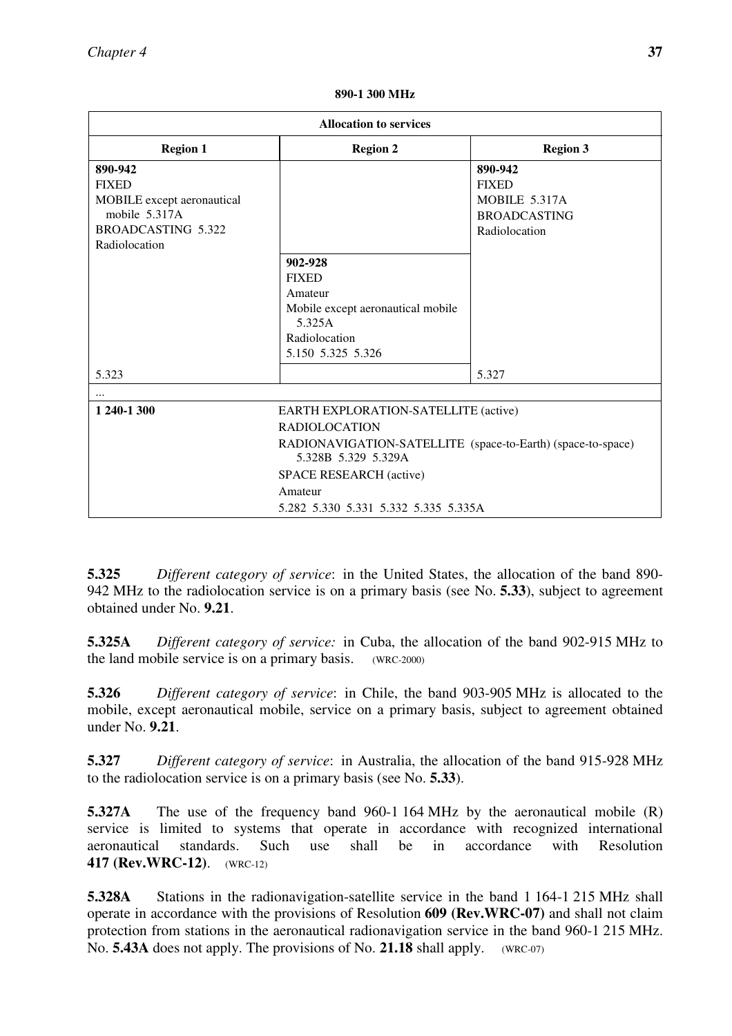**890-1 300 MHz**

| Allocation to services | | |
|---|---|---|
| **Region 1** | **Region 2** | **Region 3** |
| **890-942**<br>FIXED<br>MOBILE except aeronautical mobile 5.317A<br>BROADCASTING 5.322<br>Radiolocation | | **890-942**<br>FIXED<br>MOBILE 5.317A<br>BROADCASTING<br>Radiolocation |
| | **902-928**<br>FIXED<br>Amateur<br>Mobile except aeronautical mobile 5.325A<br>Radiolocation<br>5.150 5.325 5.326 | |
| 5.323 | | 5.327 |
| ... | | |
| **1 240-1 300** | EARTH EXPLORATION-SATELLITE (active)<br>RADIOLOCATION<br>RADIONAVIGATION-SATELLITE (space-to-Earth) (space-to-space) 5.328B 5.329 5.329A<br>SPACE RESEARCH (active)<br>Amateur<br>5.282 5.330 5.331 5.332 5.335 5.335A | |

**5.325** *Different category of service*: in the United States, the allocation of the band 890-942 MHz to the radiolocation service is on a primary basis (see No. **5.33**), subject to agreement obtained under No. **9.21**.

**5.325A** *Different category of service:* in Cuba, the allocation of the band 902-915 MHz to the land mobile service is on a primary basis. (WRC-2000)

**5.326** *Different category of service*: in Chile, the band 903-905 MHz is allocated to the mobile, except aeronautical mobile, service on a primary basis, subject to agreement obtained under No. **9.21**.

**5.327** *Different category of service*: in Australia, the allocation of the band 915-928 MHz to the radiolocation service is on a primary basis (see No. **5.33**).

**5.327A** The use of the frequency band 960-1 164 MHz by the aeronautical mobile (R) service is limited to systems that operate in accordance with recognized international aeronautical standards. Such use shall be in accordance with Resolution **417 (Rev.WRC-12)**. (WRC-12)

**5.328A** Stations in the radionavigation-satellite service in the band 1 164-1 215 MHz shall operate in accordance with the provisions of Resolution **609 (Rev.WRC-07)** and shall not claim protection from stations in the aeronautical radionavigation service in the band 960-1 215 MHz. No. **5.43A** does not apply. The provisions of No. **21.18** shall apply. (WRC-07)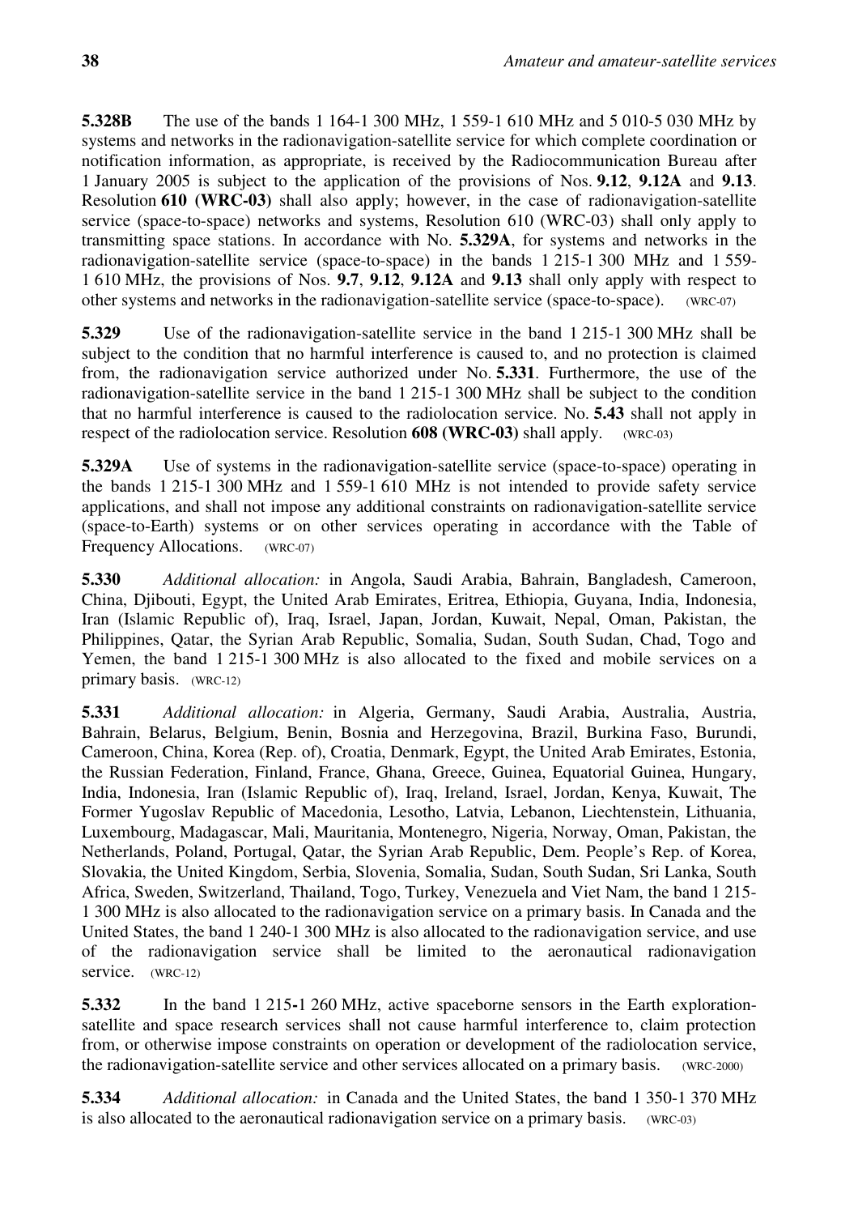**5.328B** The use of the bands 1 164-1 300 MHz, 1 559-1 610 MHz and 5 010-5 030 MHz by systems and networks in the radionavigation-satellite service for which complete coordination or notification information, as appropriate, is received by the Radiocommunication Bureau after 1 January 2005 is subject to the application of the provisions of Nos. **9.12**, **9.12A** and **9.13**. Resolution **610 (WRC-03)** shall also apply; however, in the case of radionavigation-satellite service (space-to-space) networks and systems, Resolution 610 (WRC-03) shall only apply to transmitting space stations. In accordance with No. **5.329A**, for systems and networks in the radionavigation-satellite service (space-to-space) in the bands 1 215-1 300 MHz and 1 559-1 610 MHz, the provisions of Nos. **9.7**, **9.12**, **9.12A** and **9.13** shall only apply with respect to other systems and networks in the radionavigation-satellite service (space-to-space). (WRC-07)

**5.329** Use of the radionavigation-satellite service in the band 1 215-1 300 MHz shall be subject to the condition that no harmful interference is caused to, and no protection is claimed from, the radionavigation service authorized under No. **5.331**. Furthermore, the use of the radionavigation-satellite service in the band 1 215-1 300 MHz shall be subject to the condition that no harmful interference is caused to the radiolocation service. No. **5.43** shall not apply in respect of the radiolocation service. Resolution **608 (WRC-03)** shall apply. (WRC-03)

**5.329A** Use of systems in the radionavigation-satellite service (space-to-space) operating in the bands 1 215-1 300 MHz and 1 559-1 610 MHz is not intended to provide safety service applications, and shall not impose any additional constraints on radionavigation-satellite service (space-to-Earth) systems or on other services operating in accordance with the Table of Frequency Allocations. (WRC-07)

**5.330** *Additional allocation:* in Angola, Saudi Arabia, Bahrain, Bangladesh, Cameroon, China, Djibouti, Egypt, the United Arab Emirates, Eritrea, Ethiopia, Guyana, India, Indonesia, Iran (Islamic Republic of), Iraq, Israel, Japan, Jordan, Kuwait, Nepal, Oman, Pakistan, the Philippines, Qatar, the Syrian Arab Republic, Somalia, Sudan, South Sudan, Chad, Togo and Yemen, the band 1 215-1 300 MHz is also allocated to the fixed and mobile services on a primary basis. (WRC-12)

**5.331** *Additional allocation:* in Algeria, Germany, Saudi Arabia, Australia, Austria, Bahrain, Belarus, Belgium, Benin, Bosnia and Herzegovina, Brazil, Burkina Faso, Burundi, Cameroon, China, Korea (Rep. of), Croatia, Denmark, Egypt, the United Arab Emirates, Estonia, the Russian Federation, Finland, France, Ghana, Greece, Guinea, Equatorial Guinea, Hungary, India, Indonesia, Iran (Islamic Republic of), Iraq, Ireland, Israel, Jordan, Kenya, Kuwait, The Former Yugoslav Republic of Macedonia, Lesotho, Latvia, Lebanon, Liechtenstein, Lithuania, Luxembourg, Madagascar, Mali, Mauritania, Montenegro, Nigeria, Norway, Oman, Pakistan, the Netherlands, Poland, Portugal, Qatar, the Syrian Arab Republic, Dem. People's Rep. of Korea, Slovakia, the United Kingdom, Serbia, Slovenia, Somalia, Sudan, South Sudan, Sri Lanka, South Africa, Sweden, Switzerland, Thailand, Togo, Turkey, Venezuela and Viet Nam, the band 1 215-1 300 MHz is also allocated to the radionavigation service on a primary basis. In Canada and the United States, the band 1 240-1 300 MHz is also allocated to the radionavigation service, and use of the radionavigation service shall be limited to the aeronautical radionavigation service. (WRC-12)

**5.332** In the band 1 215-1 260 MHz, active spaceborne sensors in the Earth exploration-satellite and space research services shall not cause harmful interference to, claim protection from, or otherwise impose constraints on operation or development of the radiolocation service, the radionavigation-satellite service and other services allocated on a primary basis. (WRC-2000)

**5.334** *Additional allocation:* in Canada and the United States, the band 1 350-1 370 MHz is also allocated to the aeronautical radionavigation service on a primary basis. (WRC-03)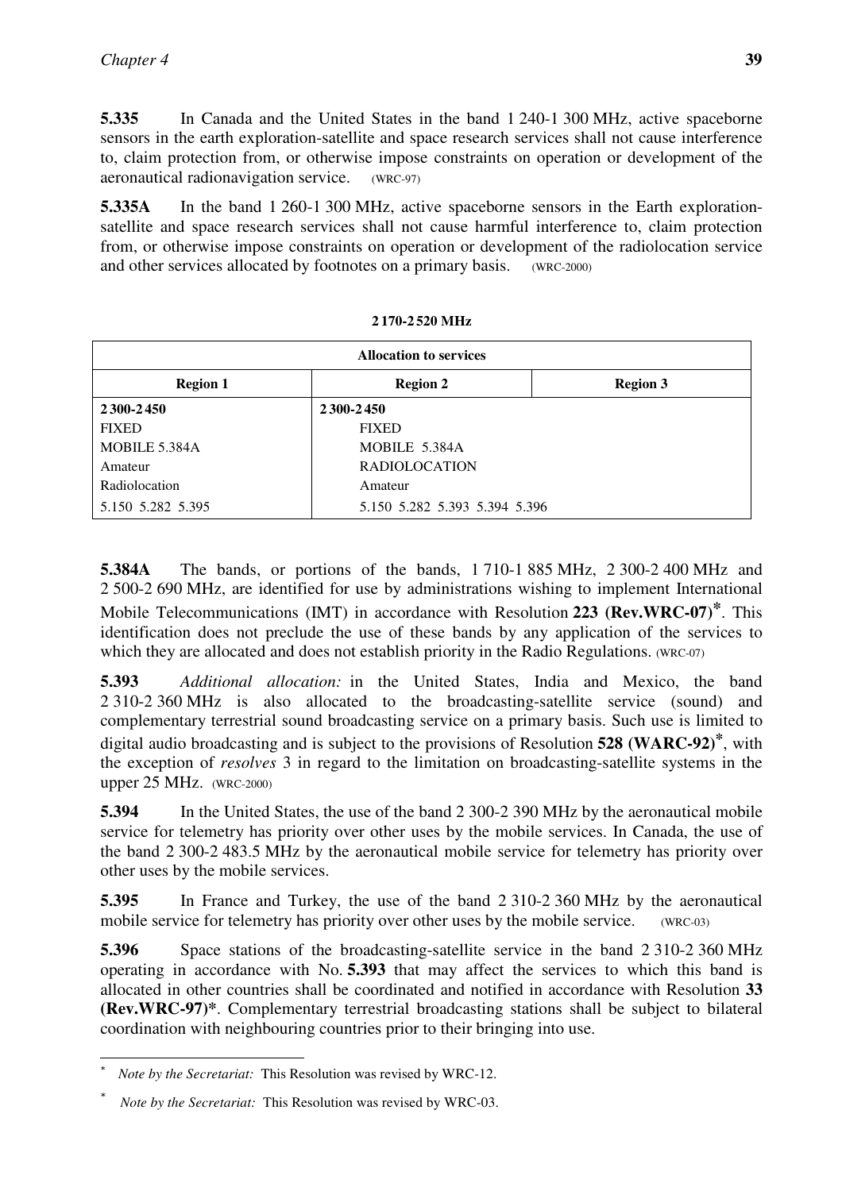**5.335** In Canada and the United States in the band 1 240-1 300 MHz, active spaceborne sensors in the earth exploration-satellite and space research services shall not cause interference to, claim protection from, or otherwise impose constraints on operation or development of the aeronautical radionavigation service. (WRC-97)

**5.335A** In the band 1 260-1 300 MHz, active spaceborne sensors in the Earth exploration-satellite and space research services shall not cause harmful interference to, claim protection from, or otherwise impose constraints on operation or development of the radiolocation service and other services allocated by footnotes on a primary basis. (WRC-2000)

**2 170-2 520 MHz**

| Allocation to services | | |
|---|---|---|
| **Region 1** | **Region 2** | **Region 3** |
| **2 300-2 450**<br>FIXED<br>MOBILE 5.384A<br>Amateur<br>Radiolocation<br>5.150 5.282 5.395 | **2 300-2 450**<br>FIXED<br>MOBILE 5.384A<br>RADIOLOCATION<br>Amateur<br>5.150 5.282 5.393 5.394 5.396 | |

**5.384A** The bands, or portions of the bands, 1 710-1 885 MHz, 2 300-2 400 MHz and 2 500-2 690 MHz, are identified for use by administrations wishing to implement International Mobile Telecommunications (IMT) in accordance with Resolution **223 (Rev.WRC-07)***. This identification does not preclude the use of these bands by any application of the services to which they are allocated and does not establish priority in the Radio Regulations. (WRC-07)

**5.393** *Additional allocation:* in the United States, India and Mexico, the band 2 310-2 360 MHz is also allocated to the broadcasting-satellite service (sound) and complementary terrestrial sound broadcasting service on a primary basis. Such use is limited to digital audio broadcasting and is subject to the provisions of Resolution **528 (WARC-92)***, with the exception of *resolves* 3 in regard to the limitation on broadcasting-satellite systems in the upper 25 MHz. (WRC-2000)

**5.394** In the United States, the use of the band 2 300-2 390 MHz by the aeronautical mobile service for telemetry has priority over other uses by the mobile services. In Canada, the use of the band 2 300-2 483.5 MHz by the aeronautical mobile service for telemetry has priority over other uses by the mobile services.

**5.395** In France and Turkey, the use of the band 2 310-2 360 MHz by the aeronautical mobile service for telemetry has priority over other uses by the mobile service. (WRC-03)

**5.396** Space stations of the broadcasting-satellite service in the band 2 310-2 360 MHz operating in accordance with No. **5.393** that may affect the services to which this band is allocated in other countries shall be coordinated and notified in accordance with Resolution **33 (Rev.WRC-97)***. Complementary terrestrial broadcasting stations shall be subject to bilateral coordination with neighbouring countries prior to their bringing into use.

---

* *Note by the Secretariat:* This Resolution was revised by WRC-12.

* *Note by the Secretariat:* This Resolution was revised by WRC-03.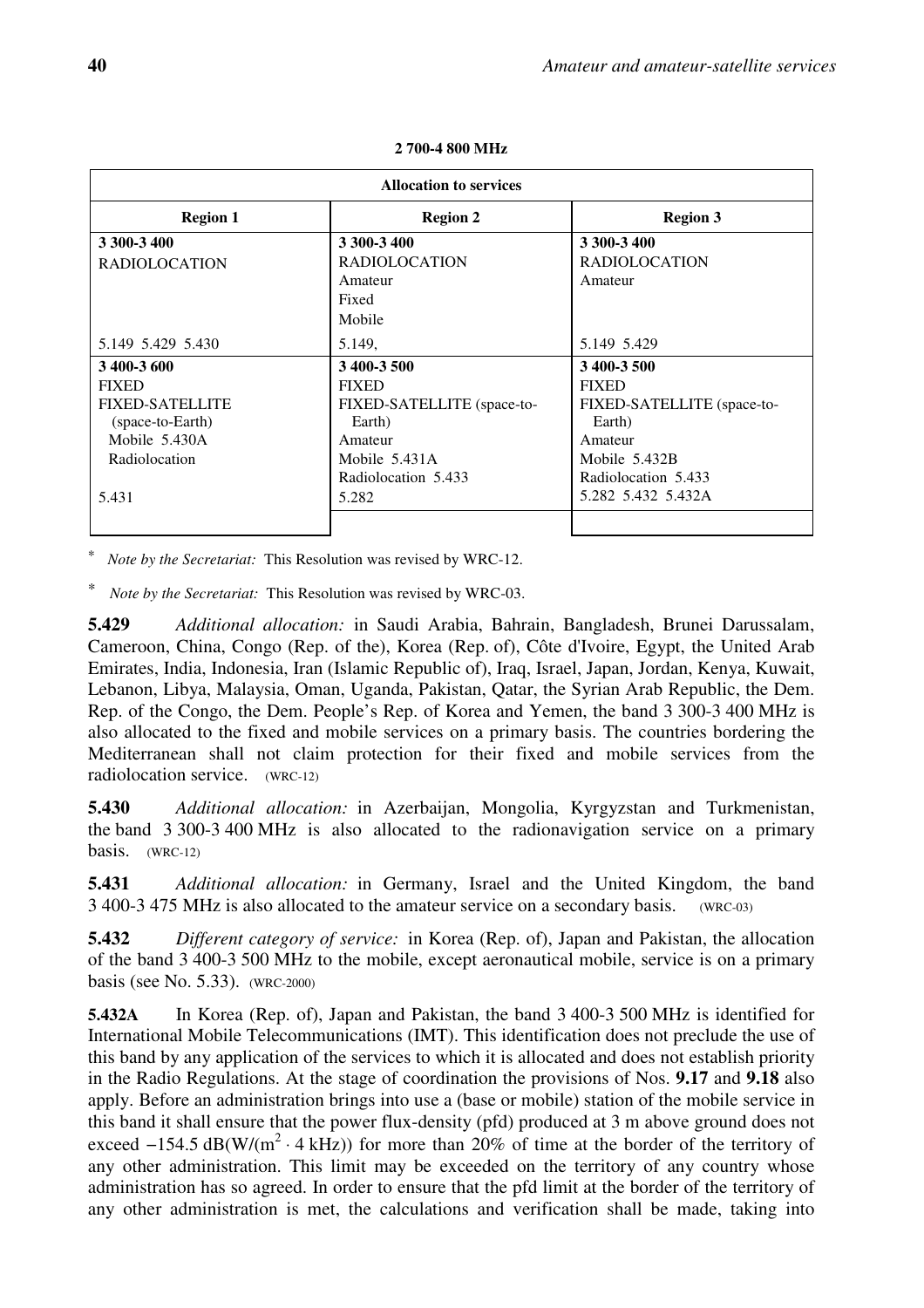**2 700-4 800 MHz**

| Allocation to services | | |
|---|---|---|
| **Region 1** | **Region 2** | **Region 3** |
| **3 300-3 400**<br>RADIOLOCATION<br><br><br><br>5.149 5.429 5.430 | **3 300-3 400**<br>RADIOLOCATION<br>Amateur<br>Fixed<br>Mobile<br>5.149, | **3 300-3 400**<br>RADIOLOCATION<br>Amateur<br><br><br>5.149 5.429 |
| **3 400-3 600**<br>FIXED<br>FIXED-SATELLITE (space-to-Earth)<br>Mobile 5.430A<br>Radiolocation<br><br>5.431 | **3 400-3 500**<br>FIXED<br>FIXED-SATELLITE (space-to-Earth)<br>Amateur<br>Mobile 5.431A<br>Radiolocation 5.433<br>5.282 | **3 400-3 500**<br>FIXED<br>FIXED-SATELLITE (space-to-Earth)<br>Amateur<br>Mobile 5.432B<br>Radiolocation 5.433<br>5.282 5.432 5.432A |

\* *Note by the Secretariat:* This Resolution was revised by WRC-12.

\* *Note by the Secretariat:* This Resolution was revised by WRC-03.

**5.429** *Additional allocation:* in Saudi Arabia, Bahrain, Bangladesh, Brunei Darussalam, Cameroon, China, Congo (Rep. of the), Korea (Rep. of), Côte d'Ivoire, Egypt, the United Arab Emirates, India, Indonesia, Iran (Islamic Republic of), Iraq, Israel, Japan, Jordan, Kenya, Kuwait, Lebanon, Libya, Malaysia, Oman, Uganda, Pakistan, Qatar, the Syrian Arab Republic, the Dem. Rep. of the Congo, the Dem. People's Rep. of Korea and Yemen, the band 3 300-3 400 MHz is also allocated to the fixed and mobile services on a primary basis. The countries bordering the Mediterranean shall not claim protection for their fixed and mobile services from the radiolocation service. (WRC-12)

**5.430** *Additional allocation:* in Azerbaijan, Mongolia, Kyrgyzstan and Turkmenistan, the band 3 300-3 400 MHz is also allocated to the radionavigation service on a primary basis. (WRC-12)

**5.431** *Additional allocation:* in Germany, Israel and the United Kingdom, the band 3 400-3 475 MHz is also allocated to the amateur service on a secondary basis. (WRC-03)

**5.432** *Different category of service:* in Korea (Rep. of), Japan and Pakistan, the allocation of the band 3 400-3 500 MHz to the mobile, except aeronautical mobile, service is on a primary basis (see No. 5.33). (WRC-2000)

**5.432A** In Korea (Rep. of), Japan and Pakistan, the band 3 400-3 500 MHz is identified for International Mobile Telecommunications (IMT). This identification does not preclude the use of this band by any application of the services to which it is allocated and does not establish priority in the Radio Regulations. At the stage of coordination the provisions of Nos. **9.17** and **9.18** also apply. Before an administration brings into use a (base or mobile) station of the mobile service in this band it shall ensure that the power flux-density (pfd) produced at 3 m above ground does not exceed $-154.5$ dB(W/($m^2 \cdot 4$ kHz)) for more than 20% of time at the border of the territory of any other administration. This limit may be exceeded on the territory of any country whose administration has so agreed. In order to ensure that the pfd limit at the border of the territory of any other administration is met, the calculations and verification shall be made, taking into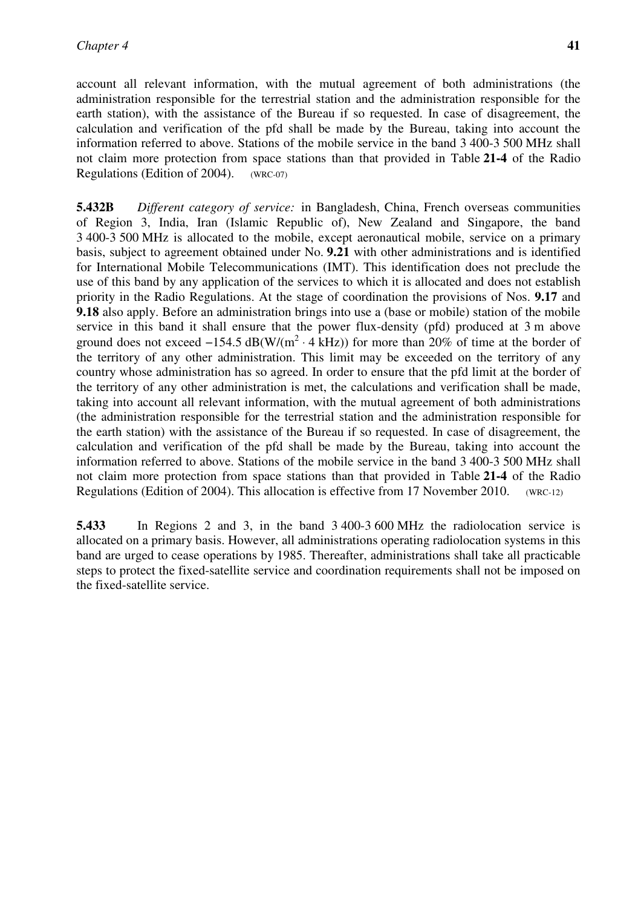account all relevant information, with the mutual agreement of both administrations (the administration responsible for the terrestrial station and the administration responsible for the earth station), with the assistance of the Bureau if so requested. In case of disagreement, the calculation and verification of the pfd shall be made by the Bureau, taking into account the information referred to above. Stations of the mobile service in the band 3 400-3 500 MHz shall not claim more protection from space stations than that provided in Table **21-4** of the Radio Regulations (Edition of 2004). (WRC-07)

**5.432B** *Different category of service:* in Bangladesh, China, French overseas communities of Region 3, India, Iran (Islamic Republic of), New Zealand and Singapore, the band 3 400-3 500 MHz is allocated to the mobile, except aeronautical mobile, service on a primary basis, subject to agreement obtained under No. **9.21** with other administrations and is identified for International Mobile Telecommunications (IMT). This identification does not preclude the use of this band by any application of the services to which it is allocated and does not establish priority in the Radio Regulations. At the stage of coordination the provisions of Nos. **9.17** and **9.18** also apply. Before an administration brings into use a (base or mobile) station of the mobile service in this band it shall ensure that the power flux-density (pfd) produced at 3 m above ground does not exceed $-154.5$ dB(W/($m^2 \cdot 4$ kHz)) for more than 20% of time at the border of the territory of any other administration. This limit may be exceeded on the territory of any country whose administration has so agreed. In order to ensure that the pfd limit at the border of the territory of any other administration is met, the calculations and verification shall be made, taking into account all relevant information, with the mutual agreement of both administrations (the administration responsible for the terrestrial station and the administration responsible for the earth station) with the assistance of the Bureau if so requested. In case of disagreement, the calculation and verification of the pfd shall be made by the Bureau, taking into account the information referred to above. Stations of the mobile service in the band 3 400-3 500 MHz shall not claim more protection from space stations than that provided in Table **21-4** of the Radio Regulations (Edition of 2004). This allocation is effective from 17 November 2010. (WRC-12)

**5.433** In Regions 2 and 3, in the band 3 400-3 600 MHz the radiolocation service is allocated on a primary basis. However, all administrations operating radiolocation systems in this band are urged to cease operations by 1985. Thereafter, administrations shall take all practicable steps to protect the fixed-satellite service and coordination requirements shall not be imposed on the fixed-satellite service.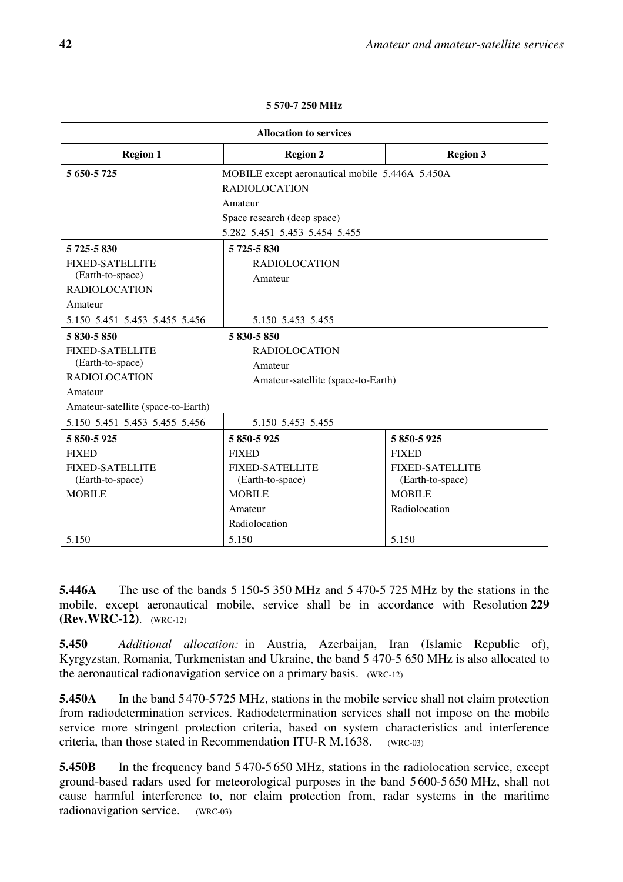**5 570-7 250 MHz**

| Allocation to services | | |
|---|---|---|
| **Region 1** | **Region 2** | **Region 3** |
| **5 650-5 725** MOBILE except aeronautical mobile 5.446A 5.450A<br>RADIOLOCATION<br>Amateur<br>Space research (deep space)<br>5.282 5.451 5.453 5.454 5.455 | | |
| **5 725-5 830**<br>FIXED-SATELLITE (Earth-to-space)<br>RADIOLOCATION<br>Amateur<br>5.150 5.451 5.453 5.455 5.456 | **5 725-5 830**<br>RADIOLOCATION<br>Amateur<br>5.150 5.453 5.455 | |
| **5 830-5 850**<br>FIXED-SATELLITE (Earth-to-space)<br>RADIOLOCATION<br>Amateur<br>Amateur-satellite (space-to-Earth)<br>5.150 5.451 5.453 5.455 5.456 | **5 830-5 850**<br>RADIOLOCATION<br>Amateur<br>Amateur-satellite (space-to-Earth)<br>5.150 5.453 5.455 | |
| **5 850-5 925**<br>FIXED<br>FIXED-SATELLITE (Earth-to-space)<br>MOBILE<br>5.150 | **5 850-5 925**<br>FIXED<br>FIXED-SATELLITE (Earth-to-space)<br>MOBILE<br>Amateur<br>Radiolocation<br>5.150 | **5 850-5 925**<br>FIXED<br>FIXED-SATELLITE (Earth-to-space)<br>MOBILE<br>Radiolocation<br>5.150 |

**5.446A** The use of the bands 5 150-5 350 MHz and 5 470-5 725 MHz by the stations in the mobile, except aeronautical mobile, service shall be in accordance with Resolution **229 (Rev.WRC-12)**. (WRC-12)

**5.450** *Additional allocation:* in Austria, Azerbaijan, Iran (Islamic Republic of), Kyrgyzstan, Romania, Turkmenistan and Ukraine, the band 5 470-5 650 MHz is also allocated to the aeronautical radionavigation service on a primary basis. (WRC-12)

**5.450A** In the band 5 470-5 725 MHz, stations in the mobile service shall not claim protection from radiodetermination services. Radiodetermination services shall not impose on the mobile service more stringent protection criteria, based on system characteristics and interference criteria, than those stated in Recommendation ITU-R M.1638. (WRC-03)

**5.450B** In the frequency band 5 470-5 650 MHz, stations in the radiolocation service, except ground-based radars used for meteorological purposes in the band 5 600-5 650 MHz, shall not cause harmful interference to, nor claim protection from, radar systems in the maritime radionavigation service. (WRC-03)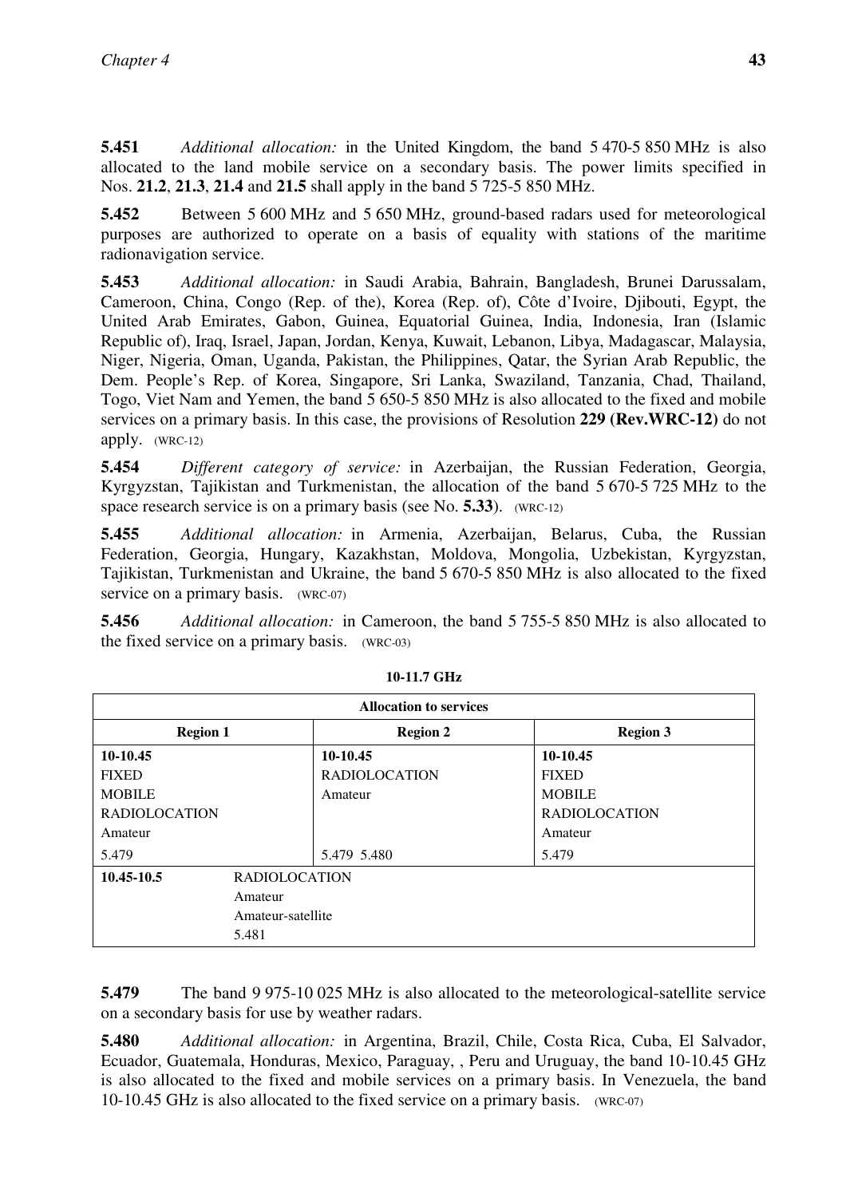**5.451** *Additional allocation:* in the United Kingdom, the band 5 470-5 850 MHz is also allocated to the land mobile service on a secondary basis. The power limits specified in Nos. **21.2**, **21.3**, **21.4** and **21.5** shall apply in the band 5 725-5 850 MHz.

**5.452** Between 5 600 MHz and 5 650 MHz, ground-based radars used for meteorological purposes are authorized to operate on a basis of equality with stations of the maritime radionavigation service.

**5.453** *Additional allocation:* in Saudi Arabia, Bahrain, Bangladesh, Brunei Darussalam, Cameroon, China, Congo (Rep. of the), Korea (Rep. of), Côte d'Ivoire, Djibouti, Egypt, the United Arab Emirates, Gabon, Guinea, Equatorial Guinea, India, Indonesia, Iran (Islamic Republic of), Iraq, Israel, Japan, Jordan, Kenya, Kuwait, Lebanon, Libya, Madagascar, Malaysia, Niger, Nigeria, Oman, Uganda, Pakistan, the Philippines, Qatar, the Syrian Arab Republic, the Dem. People's Rep. of Korea, Singapore, Sri Lanka, Swaziland, Tanzania, Chad, Thailand, Togo, Viet Nam and Yemen, the band 5 650-5 850 MHz is also allocated to the fixed and mobile services on a primary basis. In this case, the provisions of Resolution **229 (Rev.WRC-12)** do not apply. (WRC-12)

**5.454** *Different category of service:* in Azerbaijan, the Russian Federation, Georgia, Kyrgyzstan, Tajikistan and Turkmenistan, the allocation of the band 5 670-5 725 MHz to the space research service is on a primary basis (see No. **5.33**). (WRC-12)

**5.455** *Additional allocation:* in Armenia, Azerbaijan, Belarus, Cuba, the Russian Federation, Georgia, Hungary, Kazakhstan, Moldova, Mongolia, Uzbekistan, Kyrgyzstan, Tajikistan, Turkmenistan and Ukraine, the band 5 670-5 850 MHz is also allocated to the fixed service on a primary basis. (WRC-07)

**5.456** *Additional allocation:* in Cameroon, the band 5 755-5 850 MHz is also allocated to the fixed service on a primary basis. (WRC-03)

**10-11.7 GHz**

| Allocation to services | | |
|---|---|---|
| **Region 1** | **Region 2** | **Region 3** |
| **10-10.45**<br>FIXED<br>MOBILE<br>RADIOLOCATION<br>Amateur<br>5.479 | **10-10.45**<br>RADIOLOCATION<br>Amateur<br><br><br>5.479 5.480 | **10-10.45**<br>FIXED<br>MOBILE<br>RADIOLOCATION<br>Amateur<br>5.479 |
| **10.45-10.5** RADIOLOCATION<br>Amateur<br>Amateur-satellite<br>5.481 | | |

**5.479** The band 9 975-10 025 MHz is also allocated to the meteorological-satellite service on a secondary basis for use by weather radars.

**5.480** *Additional allocation:* in Argentina, Brazil, Chile, Costa Rica, Cuba, El Salvador, Ecuador, Guatemala, Honduras, Mexico, Paraguay, , Peru and Uruguay, the band 10-10.45 GHz is also allocated to the fixed and mobile services on a primary basis. In Venezuela, the band 10-10.45 GHz is also allocated to the fixed service on a primary basis. (WRC-07)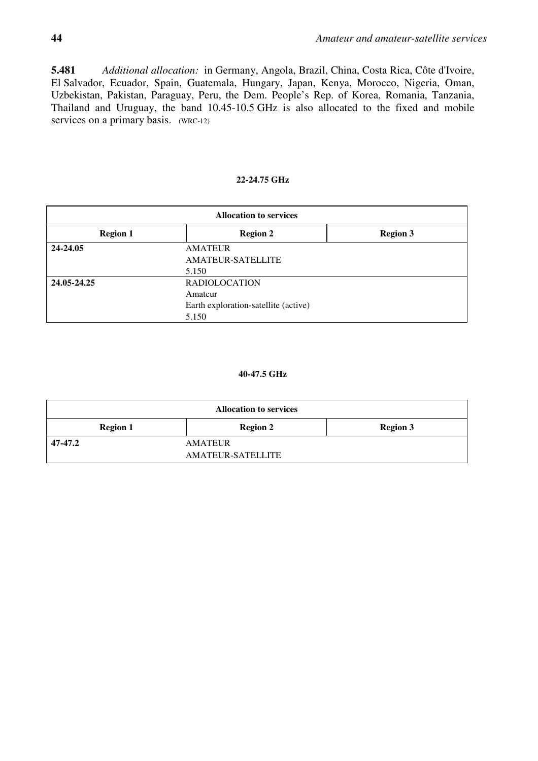**5.481** *Additional allocation:* in Germany, Angola, Brazil, China, Costa Rica, Côte d'Ivoire, El Salvador, Ecuador, Spain, Guatemala, Hungary, Japan, Kenya, Morocco, Nigeria, Oman, Uzbekistan, Pakistan, Paraguay, Peru, the Dem. People's Rep. of Korea, Romania, Tanzania, Thailand and Uruguay, the band 10.45-10.5 GHz is also allocated to the fixed and mobile services on a primary basis. (WRC-12)

**22-24.75 GHz**

| Allocation to services | | |
|---|---|---|
| **Region 1** | **Region 2** | **Region 3** |
| **24-24.05** | AMATEUR<br>AMATEUR-SATELLITE<br>5.150 | |
| **24.05-24.25** | RADIOLOCATION<br>Amateur<br>Earth exploration-satellite (active)<br>5.150 | |

**40-47.5 GHz**

| Allocation to services | | |
|---|---|---|
| **Region 1** | **Region 2** | **Region 3** |
| **47-47.2** | AMATEUR<br>AMATEUR-SATELLITE | |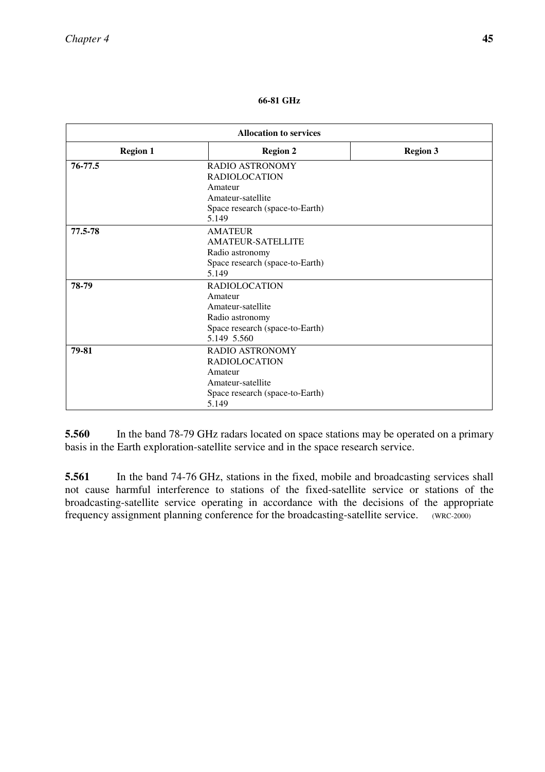**66-81 GHz**

| Allocation to services | | |
|---|---|---|
| **Region 1** | **Region 2** | **Region 3** |
| **76-77.5** | RADIO ASTRONOMY<br>RADIOLOCATION<br>Amateur<br>Amateur-satellite<br>Space research (space-to-Earth)<br>5.149 | |
| **77.5-78** | AMATEUR<br>AMATEUR-SATELLITE<br>Radio astronomy<br>Space research (space-to-Earth)<br>5.149 | |
| **78-79** | RADIOLOCATION<br>Amateur<br>Amateur-satellite<br>Radio astronomy<br>Space research (space-to-Earth)<br>5.149 5.560 | |
| **79-81** | RADIO ASTRONOMY<br>RADIOLOCATION<br>Amateur<br>Amateur-satellite<br>Space research (space-to-Earth)<br>5.149 | |

**5.560** In the band 78-79 GHz radars located on space stations may be operated on a primary basis in the Earth exploration-satellite service and in the space research service.

**5.561** In the band 74-76 GHz, stations in the fixed, mobile and broadcasting services shall not cause harmful interference to stations of the fixed-satellite service or stations of the broadcasting-satellite service operating in accordance with the decisions of the appropriate frequency assignment planning conference for the broadcasting-satellite service. (WRC-2000)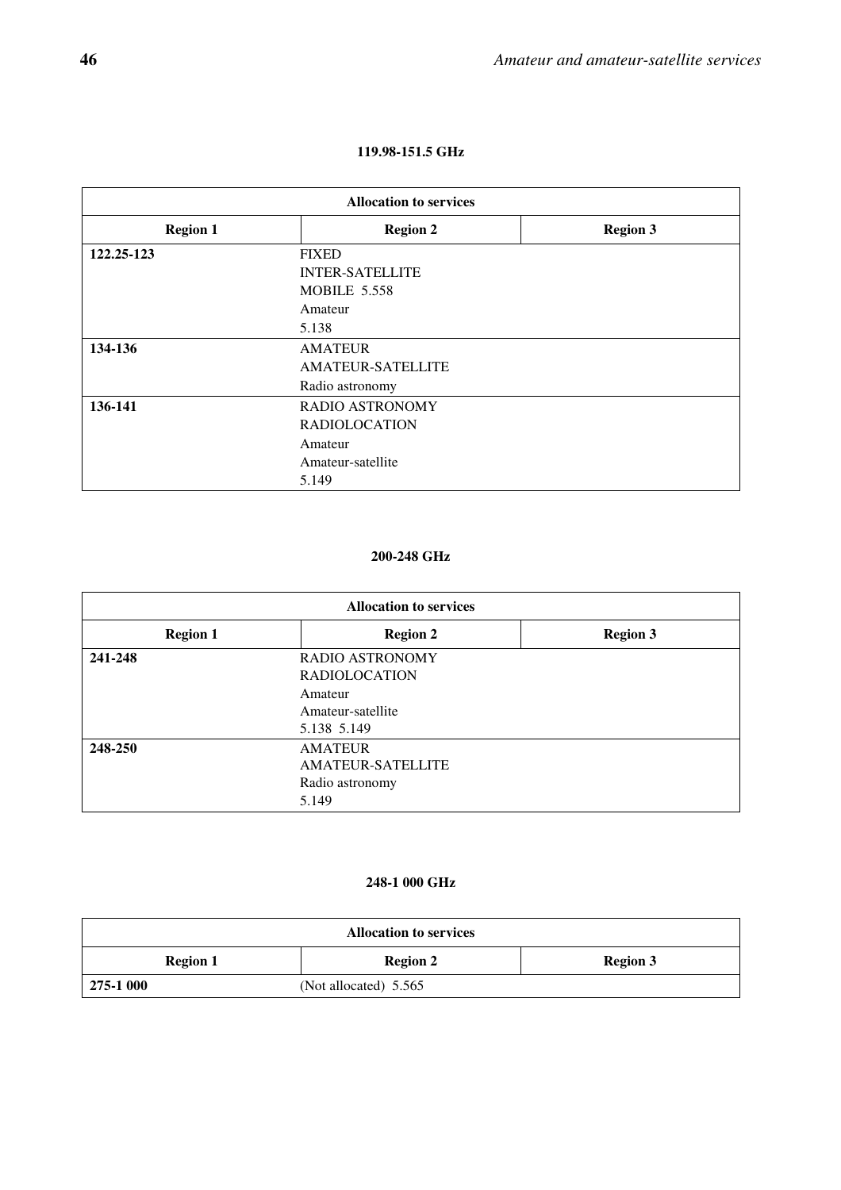**119.98-151.5 GHz**

| Allocation to services | | |
|---|---|---|
| **Region 1** | **Region 2** | **Region 3** |
| **122.25-123** | FIXED<br>INTER-SATELLITE<br>MOBILE 5.558<br>Amateur<br>5.138 | |
| **134-136** | AMATEUR<br>AMATEUR-SATELLITE<br>Radio astronomy | |
| **136-141** | RADIO ASTRONOMY<br>RADIOLOCATION<br>Amateur<br>Amateur-satellite<br>5.149 | |

**200-248 GHz**

| Allocation to services | | |
|---|---|---|
| **Region 1** | **Region 2** | **Region 3** |
| **241-248** | RADIO ASTRONOMY<br>RADIOLOCATION<br>Amateur<br>Amateur-satellite<br>5.138 5.149 | |
| **248-250** | AMATEUR<br>AMATEUR-SATELLITE<br>Radio astronomy<br>5.149 | |

**248-1 000 GHz**

| Allocation to services | | |
|---|---|---|
| **Region 1** | **Region 2** | **Region 3** |
| **275-1 000** | (Not allocated) 5.565 | |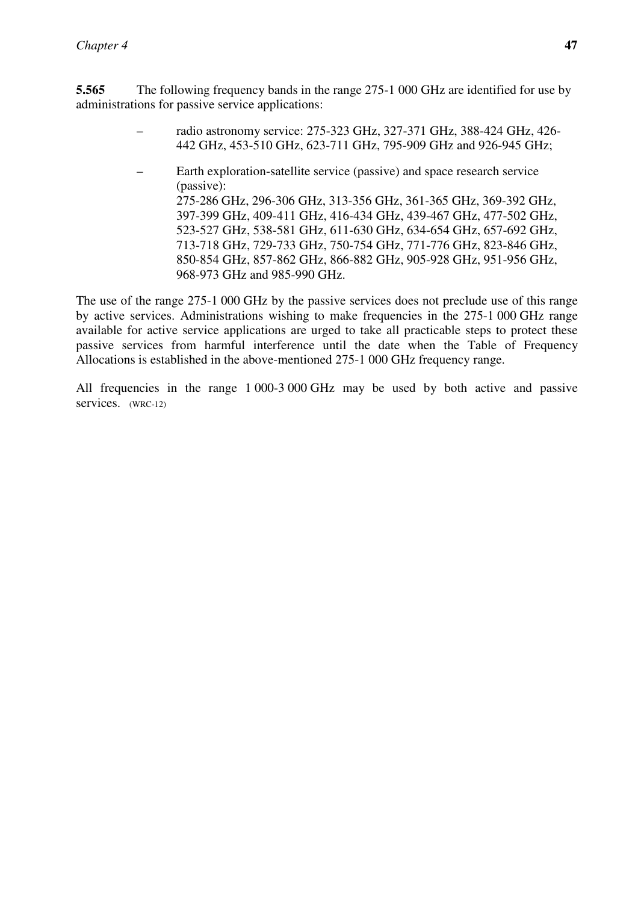**5.565** The following frequency bands in the range 275-1 000 GHz are identified for use by administrations for passive service applications:

– radio astronomy service: 275-323 GHz, 327-371 GHz, 388-424 GHz, 426-442 GHz, 453-510 GHz, 623-711 GHz, 795-909 GHz and 926-945 GHz;

– Earth exploration-satellite service (passive) and space research service (passive):
275-286 GHz, 296-306 GHz, 313-356 GHz, 361-365 GHz, 369-392 GHz, 397-399 GHz, 409-411 GHz, 416-434 GHz, 439-467 GHz, 477-502 GHz, 523-527 GHz, 538-581 GHz, 611-630 GHz, 634-654 GHz, 657-692 GHz, 713-718 GHz, 729-733 GHz, 750-754 GHz, 771-776 GHz, 823-846 GHz, 850-854 GHz, 857-862 GHz, 866-882 GHz, 905-928 GHz, 951-956 GHz, 968-973 GHz and 985-990 GHz.

The use of the range 275-1 000 GHz by the passive services does not preclude use of this range by active services. Administrations wishing to make frequencies in the 275-1 000 GHz range available for active service applications are urged to take all practicable steps to protect these passive services from harmful interference until the date when the Table of Frequency Allocations is established in the above-mentioned 275-1 000 GHz frequency range.

All frequencies in the range 1 000-3 000 GHz may be used by both active and passive services. (WRC-12)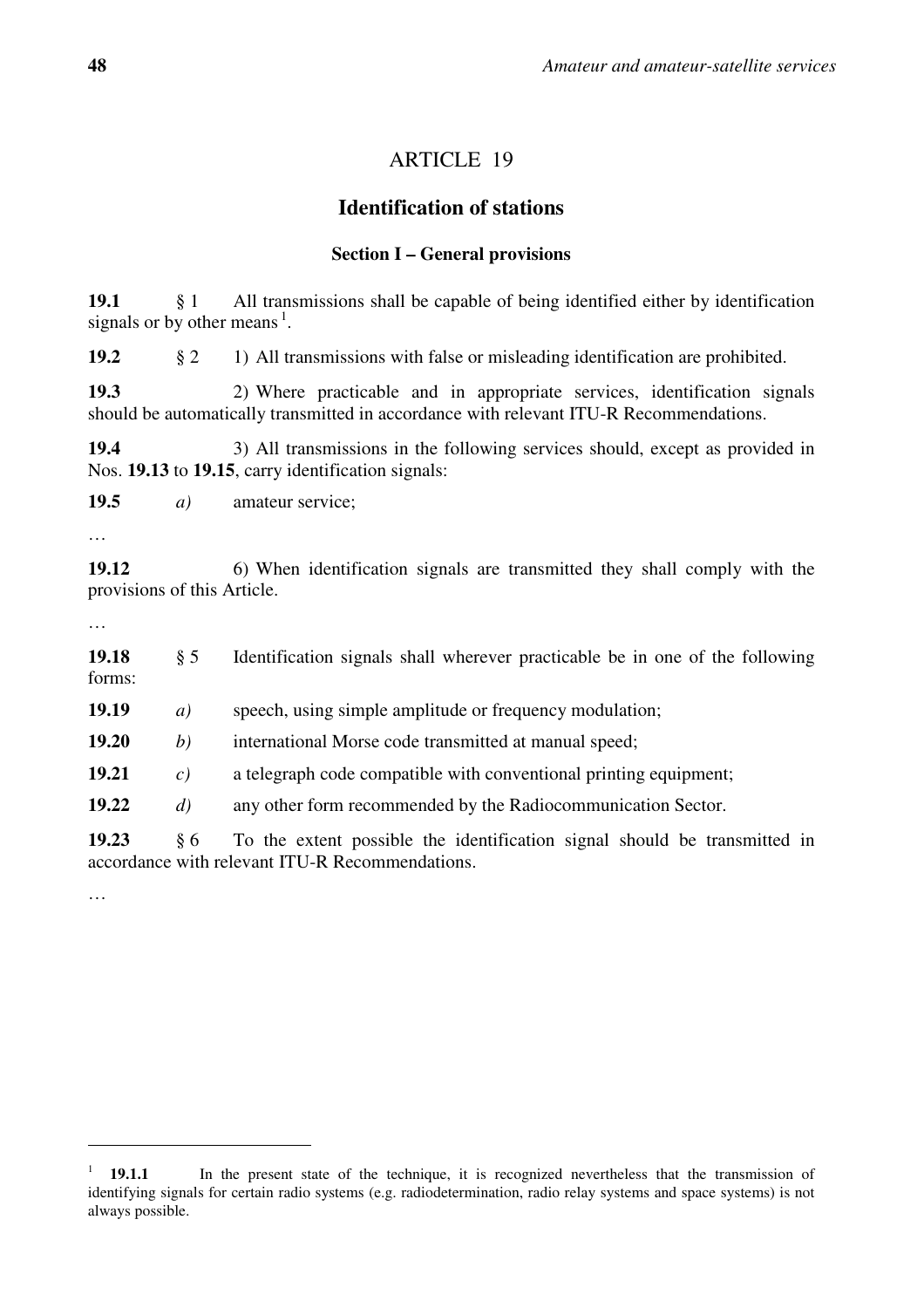# ARTICLE 19

## Identification of stations

### Section I – General provisions

**19.1** § 1 All transmissions shall be capable of being identified either by identification signals or by other means [1].

**19.2** § 2 1) All transmissions with false or misleading identification are prohibited.

**19.3** 2) Where practicable and in appropriate services, identification signals should be automatically transmitted in accordance with relevant ITU-R Recommendations.

**19.4** 3) All transmissions in the following services should, except as provided in Nos. **19.13** to **19.15**, carry identification signals:

**19.5** *a)* amateur service;

…

**19.12** 6) When identification signals are transmitted they shall comply with the provisions of this Article.

…

**19.18** § 5 Identification signals shall wherever practicable be in one of the following forms:

**19.19** *a)* speech, using simple amplitude or frequency modulation;

**19.20** *b)* international Morse code transmitted at manual speed;

**19.21** *c)* a telegraph code compatible with conventional printing equipment;

**19.22** *d)* any other form recommended by the Radiocommunication Sector.

**19.23** § 6 To the extent possible the identification signal should be transmitted in accordance with relevant ITU-R Recommendations.

…

---

[1] **19.1.1** In the present state of the technique, it is recognized nevertheless that the transmission of identifying signals for certain radio systems (e.g. radiodetermination, radio relay systems and space systems) is not always possible.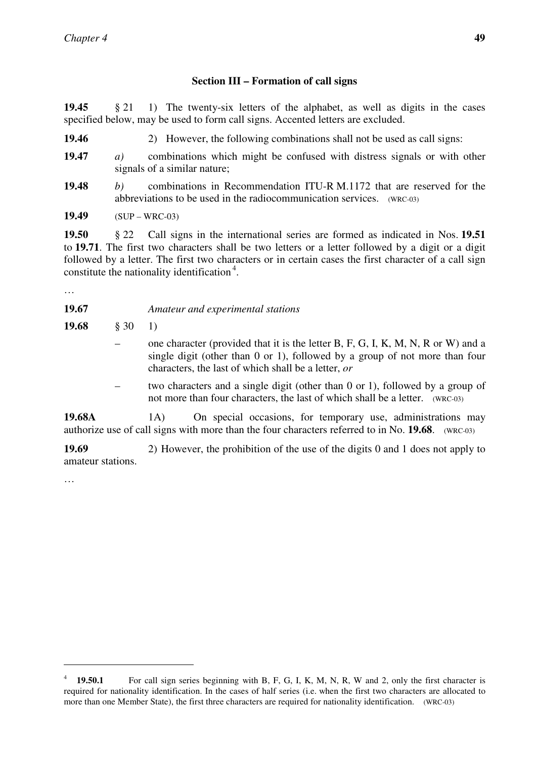### Section III – Formation of call signs

**19.45** § 21 1) The twenty-six letters of the alphabet, as well as digits in the cases specified below, may be used to form call signs. Accented letters are excluded.

**19.46** 2) However, the following combinations shall not be used as call signs:

**19.47** *a)* combinations which might be confused with distress signals or with other signals of a similar nature;

**19.48** *b)* combinations in Recommendation ITU-R M.1172 that are reserved for the abbreviations to be used in the radiocommunication services. (WRC-03)

**19.49** (SUP – WRC-03)

**19.50** § 22 Call signs in the international series are formed as indicated in Nos. **19.51** to **19.71**. The first two characters shall be two letters or a letter followed by a digit or a digit followed by a letter. The first two characters or in certain cases the first character of a call sign constitute the nationality identification [4].

…

**19.67** *Amateur and experimental stations*

**19.68** § 30 1)

- one character (provided that it is the letter B, F, G, I, K, M, N, R or W) and a single digit (other than 0 or 1), followed by a group of not more than four characters, the last of which shall be a letter, *or*
- two characters and a single digit (other than 0 or 1), followed by a group of not more than four characters, the last of which shall be a letter. (WRC-03)

**19.68A** 1A) On special occasions, for temporary use, administrations may authorize use of call signs with more than the four characters referred to in No. **19.68**. (WRC-03)

**19.69** 2) However, the prohibition of the use of the digits 0 and 1 does not apply to amateur stations.

…

---

[4] **19.50.1** For call sign series beginning with B, F, G, I, K, M, N, R, W and 2, only the first character is required for nationality identification. In the cases of half series (i.e. when the first two characters are allocated to more than one Member State), the first three characters are required for nationality identification. (WRC-03)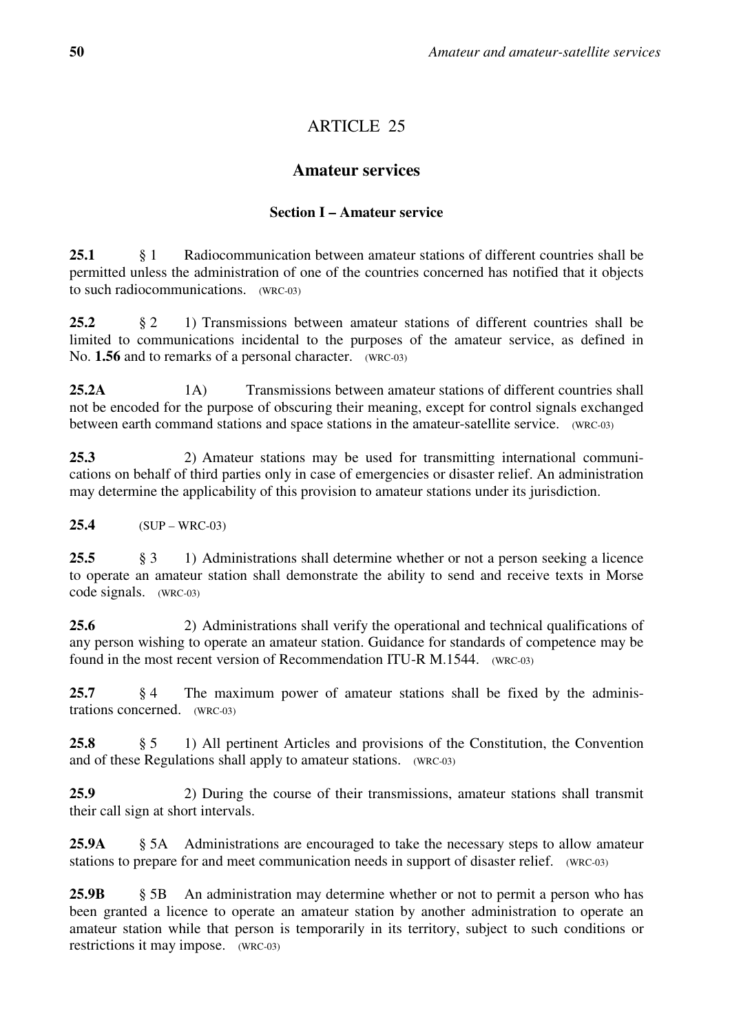# ARTICLE 25

## Amateur services

### Section I – Amateur service

**25.1** § 1 Radiocommunication between amateur stations of different countries shall be permitted unless the administration of one of the countries concerned has notified that it objects to such radiocommunications. (WRC-03)

**25.2** § 2 1) Transmissions between amateur stations of different countries shall be limited to communications incidental to the purposes of the amateur service, as defined in No. **1.56** and to remarks of a personal character. (WRC-03)

**25.2A** 1A) Transmissions between amateur stations of different countries shall not be encoded for the purpose of obscuring their meaning, except for control signals exchanged between earth command stations and space stations in the amateur-satellite service. (WRC-03)

**25.3** 2) Amateur stations may be used for transmitting international communications on behalf of third parties only in case of emergencies or disaster relief. An administration may determine the applicability of this provision to amateur stations under its jurisdiction.

**25.4** (SUP – WRC-03)

**25.5** § 3 1) Administrations shall determine whether or not a person seeking a licence to operate an amateur station shall demonstrate the ability to send and receive texts in Morse code signals. (WRC-03)

**25.6** 2) Administrations shall verify the operational and technical qualifications of any person wishing to operate an amateur station. Guidance for standards of competence may be found in the most recent version of Recommendation ITU-R M.1544. (WRC-03)

**25.7** § 4 The maximum power of amateur stations shall be fixed by the administrations concerned. (WRC-03)

**25.8** § 5 1) All pertinent Articles and provisions of the Constitution, the Convention and of these Regulations shall apply to amateur stations. (WRC-03)

**25.9** 2) During the course of their transmissions, amateur stations shall transmit their call sign at short intervals.

**25.9A** § 5A Administrations are encouraged to take the necessary steps to allow amateur stations to prepare for and meet communication needs in support of disaster relief. (WRC-03)

**25.9B** § 5B An administration may determine whether or not to permit a person who has been granted a licence to operate an amateur station by another administration to operate an amateur station while that person is temporarily in its territory, subject to such conditions or restrictions it may impose. (WRC-03)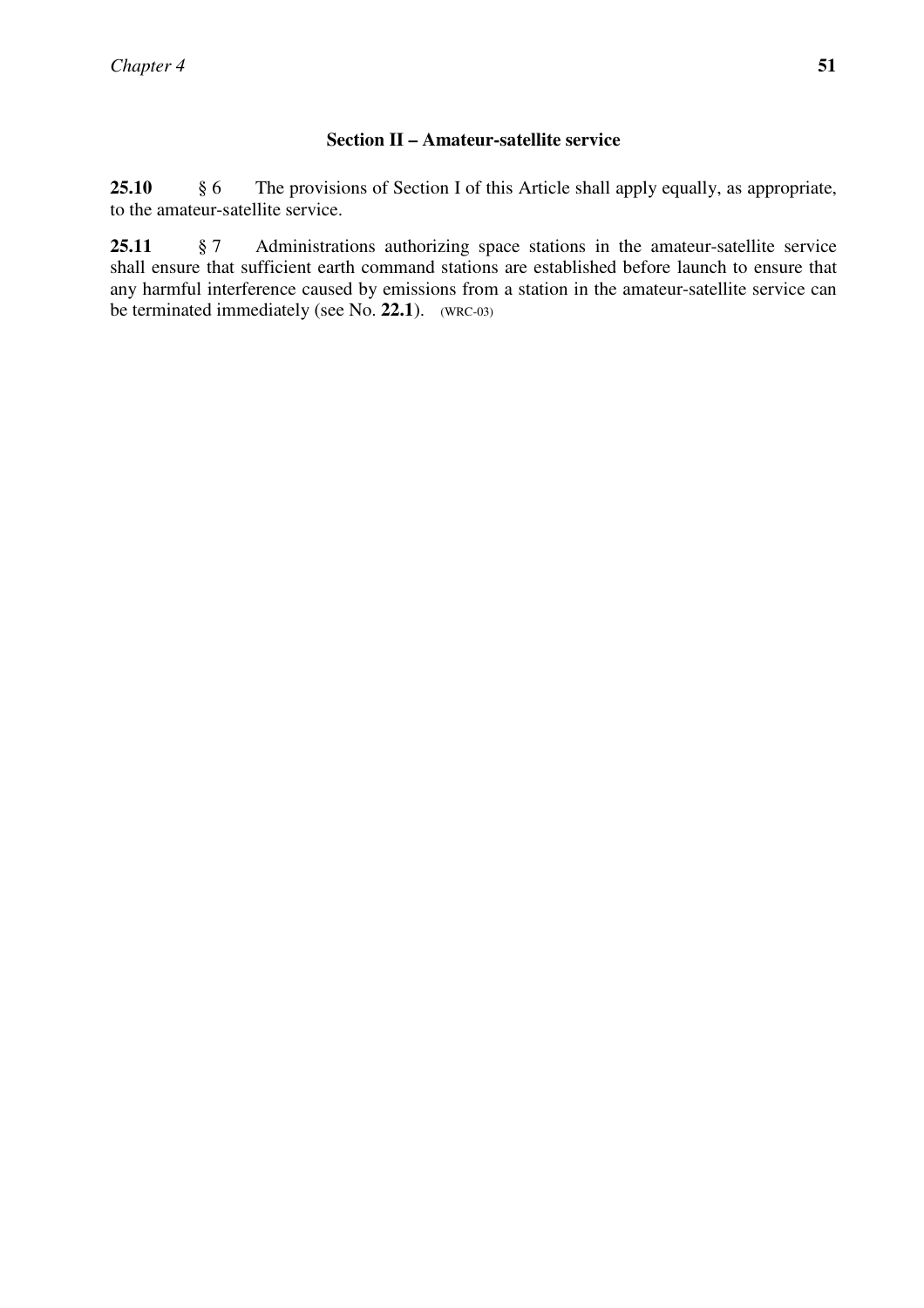### Section II – Amateur-satellite service

**25.10** § 6 The provisions of Section I of this Article shall apply equally, as appropriate, to the amateur-satellite service.

**25.11** § 7 Administrations authorizing space stations in the amateur-satellite service shall ensure that sufficient earth command stations are established before launch to ensure that any harmful interference caused by emissions from a station in the amateur-satellite service can be terminated immediately (see No. **22.1**). (WRC-03)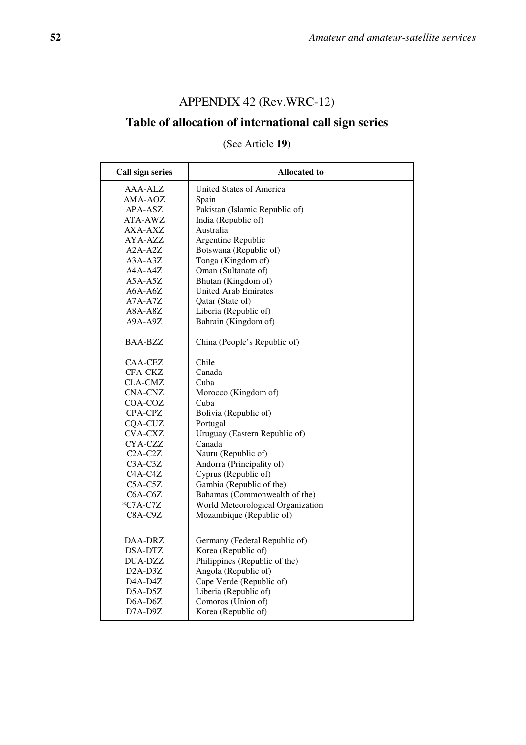# APPENDIX 42 (Rev.WRC-12)

## Table of allocation of international call sign series

(See Article **19**)

| Call sign series | Allocated to |
|---|---|
| AAA-ALZ | United States of America |
| AMA-AOZ | Spain |
| APA-ASZ | Pakistan (Islamic Republic of) |
| ATA-AWZ | India (Republic of) |
| AXA-AXZ | Australia |
| AYA-AZZ | Argentine Republic |
| A2A-A2Z | Botswana (Republic of) |
| A3A-A3Z | Tonga (Kingdom of) |
| A4A-A4Z | Oman (Sultanate of) |
| A5A-A5Z | Bhutan (Kingdom of) |
| A6A-A6Z | United Arab Emirates |
| A7A-A7Z | Qatar (State of) |
| A8A-A8Z | Liberia (Republic of) |
| A9A-A9Z | Bahrain (Kingdom of) |
| BAA-BZZ | China (People's Republic of) |
| CAA-CEZ | Chile |
| CFA-CKZ | Canada |
| CLA-CMZ | Cuba |
| CNA-CNZ | Morocco (Kingdom of) |
| COA-COZ | Cuba |
| CPA-CPZ | Bolivia (Republic of) |
| CQA-CUZ | Portugal |
| CVA-CXZ | Uruguay (Eastern Republic of) |
| CYA-CZZ | Canada |
| C2A-C2Z | Nauru (Republic of) |
| C3A-C3Z | Andorra (Principality of) |
| C4A-C4Z | Cyprus (Republic of) |
| C5A-C5Z | Gambia (Republic of the) |
| C6A-C6Z | Bahamas (Commonwealth of the) |
| *C7A-C7Z | World Meteorological Organization |
| C8A-C9Z | Mozambique (Republic of) |
| DAA-DRZ | Germany (Federal Republic of) |
| DSA-DTZ | Korea (Republic of) |
| DUA-DZZ | Philippines (Republic of the) |
| D2A-D3Z | Angola (Republic of) |
| D4A-D4Z | Cape Verde (Republic of) |
| D5A-D5Z | Liberia (Republic of) |
| D6A-D6Z | Comoros (Union of) |
| D7A-D9Z | Korea (Republic of) |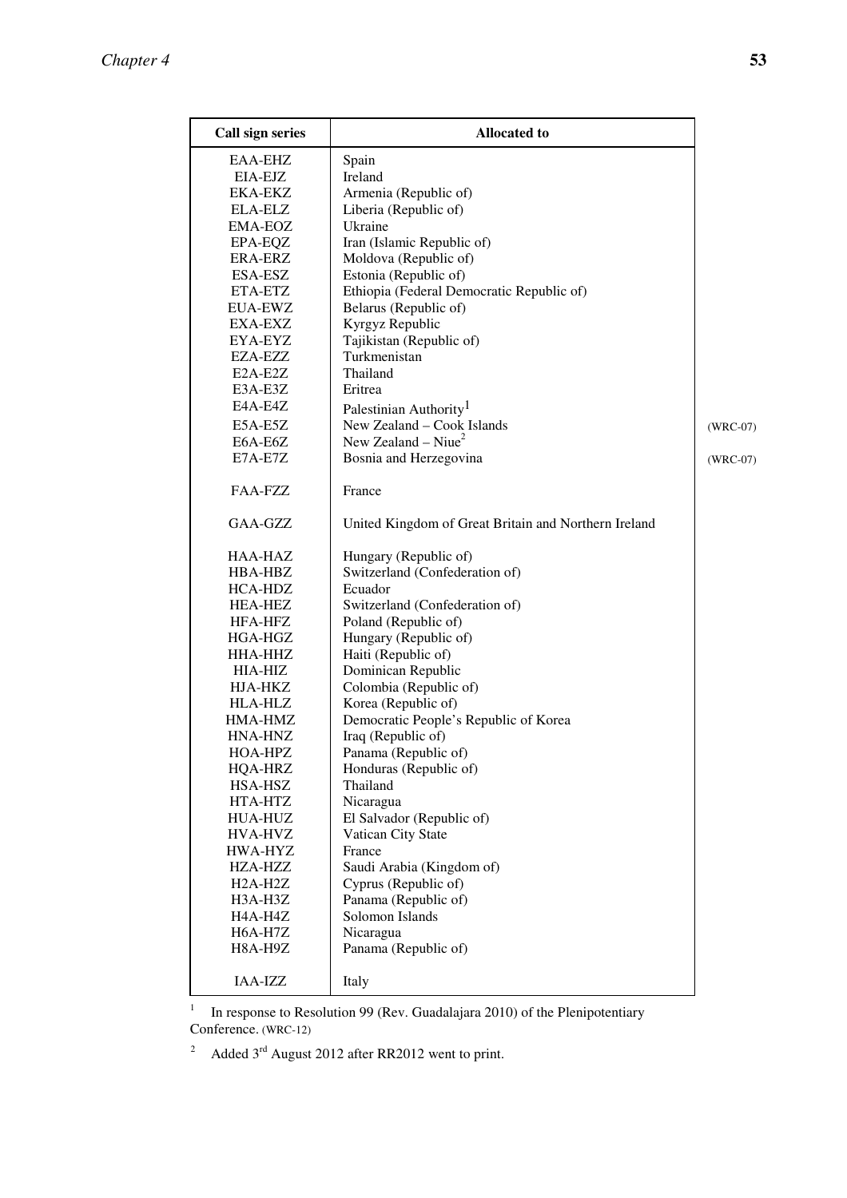| Call sign series | Allocated to | |
|---|---|---|
| EAA-EHZ | Spain | |
| EIA-EJZ | Ireland | |
| EKA-EKZ | Armenia (Republic of) | |
| ELA-ELZ | Liberia (Republic of) | |
| EMA-EOZ | Ukraine | |
| EPA-EQZ | Iran (Islamic Republic of) | |
| ERA-ERZ | Moldova (Republic of) | |
| ESA-ESZ | Estonia (Republic of) | |
| ETA-ETZ | Ethiopia (Federal Democratic Republic of) | |
| EUA-EWZ | Belarus (Republic of) | |
| EXA-EXZ | Kyrgyz Republic | |
| EYA-EYZ | Tajikistan (Republic of) | |
| EZA-EZZ | Turkmenistan | |
| E2A-E2Z | Thailand | |
| E3A-E3Z | Eritrea | |
| E4A-E4Z | Palestinian Authority[1] | |
| E5A-E5Z | New Zealand – Cook Islands | (WRC-07) |
| E6A-E6Z | New Zealand – Niue[2] | |
| E7A-E7Z | Bosnia and Herzegovina | (WRC-07) |
| FAA-FZZ | France | |
| GAA-GZZ | United Kingdom of Great Britain and Northern Ireland | |
| HAA-HAZ | Hungary (Republic of) | |
| HBA-HBZ | Switzerland (Confederation of) | |
| HCA-HDZ | Ecuador | |
| HEA-HEZ | Switzerland (Confederation of) | |
| HFA-HFZ | Poland (Republic of) | |
| HGA-HGZ | Hungary (Republic of) | |
| HHA-HHZ | Haiti (Republic of) | |
| HIA-HIZ | Dominican Republic | |
| HJA-HKZ | Colombia (Republic of) | |
| HLA-HLZ | Korea (Republic of) | |
| HMA-HMZ | Democratic People's Republic of Korea | |
| HNA-HNZ | Iraq (Republic of) | |
| HOA-HPZ | Panama (Republic of) | |
| HQA-HRZ | Honduras (Republic of) | |
| HSA-HSZ | Thailand | |
| HTA-HTZ | Nicaragua | |
| HUA-HUZ | El Salvador (Republic of) | |
| HVA-HVZ | Vatican City State | |
| HWA-HYZ | France | |
| HZA-HZZ | Saudi Arabia (Kingdom of) | |
| H2A-H2Z | Cyprus (Republic of) | |
| H3A-H3Z | Panama (Republic of) | |
| H4A-H4Z | Solomon Islands | |
| H6A-H7Z | Nicaragua | |
| H8A-H9Z | Panama (Republic of) | |
| IAA-IZZ | Italy | |

[1] In response to Resolution 99 (Rev. Guadalajara 2010) of the Plenipotentiary Conference. (WRC-12)

[2] Added 3rd August 2012 after RR2012 went to print.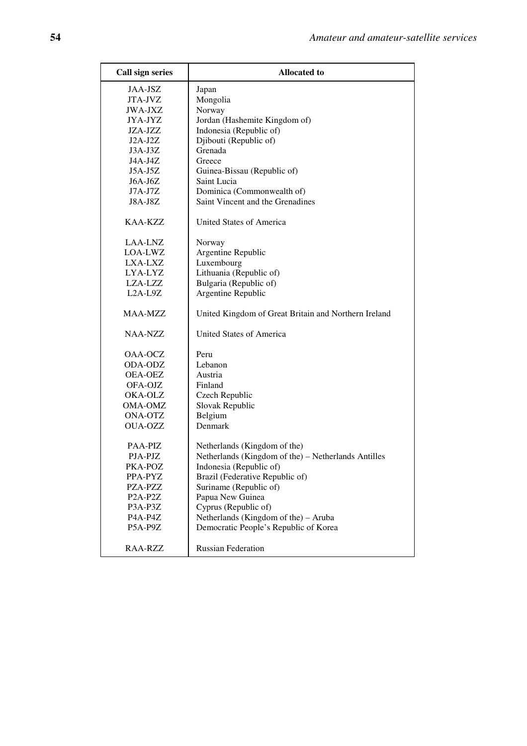| Call sign series | Allocated to |
|---|---|
| JAA-JSZ | Japan |
| JTA-JVZ | Mongolia |
| JWA-JXZ | Norway |
| JYA-JYZ | Jordan (Hashemite Kingdom of) |
| JZA-JZZ | Indonesia (Republic of) |
| J2A-J2Z | Djibouti (Republic of) |
| J3A-J3Z | Grenada |
| J4A-J4Z | Greece |
| J5A-J5Z | Guinea-Bissau (Republic of) |
| J6A-J6Z | Saint Lucia |
| J7A-J7Z | Dominica (Commonwealth of) |
| J8A-J8Z | Saint Vincent and the Grenadines |
| KAA-KZZ | United States of America |
| LAA-LNZ | Norway |
| LOA-LWZ | Argentine Republic |
| LXA-LXZ | Luxembourg |
| LYA-LYZ | Lithuania (Republic of) |
| LZA-LZZ | Bulgaria (Republic of) |
| L2A-L9Z | Argentine Republic |
| MAA-MZZ | United Kingdom of Great Britain and Northern Ireland |
| NAA-NZZ | United States of America |
| OAA-OCZ | Peru |
| ODA-ODZ | Lebanon |
| OEA-OEZ | Austria |
| OFA-OJZ | Finland |
| OKA-OLZ | Czech Republic |
| OMA-OMZ | Slovak Republic |
| ONA-OTZ | Belgium |
| OUA-OZZ | Denmark |
| PAA-PIZ | Netherlands (Kingdom of the) |
| PJA-PJZ | Netherlands (Kingdom of the) – Netherlands Antilles |
| PKA-POZ | Indonesia (Republic of) |
| PPA-PYZ | Brazil (Federative Republic of) |
| PZA-PZZ | Suriname (Republic of) |
| P2A-P2Z | Papua New Guinea |
| P3A-P3Z | Cyprus (Republic of) |
| P4A-P4Z | Netherlands (Kingdom of the) – Aruba |
| P5A-P9Z | Democratic People's Republic of Korea |
| RAA-RZZ | Russian Federation |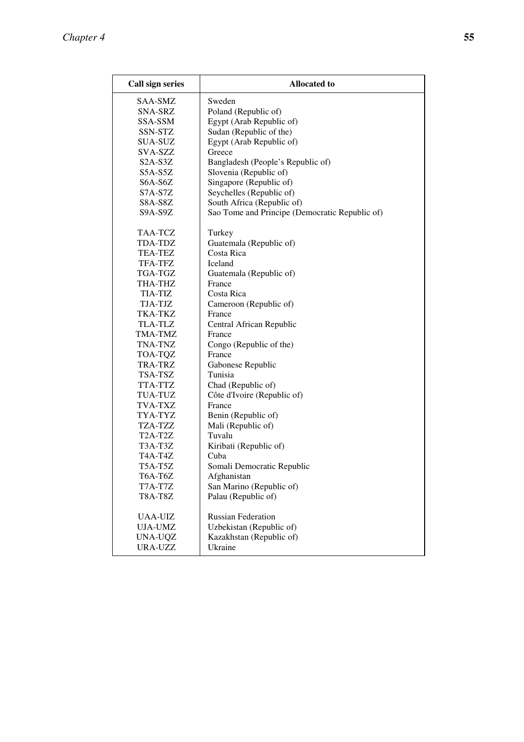| Call sign series | Allocated to |
|---|---|
| SAA-SMZ | Sweden |
| SNA-SRZ | Poland (Republic of) |
| SSA-SSM | Egypt (Arab Republic of) |
| SSN-STZ | Sudan (Republic of the) |
| SUA-SUZ | Egypt (Arab Republic of) |
| SVA-SZZ | Greece |
| S2A-S3Z | Bangladesh (People's Republic of) |
| S5A-S5Z | Slovenia (Republic of) |
| S6A-S6Z | Singapore (Republic of) |
| S7A-S7Z | Seychelles (Republic of) |
| S8A-S8Z | South Africa (Republic of) |
| S9A-S9Z | Sao Tome and Principe (Democratic Republic of) |
| TAA-TCZ | Turkey |
| TDA-TDZ | Guatemala (Republic of) |
| TEA-TEZ | Costa Rica |
| TFA-TFZ | Iceland |
| TGA-TGZ | Guatemala (Republic of) |
| THA-THZ | France |
| TIA-TIZ | Costa Rica |
| TJA-TJZ | Cameroon (Republic of) |
| TKA-TKZ | France |
| TLA-TLZ | Central African Republic |
| TMA-TMZ | France |
| TNA-TNZ | Congo (Republic of the) |
| TOA-TQZ | France |
| TRA-TRZ | Gabonese Republic |
| TSA-TSZ | Tunisia |
| TTA-TTZ | Chad (Republic of) |
| TUA-TUZ | Côte d'Ivoire (Republic of) |
| TVA-TXZ | France |
| TYA-TYZ | Benin (Republic of) |
| TZA-TZZ | Mali (Republic of) |
| T2A-T2Z | Tuvalu |
| T3A-T3Z | Kiribati (Republic of) |
| T4A-T4Z | Cuba |
| T5A-T5Z | Somali Democratic Republic |
| T6A-T6Z | Afghanistan |
| T7A-T7Z | San Marino (Republic of) |
| T8A-T8Z | Palau (Republic of) |
| UAA-UIZ | Russian Federation |
| UJA-UMZ | Uzbekistan (Republic of) |
| UNA-UQZ | Kazakhstan (Republic of) |
| URA-UZZ | Ukraine |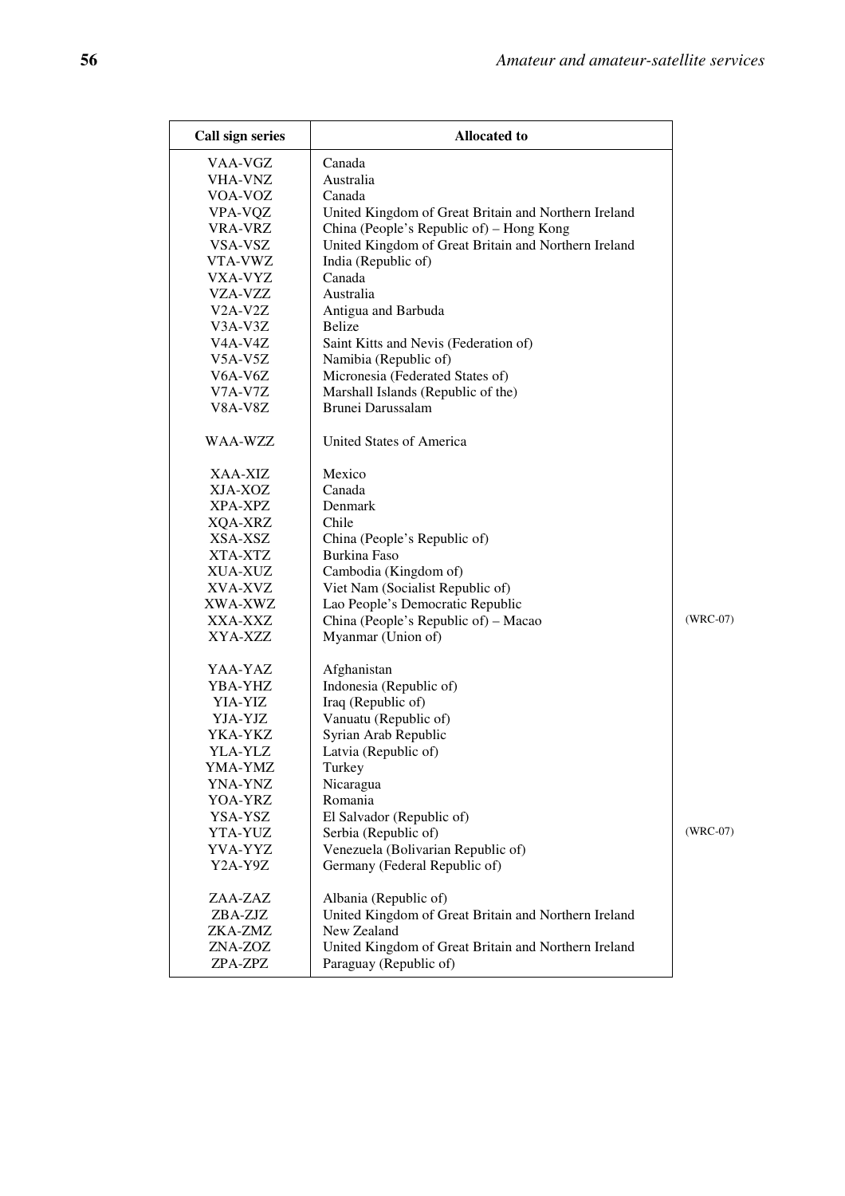| Call sign series | Allocated to | |
|---|---|---|
| VAA-VGZ | Canada | |
| VHA-VNZ | Australia | |
| VOA-VOZ | Canada | |
| VPA-VQZ | United Kingdom of Great Britain and Northern Ireland | |
| VRA-VRZ | China (People's Republic of) – Hong Kong | |
| VSA-VSZ | United Kingdom of Great Britain and Northern Ireland | |
| VTA-VWZ | India (Republic of) | |
| VXA-VYZ | Canada | |
| VZA-VZZ | Australia | |
| V2A-V2Z | Antigua and Barbuda | |
| V3A-V3Z | Belize | |
| V4A-V4Z | Saint Kitts and Nevis (Federation of) | |
| V5A-V5Z | Namibia (Republic of) | |
| V6A-V6Z | Micronesia (Federated States of) | |
| V7A-V7Z | Marshall Islands (Republic of the) | |
| V8A-V8Z | Brunei Darussalam | |
| WAA-WZZ | United States of America | |
| XAA-XIZ | Mexico | |
| XJA-XOZ | Canada | |
| XPA-XPZ | Denmark | |
| XQA-XRZ | Chile | |
| XSA-XSZ | China (People's Republic of) | |
| XTA-XTZ | Burkina Faso | |
| XUA-XUZ | Cambodia (Kingdom of) | |
| XVA-XVZ | Viet Nam (Socialist Republic of) | |
| XWA-XWZ | Lao People's Democratic Republic | |
| XXA-XXZ | China (People's Republic of) – Macao | (WRC-07) |
| XYA-XZZ | Myanmar (Union of) | |
| YAA-YAZ | Afghanistan | |
| YBA-YHZ | Indonesia (Republic of) | |
| YIA-YIZ | Iraq (Republic of) | |
| YJA-YJZ | Vanuatu (Republic of) | |
| YKA-YKZ | Syrian Arab Republic | |
| YLA-YLZ | Latvia (Republic of) | |
| YMA-YMZ | Turkey | |
| YNA-YNZ | Nicaragua | |
| YOA-YRZ | Romania | |
| YSA-YSZ | El Salvador (Republic of) | |
| YTA-YUZ | Serbia (Republic of) | (WRC-07) |
| YVA-YYZ | Venezuela (Bolivarian Republic of) | |
| Y2A-Y9Z | Germany (Federal Republic of) | |
| ZAA-ZAZ | Albania (Republic of) | |
| ZBA-ZJZ | United Kingdom of Great Britain and Northern Ireland | |
| ZKA-ZMZ | New Zealand | |
| ZNA-ZOZ | United Kingdom of Great Britain and Northern Ireland | |
| ZPA-ZPZ | Paraguay (Republic of) | |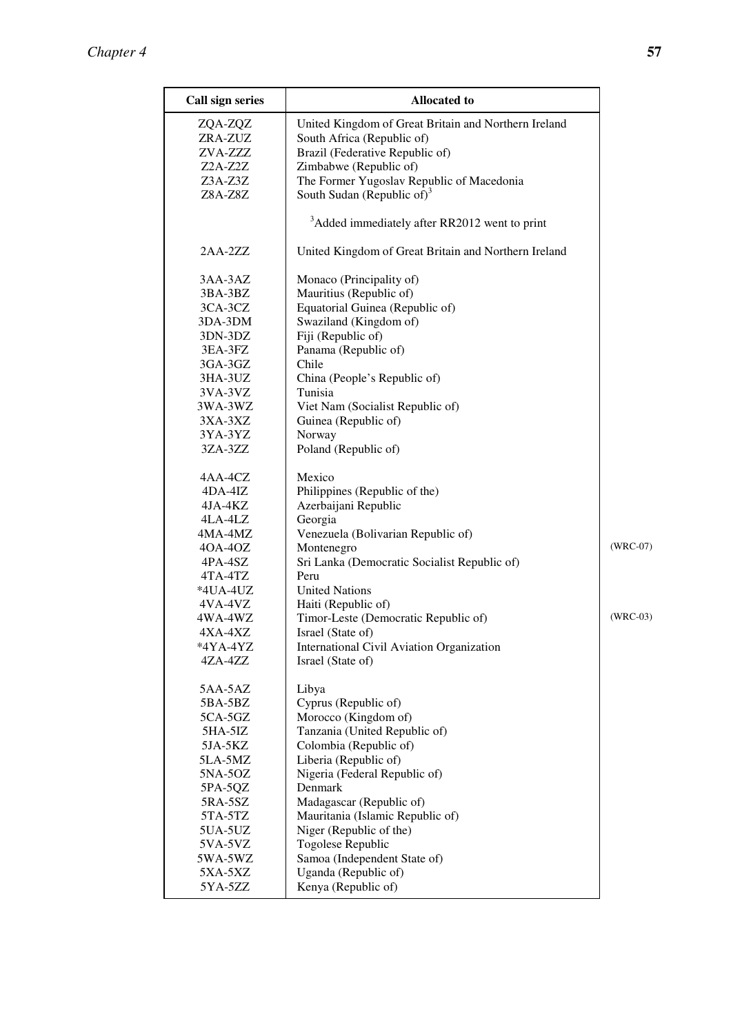| Call sign series | Allocated to | |
|---|---|---|
| ZQA-ZQZ | United Kingdom of Great Britain and Northern Ireland | |
| ZRA-ZUZ | South Africa (Republic of) | |
| ZVA-ZZZ | Brazil (Federative Republic of) | |
| Z2A-Z2Z | Zimbabwe (Republic of) | |
| Z3A-Z3Z | The Former Yugoslav Republic of Macedonia | |
| Z8A-Z8Z | South Sudan (Republic of)[3] | |
| | [3]Added immediately after RR2012 went to print | |
| 2AA-2ZZ | United Kingdom of Great Britain and Northern Ireland | |
| 3AA-3AZ | Monaco (Principality of) | |
| 3BA-3BZ | Mauritius (Republic of) | |
| 3CA-3CZ | Equatorial Guinea (Republic of) | |
| 3DA-3DM | Swaziland (Kingdom of) | |
| 3DN-3DZ | Fiji (Republic of) | |
| 3EA-3FZ | Panama (Republic of) | |
| 3GA-3GZ | Chile | |
| 3HA-3UZ | China (People's Republic of) | |
| 3VA-3VZ | Tunisia | |
| 3WA-3WZ | Viet Nam (Socialist Republic of) | |
| 3XA-3XZ | Guinea (Republic of) | |
| 3YA-3YZ | Norway | |
| 3ZA-3ZZ | Poland (Republic of) | |
| 4AA-4CZ | Mexico | |
| 4DA-4IZ | Philippines (Republic of the) | |
| 4JA-4KZ | Azerbaijani Republic | |
| 4LA-4LZ | Georgia | |
| 4MA-4MZ | Venezuela (Bolivarian Republic of) | |
| 4OA-4OZ | Montenegro | (WRC-07) |
| 4PA-4SZ | Sri Lanka (Democratic Socialist Republic of) | |
| 4TA-4TZ | Peru | |
| *4UA-4UZ | United Nations | |
| 4VA-4VZ | Haiti (Republic of) | |
| 4WA-4WZ | Timor-Leste (Democratic Republic of) | (WRC-03) |
| 4XA-4XZ | Israel (State of) | |
| *4YA-4YZ | International Civil Aviation Organization | |
| 4ZA-4ZZ | Israel (State of) | |
| 5AA-5AZ | Libya | |
| 5BA-5BZ | Cyprus (Republic of) | |
| 5CA-5GZ | Morocco (Kingdom of) | |
| 5HA-5IZ | Tanzania (United Republic of) | |
| 5JA-5KZ | Colombia (Republic of) | |
| 5LA-5MZ | Liberia (Republic of) | |
| 5NA-5OZ | Nigeria (Federal Republic of) | |
| 5PA-5QZ | Denmark | |
| 5RA-5SZ | Madagascar (Republic of) | |
| 5TA-5TZ | Mauritania (Islamic Republic of) | |
| 5UA-5UZ | Niger (Republic of the) | |
| 5VA-5VZ | Togolese Republic | |
| 5WA-5WZ | Samoa (Independent State of) | |
| 5XA-5XZ | Uganda (Republic of) | |
| 5YA-5ZZ | Kenya (Republic of) | |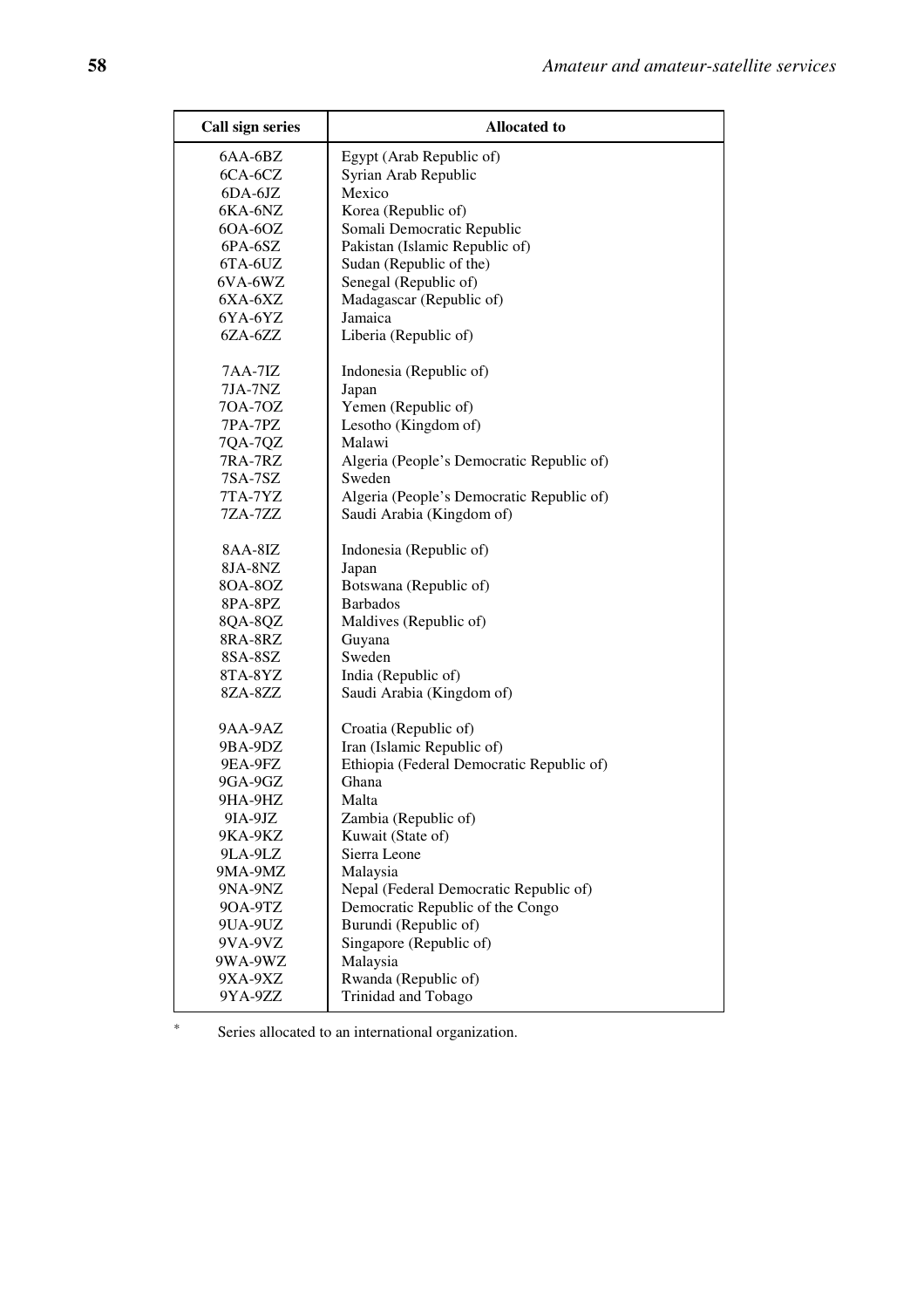| Call sign series | Allocated to |
|---|---|
| 6AA-6BZ | Egypt (Arab Republic of) |
| 6CA-6CZ | Syrian Arab Republic |
| 6DA-6JZ | Mexico |
| 6KA-6NZ | Korea (Republic of) |
| 6OA-6OZ | Somali Democratic Republic |
| 6PA-6SZ | Pakistan (Islamic Republic of) |
| 6TA-6UZ | Sudan (Republic of the) |
| 6VA-6WZ | Senegal (Republic of) |
| 6XA-6XZ | Madagascar (Republic of) |
| 6YA-6YZ | Jamaica |
| 6ZA-6ZZ | Liberia (Republic of) |
| | |
| 7AA-7IZ | Indonesia (Republic of) |
| 7JA-7NZ | Japan |
| 7OA-7OZ | Yemen (Republic of) |
| 7PA-7PZ | Lesotho (Kingdom of) |
| 7QA-7QZ | Malawi |
| 7RA-7RZ | Algeria (People's Democratic Republic of) |
| 7SA-7SZ | Sweden |
| 7TA-7YZ | Algeria (People's Democratic Republic of) |
| 7ZA-7ZZ | Saudi Arabia (Kingdom of) |
| | |
| 8AA-8IZ | Indonesia (Republic of) |
| 8JA-8NZ | Japan |
| 8OA-8OZ | Botswana (Republic of) |
| 8PA-8PZ | Barbados |
| 8QA-8QZ | Maldives (Republic of) |
| 8RA-8RZ | Guyana |
| 8SA-8SZ | Sweden |
| 8TA-8YZ | India (Republic of) |
| 8ZA-8ZZ | Saudi Arabia (Kingdom of) |
| | |
| 9AA-9AZ | Croatia (Republic of) |
| 9BA-9DZ | Iran (Islamic Republic of) |
| 9EA-9FZ | Ethiopia (Federal Democratic Republic of) |
| 9GA-9GZ | Ghana |
| 9HA-9HZ | Malta |
| 9IA-9JZ | Zambia (Republic of) |
| 9KA-9KZ | Kuwait (State of) |
| 9LA-9LZ | Sierra Leone |
| 9MA-9MZ | Malaysia |
| 9NA-9NZ | Nepal (Federal Democratic Republic of) |
| 9OA-9TZ | Democratic Republic of the Congo |
| 9UA-9UZ | Burundi (Republic of) |
| 9VA-9VZ | Singapore (Republic of) |
| 9WA-9WZ | Malaysia |
| 9XA-9XZ | Rwanda (Republic of) |
| 9YA-9ZZ | Trinidad and Tobago |

* Series allocated to an international organization.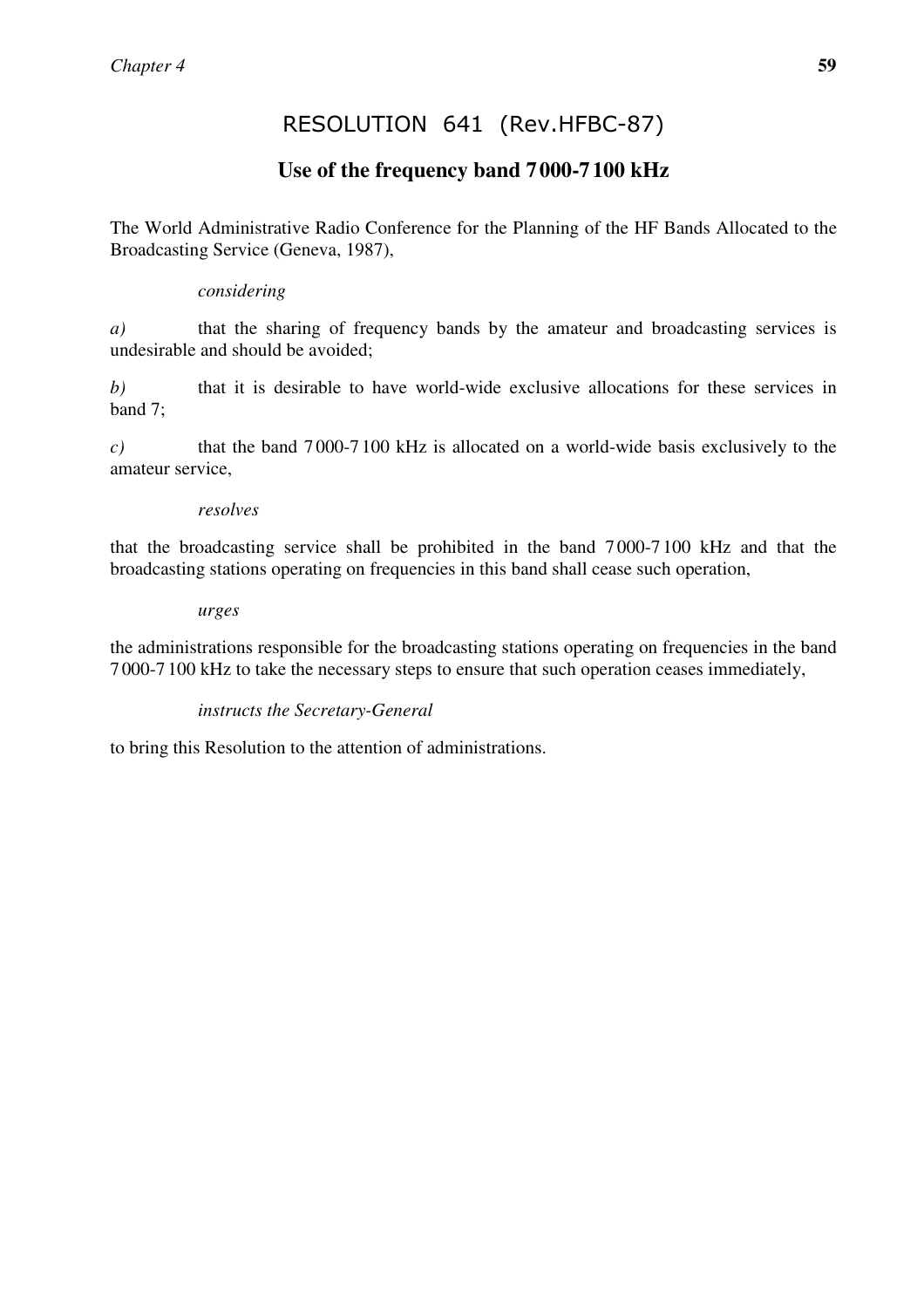# RESOLUTION 641 (Rev.HFBC-87)

## Use of the frequency band 7000-7100 kHz

The World Administrative Radio Conference for the Planning of the HF Bands Allocated to the Broadcasting Service (Geneva, 1987),

*considering*

*a)* that the sharing of frequency bands by the amateur and broadcasting services is undesirable and should be avoided;

*b)* that it is desirable to have world-wide exclusive allocations for these services in band 7;

*c)* that the band 7000-7100 kHz is allocated on a world-wide basis exclusively to the amateur service,

*resolves*

that the broadcasting service shall be prohibited in the band 7000-7100 kHz and that the broadcasting stations operating on frequencies in this band shall cease such operation,

*urges*

the administrations responsible for the broadcasting stations operating on frequencies in the band 7000-7100 kHz to take the necessary steps to ensure that such operation ceases immediately,

*instructs the Secretary-General*

to bring this Resolution to the attention of administrations.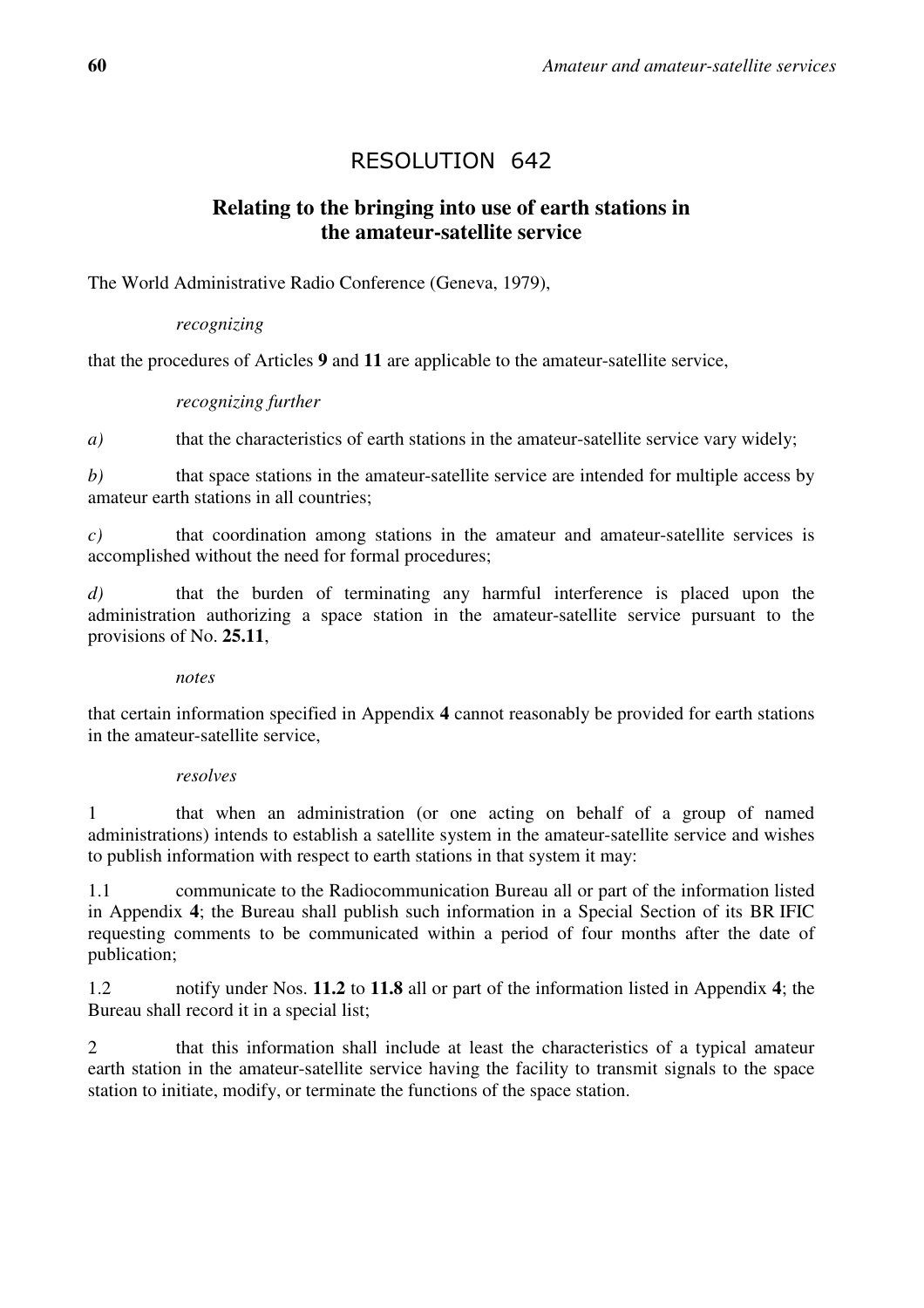# RESOLUTION 642

## Relating to the bringing into use of earth stations in the amateur-satellite service

The World Administrative Radio Conference (Geneva, 1979),

*recognizing*

that the procedures of Articles **9** and **11** are applicable to the amateur-satellite service,

*recognizing further*

*a)* that the characteristics of earth stations in the amateur-satellite service vary widely;

*b)* that space stations in the amateur-satellite service are intended for multiple access by amateur earth stations in all countries;

*c)* that coordination among stations in the amateur and amateur-satellite services is accomplished without the need for formal procedures;

*d)* that the burden of terminating any harmful interference is placed upon the administration authorizing a space station in the amateur-satellite service pursuant to the provisions of No. **25.11**,

*notes*

that certain information specified in Appendix **4** cannot reasonably be provided for earth stations in the amateur-satellite service,

*resolves*

1 that when an administration (or one acting on behalf of a group of named administrations) intends to establish a satellite system in the amateur-satellite service and wishes to publish information with respect to earth stations in that system it may:

1.1 communicate to the Radiocommunication Bureau all or part of the information listed in Appendix **4**; the Bureau shall publish such information in a Special Section of its BR IFIC requesting comments to be communicated within a period of four months after the date of publication;

1.2 notify under Nos. **11.2** to **11.8** all or part of the information listed in Appendix **4**; the Bureau shall record it in a special list;

2 that this information shall include at least the characteristics of a typical amateur earth station in the amateur-satellite service having the facility to transmit signals to the space station to initiate, modify, or terminate the functions of the space station.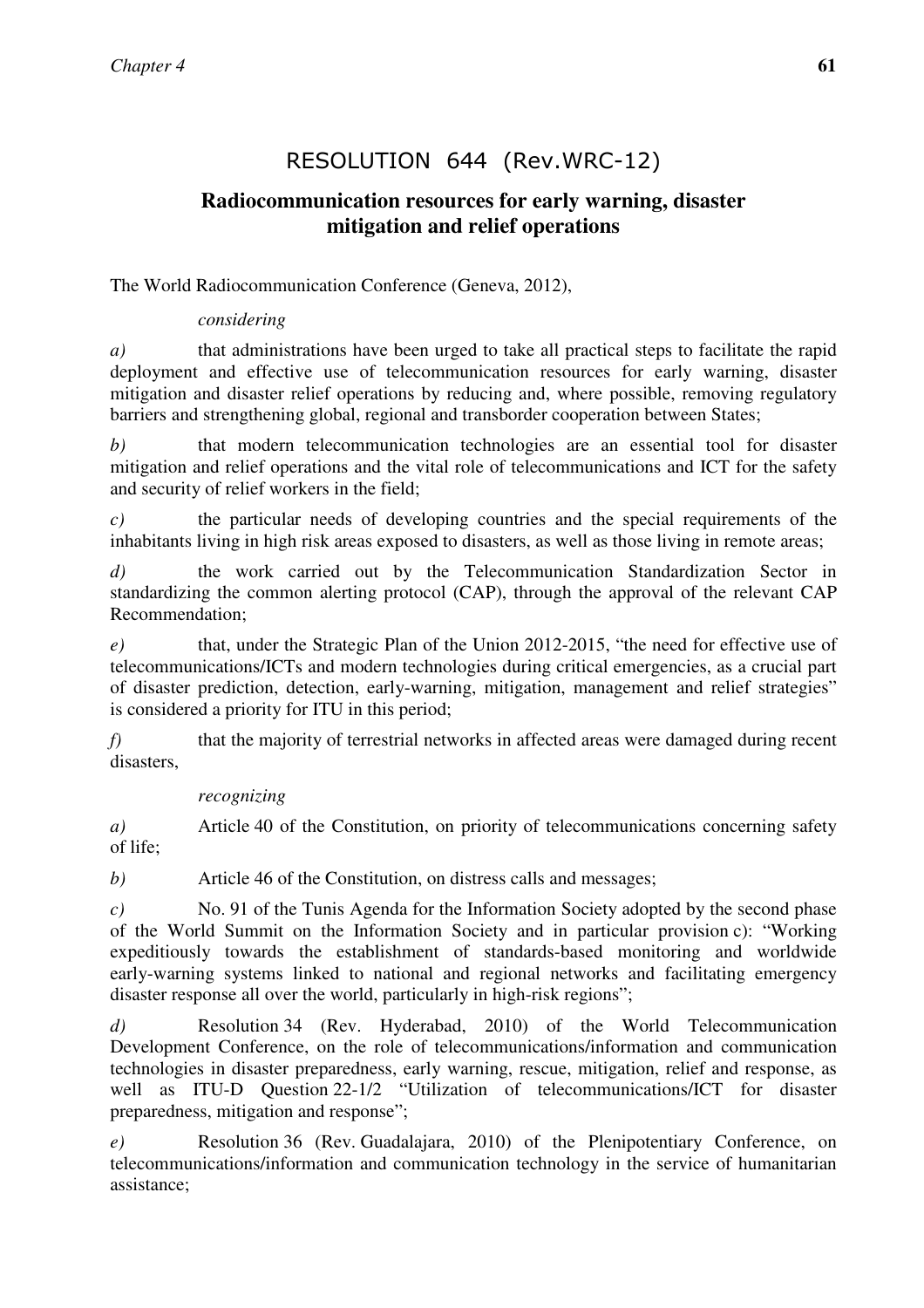# RESOLUTION 644 (Rev.WRC-12)

## Radiocommunication resources for early warning, disaster mitigation and relief operations

The World Radiocommunication Conference (Geneva, 2012),

*considering*

*a)* that administrations have been urged to take all practical steps to facilitate the rapid deployment and effective use of telecommunication resources for early warning, disaster mitigation and disaster relief operations by reducing and, where possible, removing regulatory barriers and strengthening global, regional and transborder cooperation between States;

*b)* that modern telecommunication technologies are an essential tool for disaster mitigation and relief operations and the vital role of telecommunications and ICT for the safety and security of relief workers in the field;

*c)* the particular needs of developing countries and the special requirements of the inhabitants living in high risk areas exposed to disasters, as well as those living in remote areas;

*d)* the work carried out by the Telecommunication Standardization Sector in standardizing the common alerting protocol (CAP), through the approval of the relevant CAP Recommendation;

*e)* that, under the Strategic Plan of the Union 2012-2015, "the need for effective use of telecommunications/ICTs and modern technologies during critical emergencies, as a crucial part of disaster prediction, detection, early-warning, mitigation, management and relief strategies" is considered a priority for ITU in this period;

*f)* that the majority of terrestrial networks in affected areas were damaged during recent disasters,

*recognizing*

*a)* Article 40 of the Constitution, on priority of telecommunications concerning safety of life;

*b)* Article 46 of the Constitution, on distress calls and messages;

*c)* No. 91 of the Tunis Agenda for the Information Society adopted by the second phase of the World Summit on the Information Society and in particular provision c): "Working expeditiously towards the establishment of standards-based monitoring and worldwide early-warning systems linked to national and regional networks and facilitating emergency disaster response all over the world, particularly in high-risk regions";

*d)* Resolution 34 (Rev. Hyderabad, 2010) of the World Telecommunication Development Conference, on the role of telecommunications/information and communication technologies in disaster preparedness, early warning, rescue, mitigation, relief and response, as well as ITU-D Question 22-1/2 "Utilization of telecommunications/ICT for disaster preparedness, mitigation and response";

*e)* Resolution 36 (Rev. Guadalajara, 2010) of the Plenipotentiary Conference, on telecommunications/information and communication technology in the service of humanitarian assistance;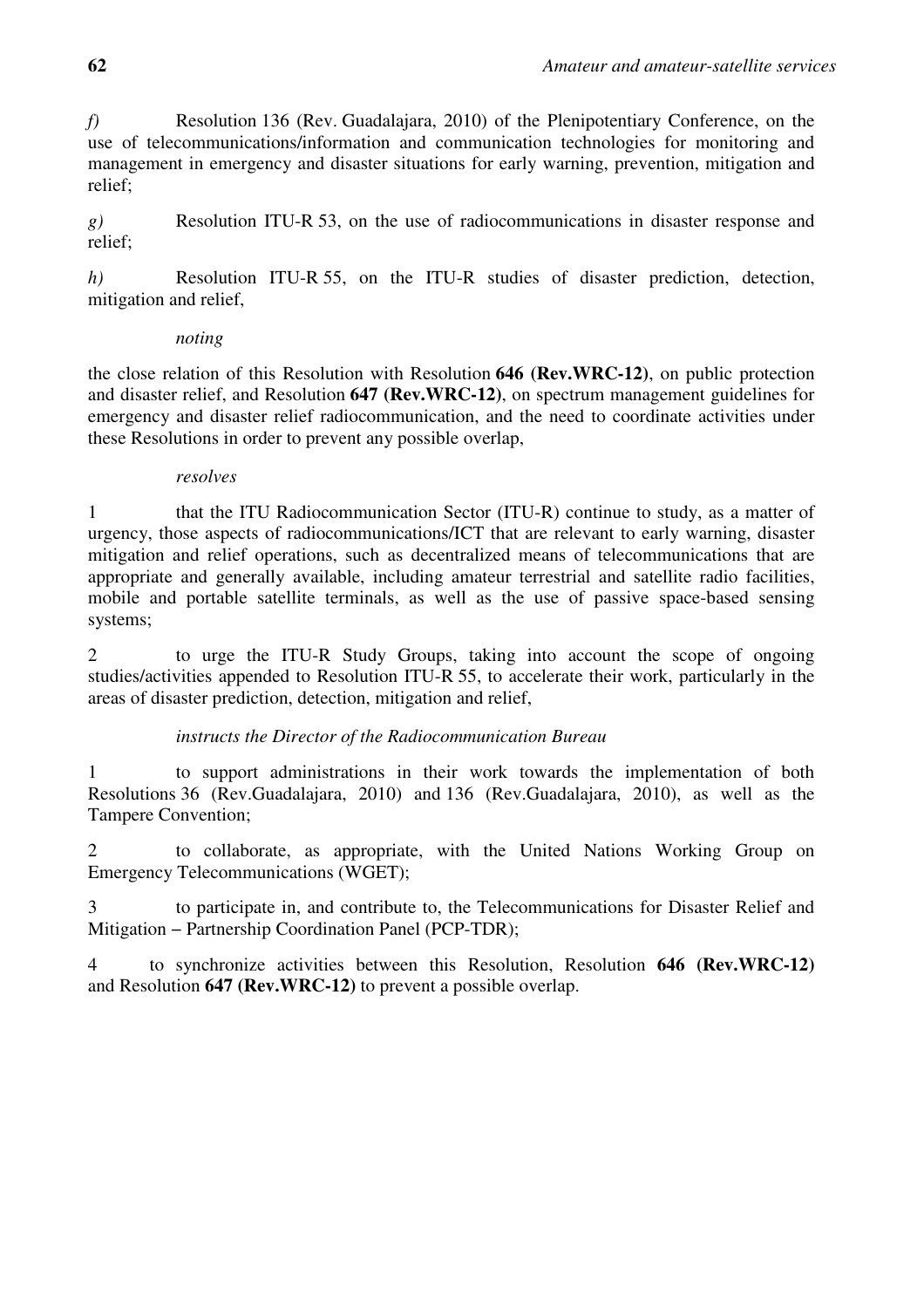*f)* Resolution 136 (Rev. Guadalajara, 2010) of the Plenipotentiary Conference, on the use of telecommunications/information and communication technologies for monitoring and management in emergency and disaster situations for early warning, prevention, mitigation and relief;

*g)* Resolution ITU-R 53, on the use of radiocommunications in disaster response and relief;

*h)* Resolution ITU-R 55, on the ITU-R studies of disaster prediction, detection, mitigation and relief,

*noting*

the close relation of this Resolution with Resolution **646 (Rev.WRC-12)**, on public protection and disaster relief, and Resolution **647 (Rev.WRC-12)**, on spectrum management guidelines for emergency and disaster relief radiocommunication, and the need to coordinate activities under these Resolutions in order to prevent any possible overlap,

*resolves*

1 that the ITU Radiocommunication Sector (ITU-R) continue to study, as a matter of urgency, those aspects of radiocommunications/ICT that are relevant to early warning, disaster mitigation and relief operations, such as decentralized means of telecommunications that are appropriate and generally available, including amateur terrestrial and satellite radio facilities, mobile and portable satellite terminals, as well as the use of passive space-based sensing systems;

2 to urge the ITU-R Study Groups, taking into account the scope of ongoing studies/activities appended to Resolution ITU-R 55, to accelerate their work, particularly in the areas of disaster prediction, detection, mitigation and relief,

*instructs the Director of the Radiocommunication Bureau*

1 to support administrations in their work towards the implementation of both Resolutions 36 (Rev.Guadalajara, 2010) and 136 (Rev.Guadalajara, 2010), as well as the Tampere Convention;

2 to collaborate, as appropriate, with the United Nations Working Group on Emergency Telecommunications (WGET);

3 to participate in, and contribute to, the Telecommunications for Disaster Relief and Mitigation – Partnership Coordination Panel (PCP-TDR);

4 to synchronize activities between this Resolution, Resolution **646 (Rev.WRC-12)** and Resolution **647 (Rev.WRC-12)** to prevent a possible overlap.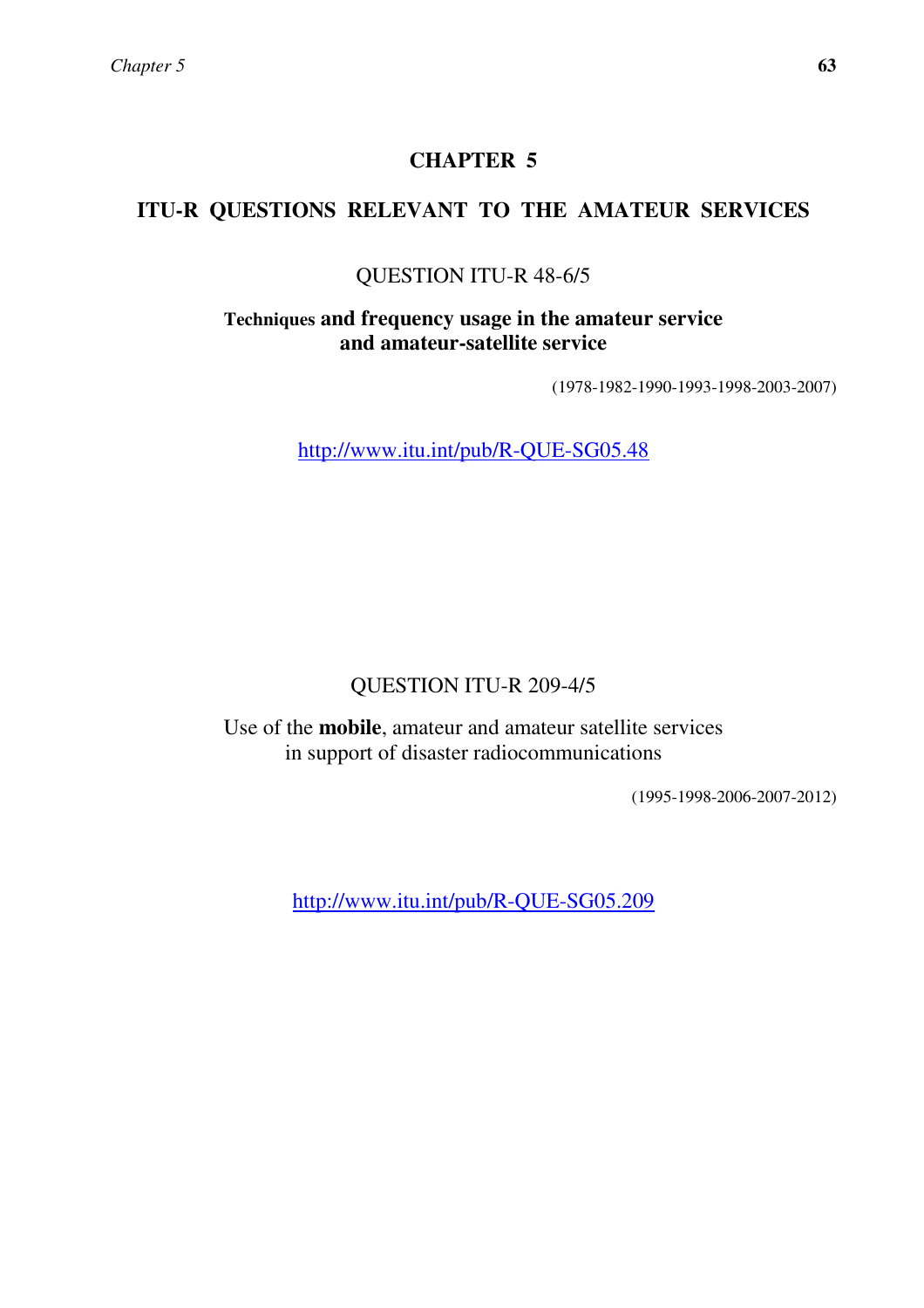# CHAPTER 5

## ITU-R QUESTIONS RELEVANT TO THE AMATEUR SERVICES

### QUESTION ITU-R 48-6/5

**Techniques and frequency usage in the amateur service and amateur-satellite service**

(1978-1982-1990-1993-1998-2003-2007)

http://www.itu.int/pub/R-QUE-SG05.48

### QUESTION ITU-R 209-4/5

Use of the **mobile**, amateur and amateur satellite services in support of disaster radiocommunications

(1995-1998-2006-2007-2012)

http://www.itu.int/pub/R-QUE-SG05.209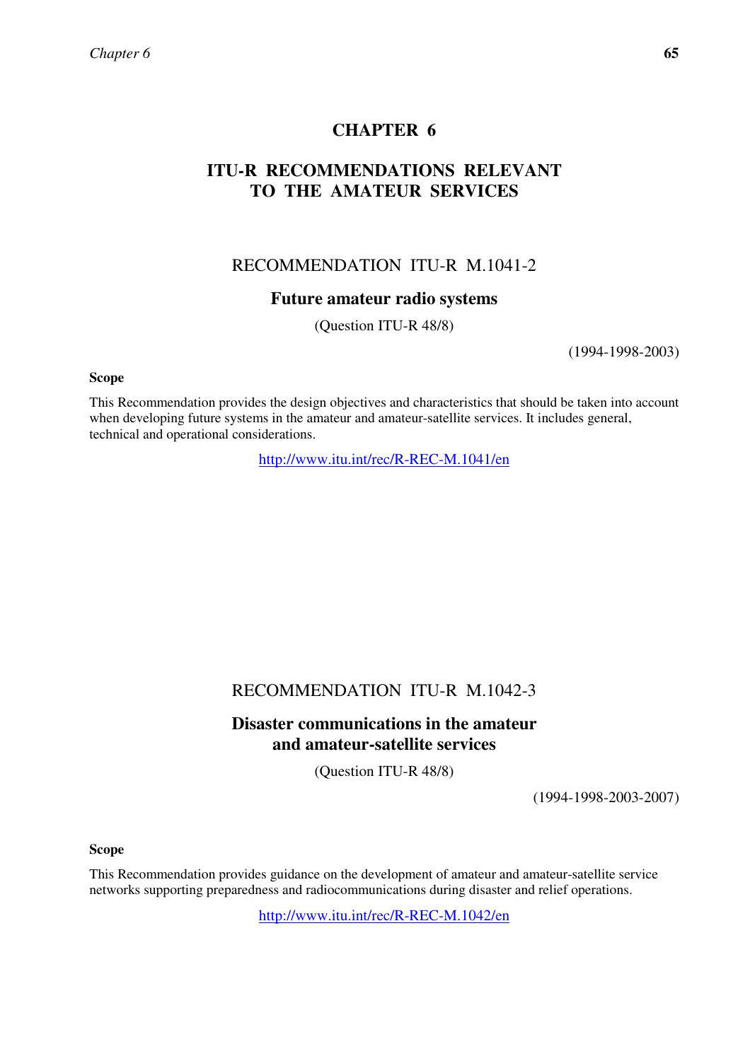# CHAPTER 6

# ITU-R RECOMMENDATIONS RELEVANT TO THE AMATEUR SERVICES

## RECOMMENDATION ITU-R M.1041-2

### Future amateur radio systems

(Question ITU-R 48/8)

(1994-1998-2003)

**Scope**

This Recommendation provides the design objectives and characteristics that should be taken into account when developing future systems in the amateur and amateur-satellite services. It includes general, technical and operational considerations.

http://www.itu.int/rec/R-REC-M.1041/en

## RECOMMENDATION ITU-R M.1042-3

### Disaster communications in the amateur and amateur-satellite services

(Question ITU-R 48/8)

(1994-1998-2003-2007)

**Scope**

This Recommendation provides guidance on the development of amateur and amateur-satellite service networks supporting preparedness and radiocommunications during disaster and relief operations.

http://www.itu.int/rec/R-REC-M.1042/en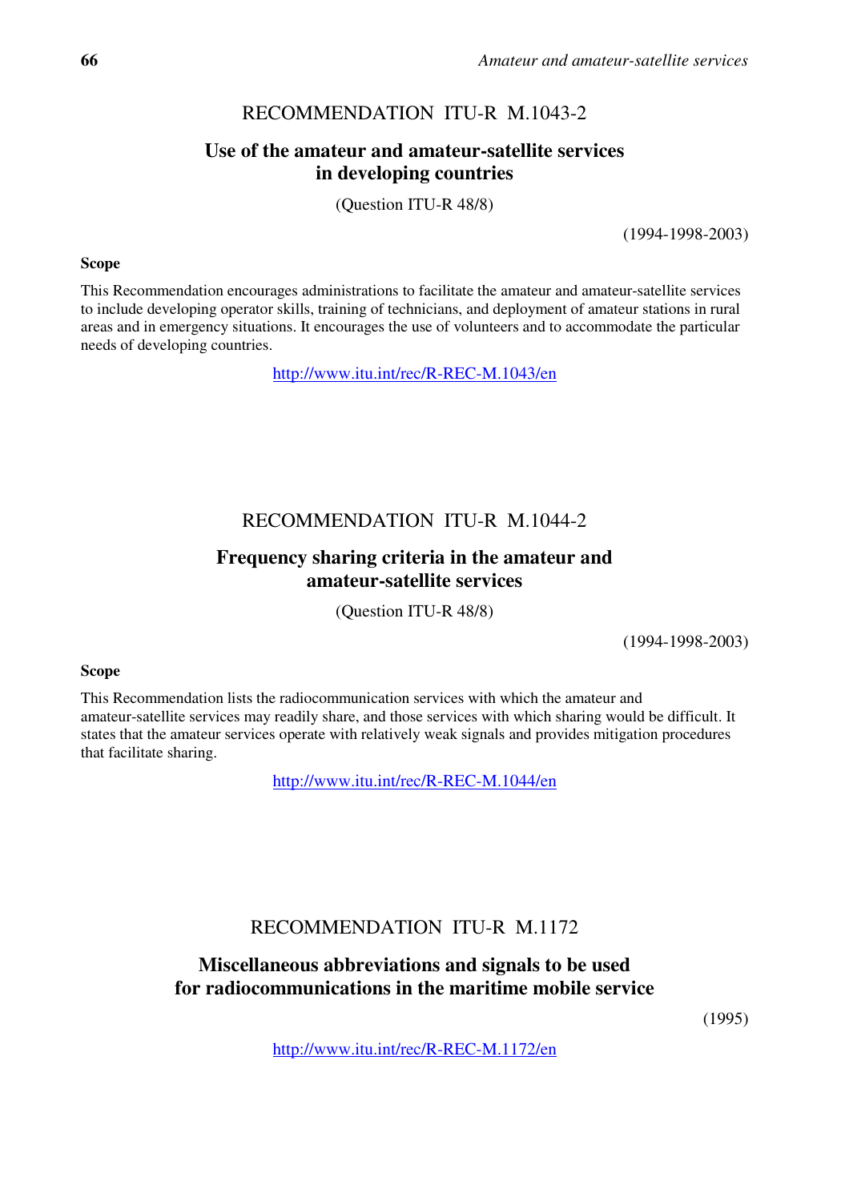## RECOMMENDATION ITU-R M.1043-2

### Use of the amateur and amateur-satellite services in developing countries

(Question ITU-R 48/8)

(1994-1998-2003)

**Scope**

This Recommendation encourages administrations to facilitate the amateur and amateur-satellite services to include developing operator skills, training of technicians, and deployment of amateur stations in rural areas and in emergency situations. It encourages the use of volunteers and to accommodate the particular needs of developing countries.

http://www.itu.int/rec/R-REC-M.1043/en

## RECOMMENDATION ITU-R M.1044-2

### Frequency sharing criteria in the amateur and amateur-satellite services

(Question ITU-R 48/8)

(1994-1998-2003)

**Scope**

This Recommendation lists the radiocommunication services with which the amateur and amateur-satellite services may readily share, and those services with which sharing would be difficult. It states that the amateur services operate with relatively weak signals and provides mitigation procedures that facilitate sharing.

http://www.itu.int/rec/R-REC-M.1044/en

## RECOMMENDATION ITU-R M.1172

### Miscellaneous abbreviations and signals to be used for radiocommunications in the maritime mobile service

(1995)

http://www.itu.int/rec/R-REC-M.1172/en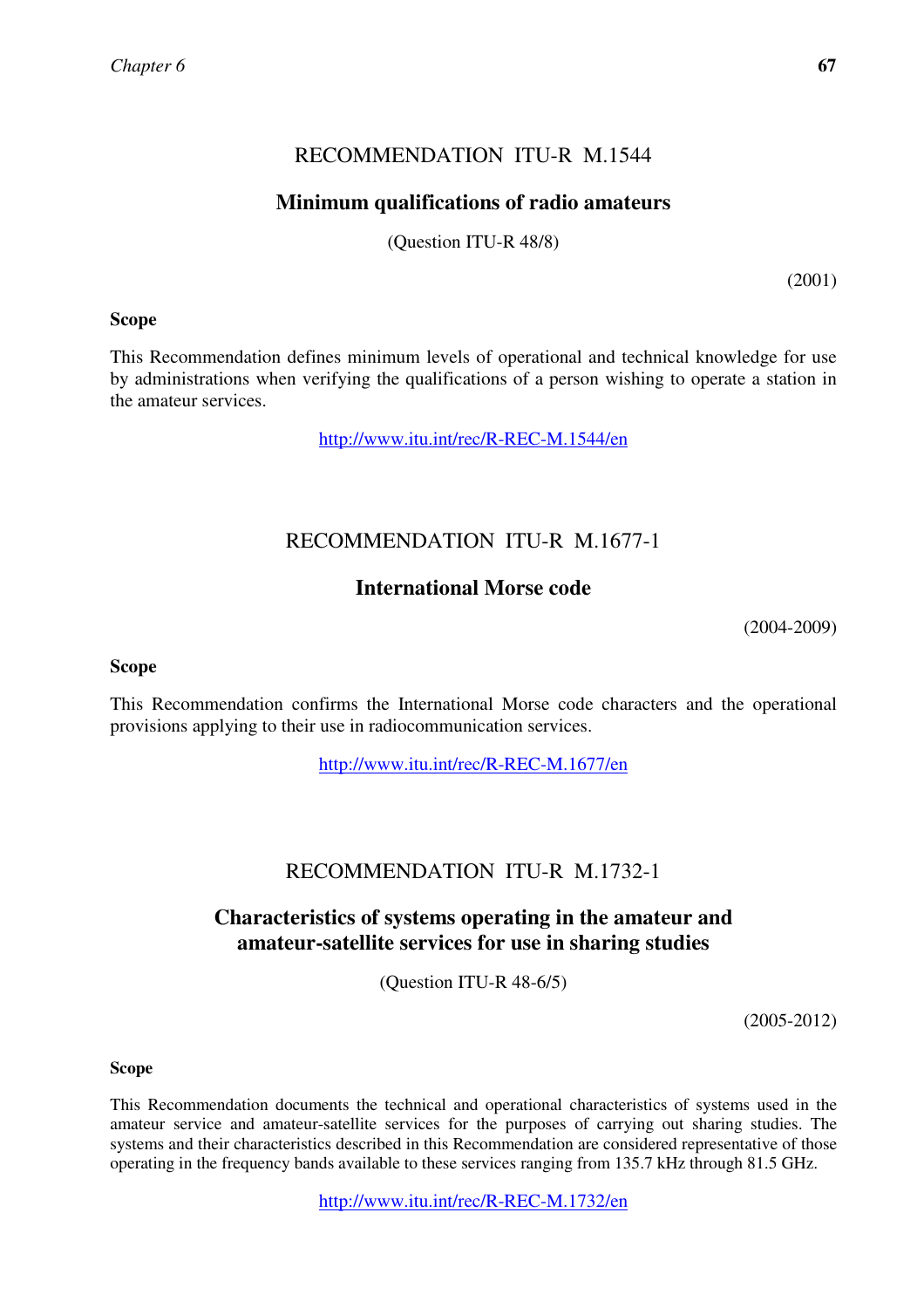## RECOMMENDATION ITU-R M.1544

### Minimum qualifications of radio amateurs

(Question ITU-R 48/8)

(2001)

**Scope**

This Recommendation defines minimum levels of operational and technical knowledge for use by administrations when verifying the qualifications of a person wishing to operate a station in the amateur services.

http://www.itu.int/rec/R-REC-M.1544/en

## RECOMMENDATION ITU-R M.1677-1

### International Morse code

(2004-2009)

**Scope**

This Recommendation confirms the International Morse code characters and the operational provisions applying to their use in radiocommunication services.

http://www.itu.int/rec/R-REC-M.1677/en

## RECOMMENDATION ITU-R M.1732-1

### Characteristics of systems operating in the amateur and amateur-satellite services for use in sharing studies

(Question ITU-R 48-6/5)

(2005-2012)

**Scope**

This Recommendation documents the technical and operational characteristics of systems used in the amateur service and amateur-satellite services for the purposes of carrying out sharing studies. The systems and their characteristics described in this Recommendation are considered representative of those operating in the frequency bands available to these services ranging from 135.7 kHz through 81.5 GHz.

http://www.itu.int/rec/R-REC-M.1732/en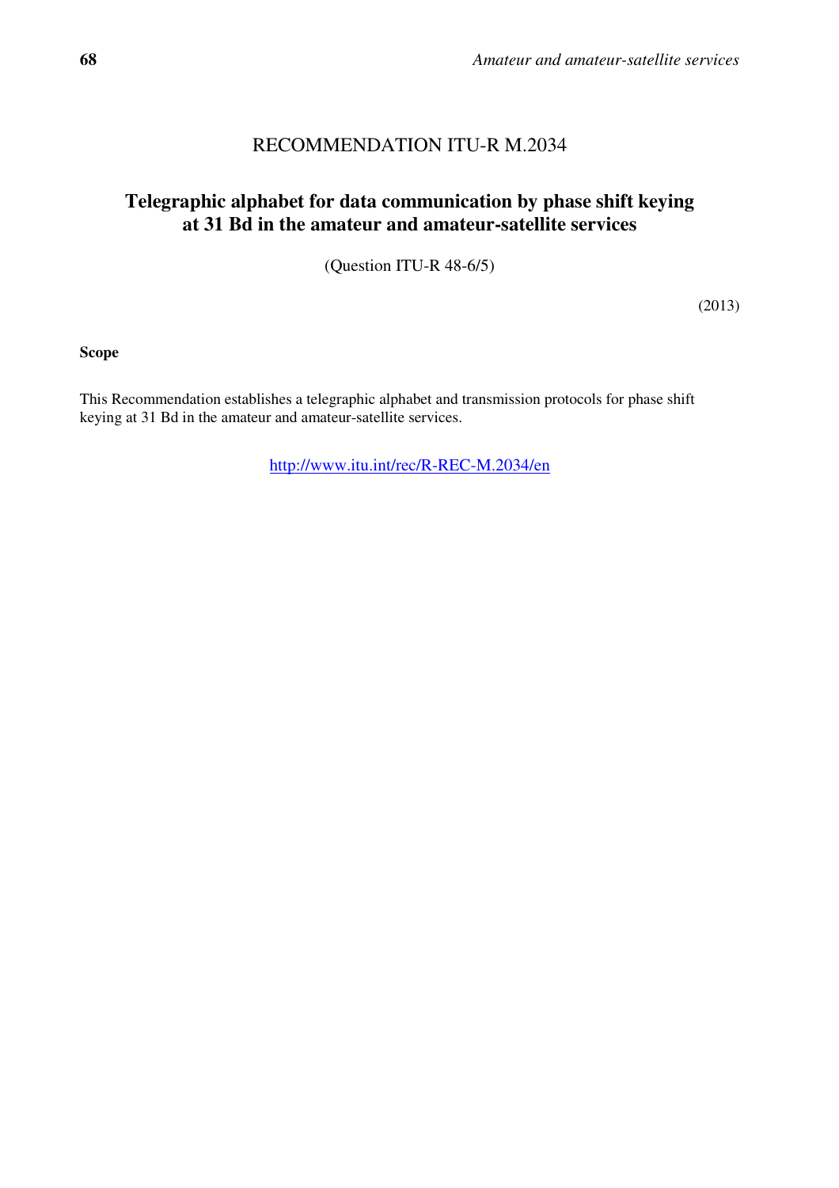# RECOMMENDATION ITU-R M.2034

## Telegraphic alphabet for data communication by phase shift keying at 31 Bd in the amateur and amateur-satellite services

(Question ITU-R 48-6/5)

(2013)

**Scope**

This Recommendation establishes a telegraphic alphabet and transmission protocols for phase shift keying at 31 Bd in the amateur and amateur-satellite services.

http://www.itu.int/rec/R-REC-M.2034/en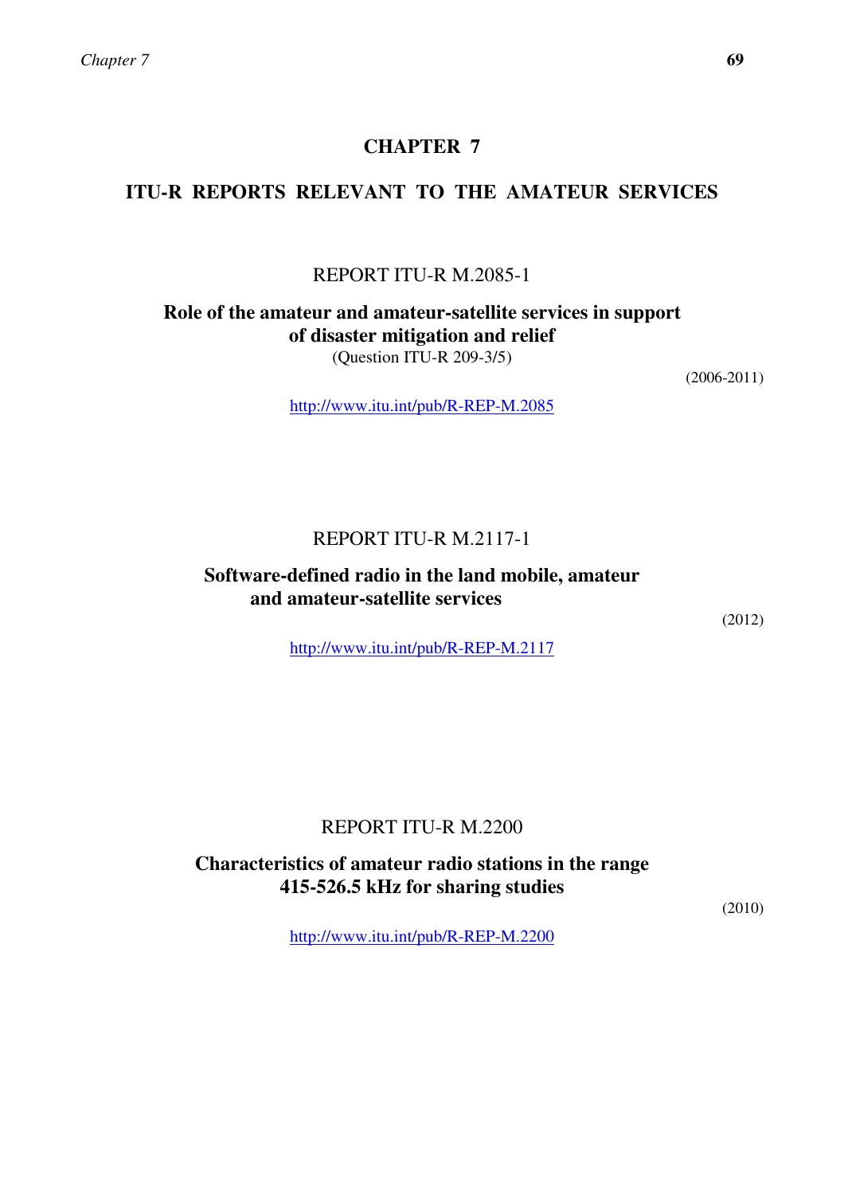# CHAPTER 7

## ITU-R REPORTS RELEVANT TO THE AMATEUR SERVICES

### REPORT ITU-R M.2085-1

**Role of the amateur and amateur-satellite services in support of disaster mitigation and relief**

(Question ITU-R 209-3/5)

(2006-2011)

http://www.itu.int/pub/R-REP-M.2085

### REPORT ITU-R M.2117-1

**Software-defined radio in the land mobile, amateur and amateur-satellite services**

(2012)

http://www.itu.int/pub/R-REP-M.2117

### REPORT ITU-R M.2200

**Characteristics of amateur radio stations in the range 415-526.5 kHz for sharing studies**

(2010)

http://www.itu.int/pub/R-REP-M.2200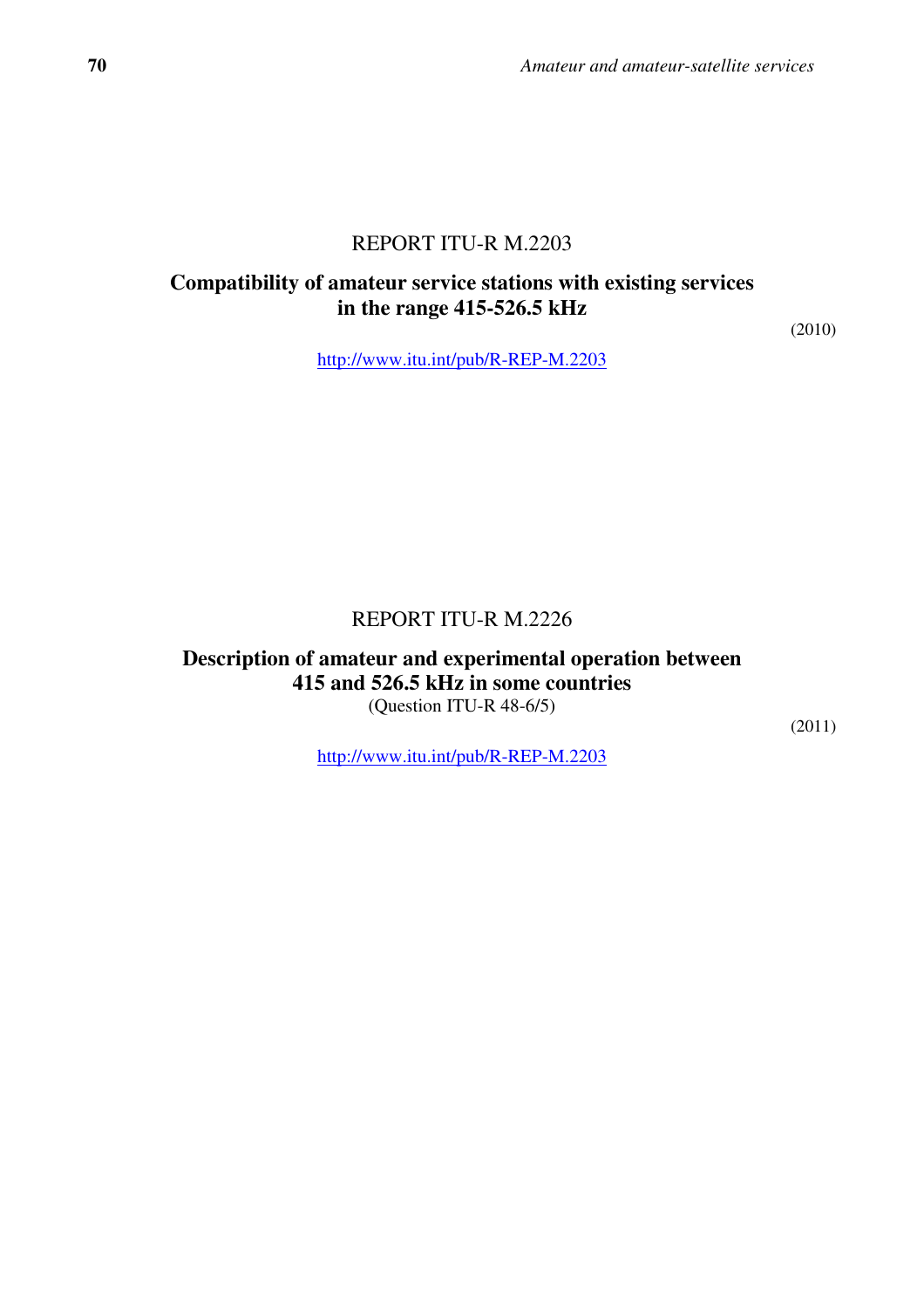# REPORT ITU-R M.2203

## Compatibility of amateur service stations with existing services in the range 415-526.5 kHz

(2010)

http://www.itu.int/pub/R-REP-M.2203

# REPORT ITU-R M.2226

## Description of amateur and experimental operation between 415 and 526.5 kHz in some countries

(Question ITU-R 48-6/5)

(2011)

http://www.itu.int/pub/R-REP-M.2203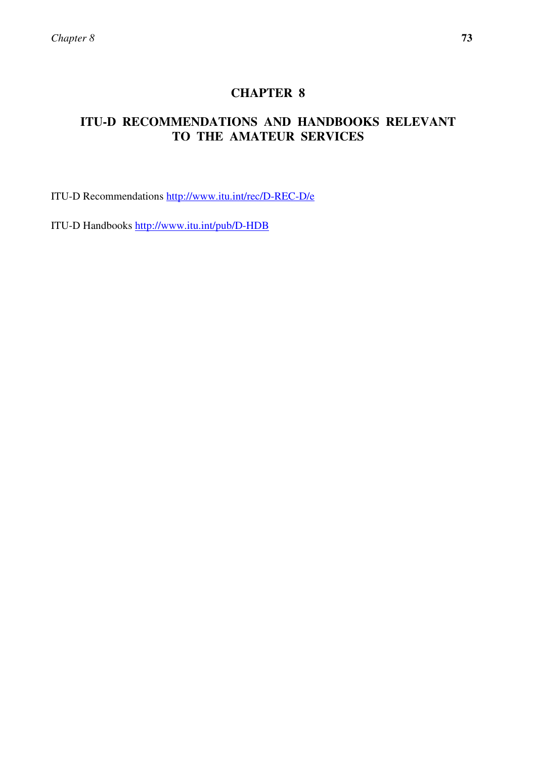# CHAPTER 8

## ITU-D RECOMMENDATIONS AND HANDBOOKS RELEVANT TO THE AMATEUR SERVICES

ITU-D Recommendations http://www.itu.int/rec/D-REC-D/e

ITU-D Handbooks http://www.itu.int/pub/D-HDB